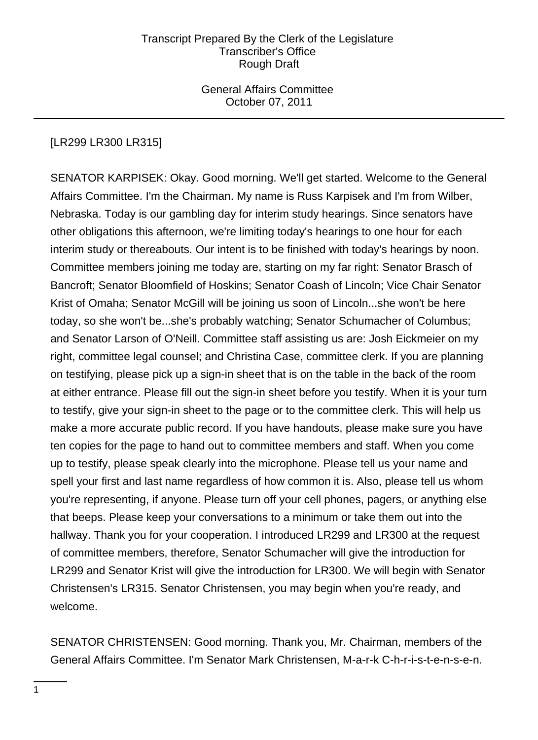[LR299 LR300 LR315]

SENATOR KARPISEK: Okay. Good morning. We'll get started. Welcome to the General Affairs Committee. I'm the Chairman. My name is Russ Karpisek and I'm from Wilber, Nebraska. Today is our gambling day for interim study hearings. Since senators have other obligations this afternoon, we're limiting today's hearings to one hour for each interim study or thereabouts. Our intent is to be finished with today's hearings by noon. Committee members joining me today are, starting on my far right: Senator Brasch of Bancroft; Senator Bloomfield of Hoskins; Senator Coash of Lincoln; Vice Chair Senator Krist of Omaha; Senator McGill will be joining us soon of Lincoln...she won't be here today, so she won't be...she's probably watching; Senator Schumacher of Columbus; and Senator Larson of O'Neill. Committee staff assisting us are: Josh Eickmeier on my right, committee legal counsel; and Christina Case, committee clerk. If you are planning on testifying, please pick up a sign-in sheet that is on the table in the back of the room at either entrance. Please fill out the sign-in sheet before you testify. When it is your turn to testify, give your sign-in sheet to the page or to the committee clerk. This will help us make a more accurate public record. If you have handouts, please make sure you have ten copies for the page to hand out to committee members and staff. When you come up to testify, please speak clearly into the microphone. Please tell us your name and spell your first and last name regardless of how common it is. Also, please tell us whom you're representing, if anyone. Please turn off your cell phones, pagers, or anything else that beeps. Please keep your conversations to a minimum or take them out into the hallway. Thank you for your cooperation. I introduced LR299 and LR300 at the request of committee members, therefore, Senator Schumacher will give the introduction for LR299 and Senator Krist will give the introduction for LR300. We will begin with Senator Christensen's LR315. Senator Christensen, you may begin when you're ready, and welcome.

SENATOR CHRISTENSEN: Good morning. Thank you, Mr. Chairman, members of the General Affairs Committee. I'm Senator Mark Christensen, M-a-r-k C-h-r-i-s-t-e-n-s-e-n.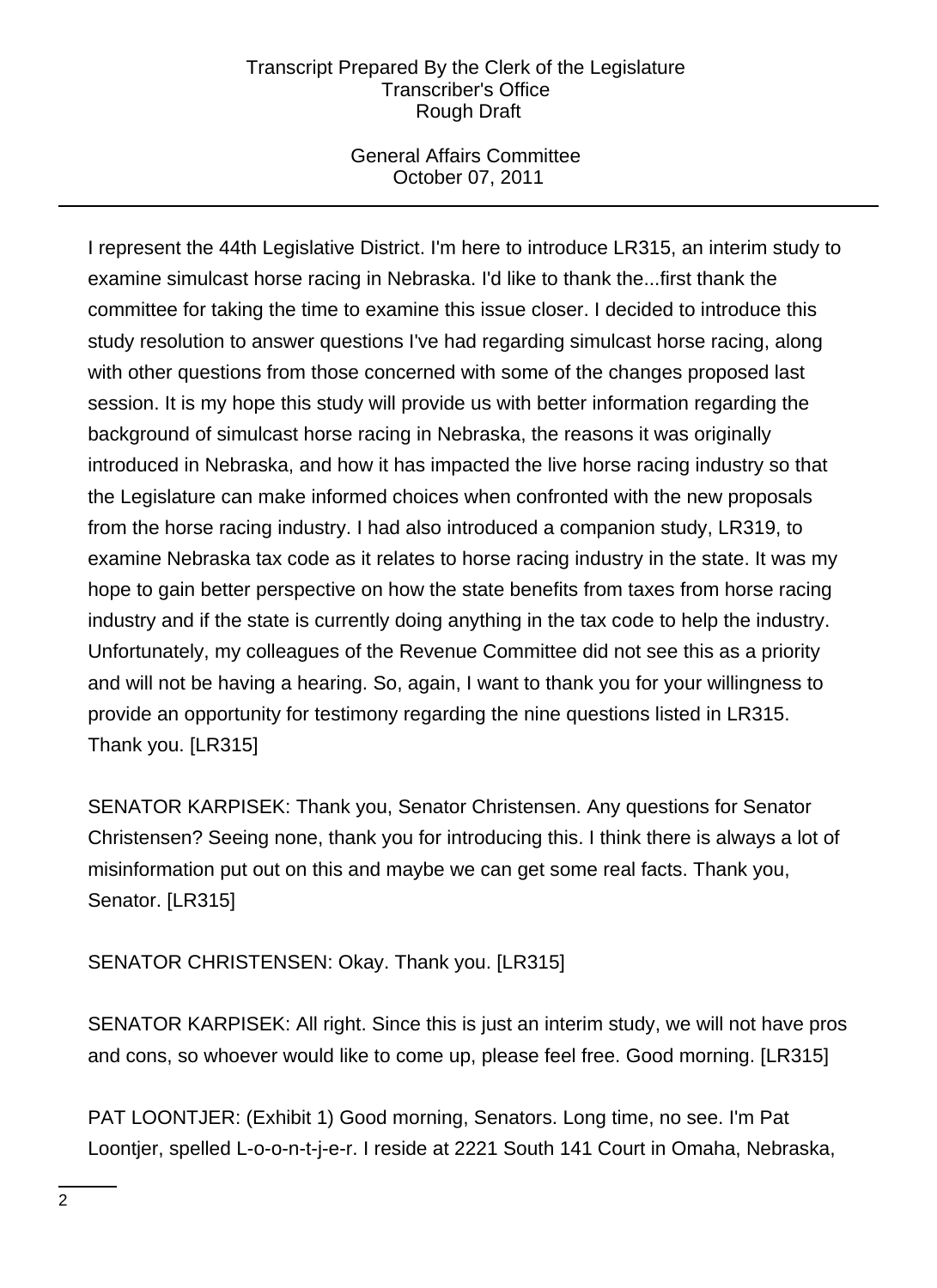I represent the 44th Legislative District. I'm here to introduce LR315, an interim study to examine simulcast horse racing in Nebraska. I'd like to thank the...first thank the committee for taking the time to examine this issue closer. I decided to introduce this study resolution to answer questions I've had regarding simulcast horse racing, along with other questions from those concerned with some of the changes proposed last session. It is my hope this study will provide us with better information regarding the background of simulcast horse racing in Nebraska, the reasons it was originally introduced in Nebraska, and how it has impacted the live horse racing industry so that the Legislature can make informed choices when confronted with the new proposals from the horse racing industry. I had also introduced a companion study, LR319, to examine Nebraska tax code as it relates to horse racing industry in the state. It was my hope to gain better perspective on how the state benefits from taxes from horse racing industry and if the state is currently doing anything in the tax code to help the industry. Unfortunately, my colleagues of the Revenue Committee did not see this as a priority and will not be having a hearing. So, again, I want to thank you for your willingness to provide an opportunity for testimony regarding the nine questions listed in LR315. Thank you. [LR315]

SENATOR KARPISEK: Thank you, Senator Christensen. Any questions for Senator Christensen? Seeing none, thank you for introducing this. I think there is always a lot of misinformation put out on this and maybe we can get some real facts. Thank you, Senator. [LR315]

SENATOR CHRISTENSEN: Okay. Thank you. [LR315]

SENATOR KARPISEK: All right. Since this is just an interim study, we will not have pros and cons, so whoever would like to come up, please feel free. Good morning. [LR315]

PAT LOONTJER: (Exhibit 1) Good morning, Senators. Long time, no see. I'm Pat Loontjer, spelled L-o-o-n-t-j-e-r. I reside at 2221 South 141 Court in Omaha, Nebraska,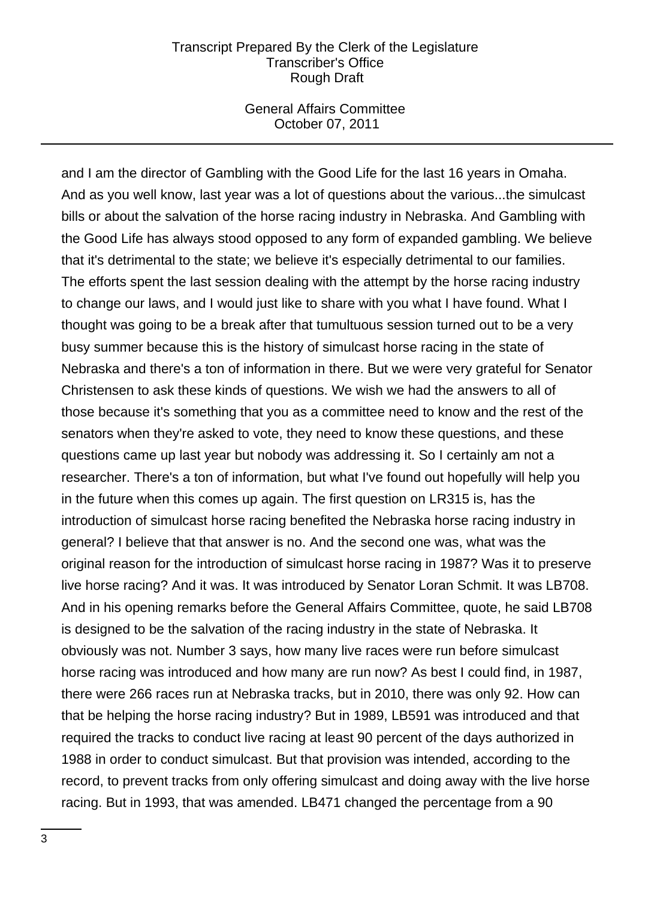and I am the director of Gambling with the Good Life for the last 16 years in Omaha. And as you well know, last year was a lot of questions about the various...the simulcast bills or about the salvation of the horse racing industry in Nebraska. And Gambling with the Good Life has always stood opposed to any form of expanded gambling. We believe that it's detrimental to the state; we believe it's especially detrimental to our families. The efforts spent the last session dealing with the attempt by the horse racing industry to change our laws, and I would just like to share with you what I have found. What I thought was going to be a break after that tumultuous session turned out to be a very busy summer because this is the history of simulcast horse racing in the state of Nebraska and there's a ton of information in there. But we were very grateful for Senator Christensen to ask these kinds of questions. We wish we had the answers to all of those because it's something that you as a committee need to know and the rest of the senators when they're asked to vote, they need to know these questions, and these questions came up last year but nobody was addressing it. So I certainly am not a researcher. There's a ton of information, but what I've found out hopefully will help you in the future when this comes up again. The first question on LR315 is, has the introduction of simulcast horse racing benefited the Nebraska horse racing industry in general? I believe that that answer is no. And the second one was, what was the original reason for the introduction of simulcast horse racing in 1987? Was it to preserve live horse racing? And it was. It was introduced by Senator Loran Schmit. It was LB708. And in his opening remarks before the General Affairs Committee, quote, he said LB708 is designed to be the salvation of the racing industry in the state of Nebraska. It obviously was not. Number 3 says, how many live races were run before simulcast horse racing was introduced and how many are run now? As best I could find, in 1987, there were 266 races run at Nebraska tracks, but in 2010, there was only 92. How can that be helping the horse racing industry? But in 1989, LB591 was introduced and that required the tracks to conduct live racing at least 90 percent of the days authorized in 1988 in order to conduct simulcast. But that provision was intended, according to the record, to prevent tracks from only offering simulcast and doing away with the live horse racing. But in 1993, that was amended. LB471 changed the percentage from a 90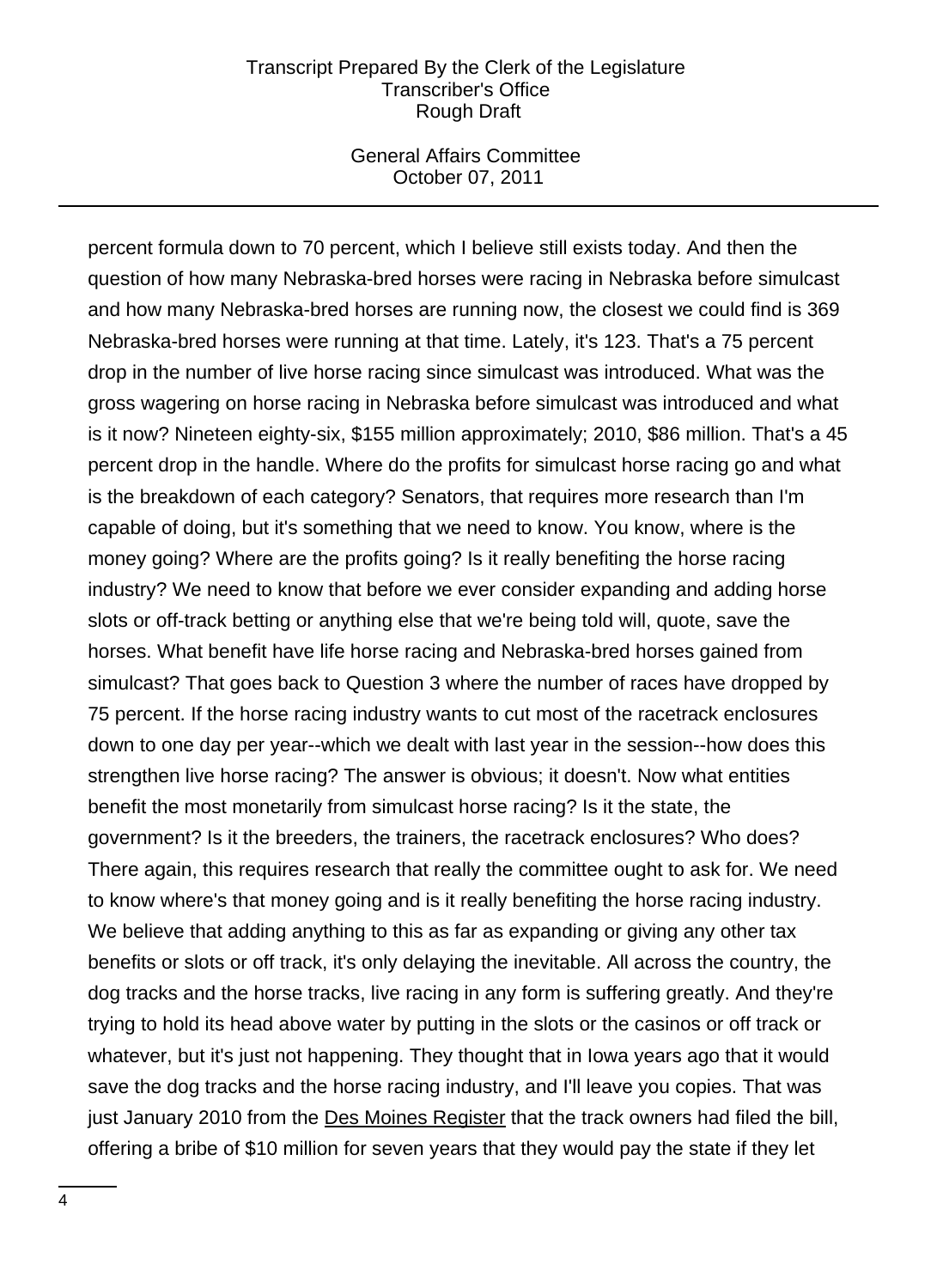percent formula down to 70 percent, which I believe still exists today. And then the question of how many Nebraska-bred horses were racing in Nebraska before simulcast and how many Nebraska-bred horses are running now, the closest we could find is 369 Nebraska-bred horses were running at that time. Lately, it's 123. That's a 75 percent drop in the number of live horse racing since simulcast was introduced. What was the gross wagering on horse racing in Nebraska before simulcast was introduced and what is it now? Nineteen eighty-six, $155 million approximately; 2010, $86 million. That's a 45 percent drop in the handle. Where do the profits for simulcast horse racing go and what is the breakdown of each category? Senators, that requires more research than I'm capable of doing, but it's something that we need to know. You know, where is the money going? Where are the profits going? Is it really benefiting the horse racing industry? We need to know that before we ever consider expanding and adding horse slots or off-track betting or anything else that we're being told will, quote, save the horses. What benefit have life horse racing and Nebraska-bred horses gained from simulcast? That goes back to Question 3 where the number of races have dropped by 75 percent. If the horse racing industry wants to cut most of the racetrack enclosures down to one day per year--which we dealt with last year in the session--how does this strengthen live horse racing? The answer is obvious; it doesn't. Now what entities benefit the most monetarily from simulcast horse racing? Is it the state, the government? Is it the breeders, the trainers, the racetrack enclosures? Who does? There again, this requires research that really the committee ought to ask for. We need to know where's that money going and is it really benefiting the horse racing industry. We believe that adding anything to this as far as expanding or giving any other tax benefits or slots or off track, it's only delaying the inevitable. All across the country, the dog tracks and the horse tracks, live racing in any form is suffering greatly. And they're trying to hold its head above water by putting in the slots or the casinos or off track or whatever, but it's just not happening. They thought that in Iowa years ago that it would save the dog tracks and the horse racing industry, and I'll leave you copies. That was just January 2010 from the Des Moines Register that the track owners had filed the bill, offering a bribe of $10 million for seven years that they would pay the state if they let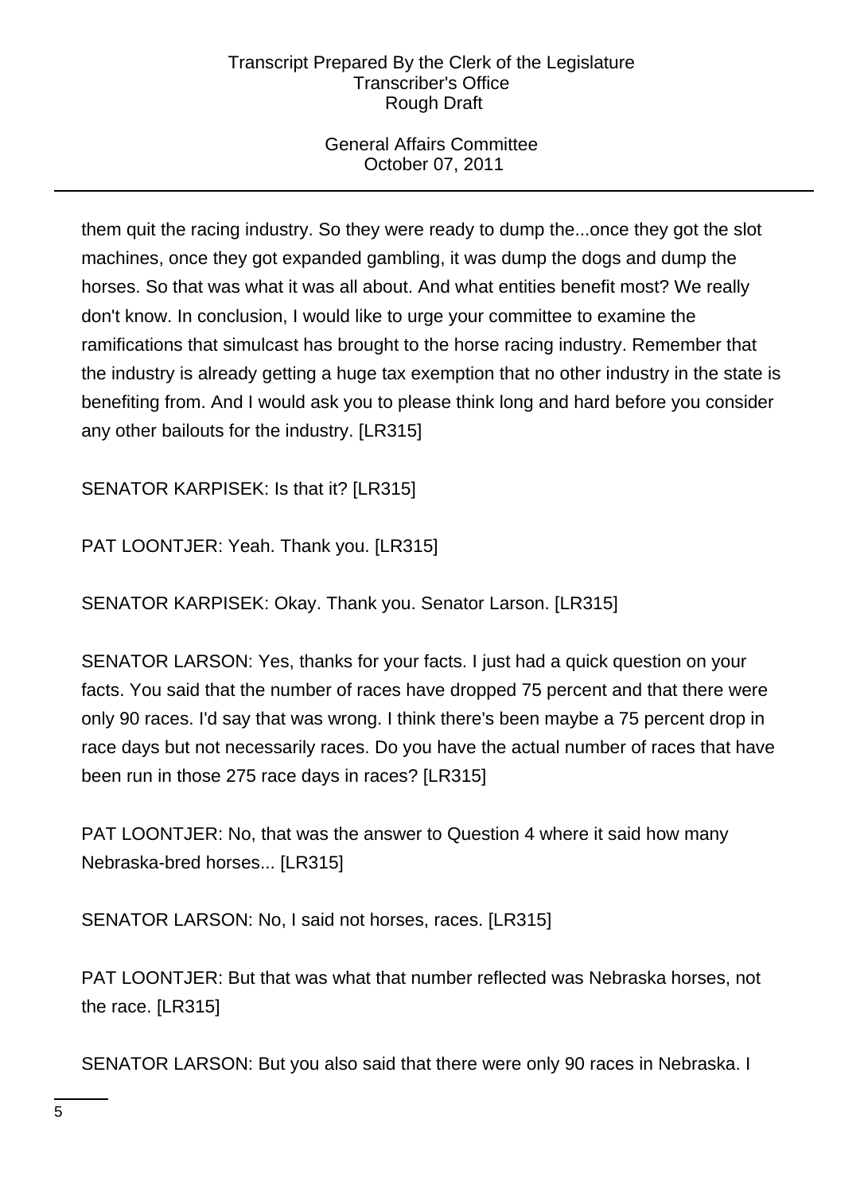them quit the racing industry. So they were ready to dump the...once they got the slot machines, once they got expanded gambling, it was dump the dogs and dump the horses. So that was what it was all about. And what entities benefit most? We really don't know. In conclusion, I would like to urge your committee to examine the ramifications that simulcast has brought to the horse racing industry. Remember that the industry is already getting a huge tax exemption that no other industry in the state is benefiting from. And I would ask you to please think long and hard before you consider any other bailouts for the industry. [LR315]

SENATOR KARPISEK: Is that it? [LR315]

PAT LOONTJER: Yeah. Thank you. [LR315]

SENATOR KARPISEK: Okay. Thank you. Senator Larson. [LR315]

SENATOR LARSON: Yes, thanks for your facts. I just had a quick question on your facts. You said that the number of races have dropped 75 percent and that there were only 90 races. I'd say that was wrong. I think there's been maybe a 75 percent drop in race days but not necessarily races. Do you have the actual number of races that have been run in those 275 race days in races? [LR315]

PAT LOONTJER: No, that was the answer to Question 4 where it said how many Nebraska-bred horses... [LR315]

SENATOR LARSON: No, I said not horses, races. [LR315]

PAT LOONTJER: But that was what that number reflected was Nebraska horses, not the race. [LR315]

SENATOR LARSON: But you also said that there were only 90 races in Nebraska. I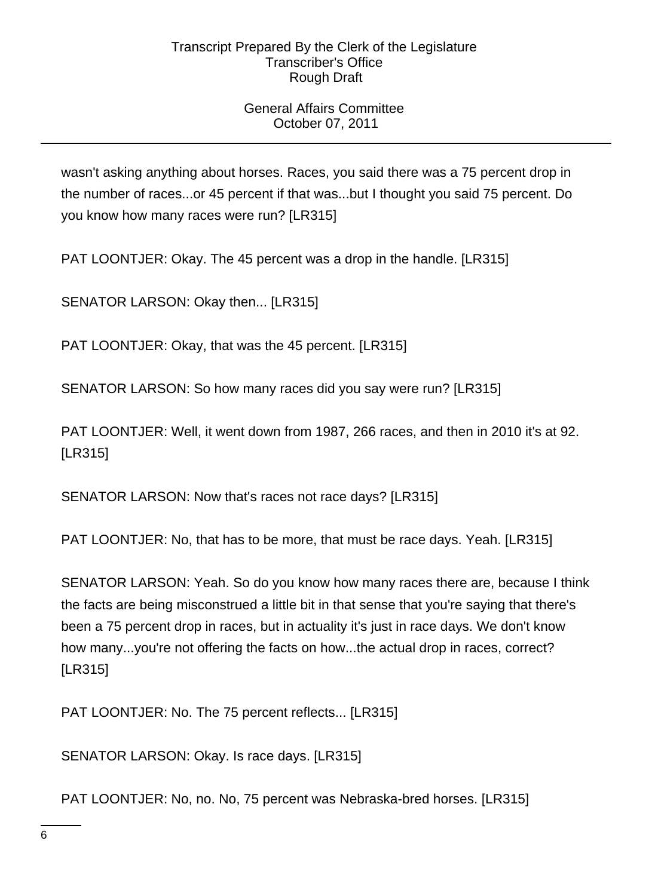wasn't asking anything about horses. Races, you said there was a 75 percent drop in the number of races...or 45 percent if that was...but I thought you said 75 percent. Do you know how many races were run? [LR315]

PAT LOONTJER: Okay. The 45 percent was a drop in the handle. [LR315]

SENATOR LARSON: Okay then... [LR315]

PAT LOONTJER: Okay, that was the 45 percent. [LR315]

SENATOR LARSON: So how many races did you say were run? [LR315]

PAT LOONTJER: Well, it went down from 1987, 266 races, and then in 2010 it's at 92. [LR315]

SENATOR LARSON: Now that's races not race days? [LR315]

PAT LOONTJER: No, that has to be more, that must be race days. Yeah. [LR315]

SENATOR LARSON: Yeah. So do you know how many races there are, because I think the facts are being misconstrued a little bit in that sense that you're saying that there's been a 75 percent drop in races, but in actuality it's just in race days. We don't know how many...you're not offering the facts on how...the actual drop in races, correct? [LR315]

PAT LOONTJER: No. The 75 percent reflects... [LR315]

SENATOR LARSON: Okay. Is race days. [LR315]

PAT LOONTJER: No, no. No, 75 percent was Nebraska-bred horses. [LR315]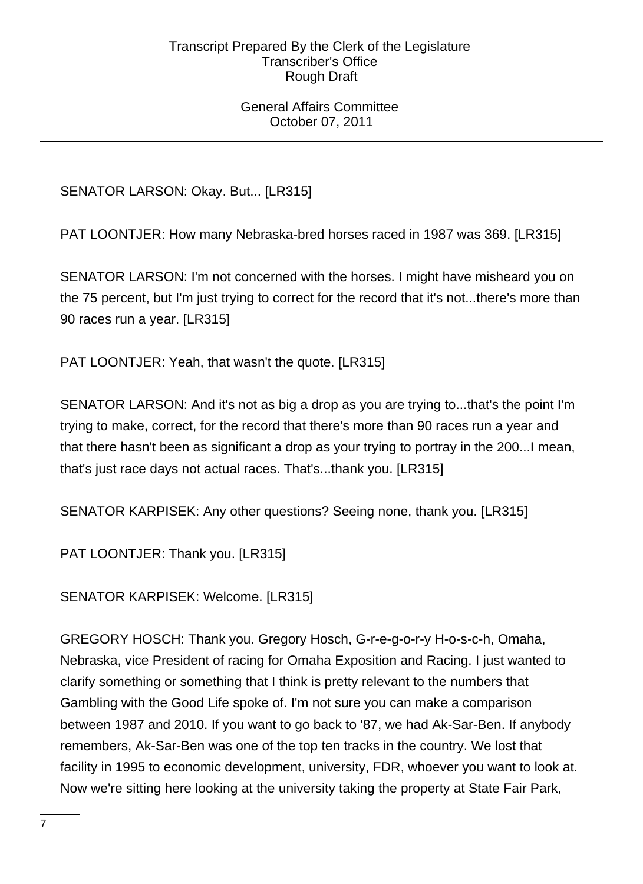SENATOR LARSON: Okay. But... [LR315]

PAT LOONTJER: How many Nebraska-bred horses raced in 1987 was 369. [LR315]

SENATOR LARSON: I'm not concerned with the horses. I might have misheard you on the 75 percent, but I'm just trying to correct for the record that it's not...there's more than 90 races run a year. [LR315]

PAT LOONTJER: Yeah, that wasn't the quote. [LR315]

SENATOR LARSON: And it's not as big a drop as you are trying to...that's the point I'm trying to make, correct, for the record that there's more than 90 races run a year and that there hasn't been as significant a drop as your trying to portray in the 200...I mean, that's just race days not actual races. That's...thank you. [LR315]

SENATOR KARPISEK: Any other questions? Seeing none, thank you. [LR315]

PAT LOONTJER: Thank you. [LR315]

SENATOR KARPISEK: Welcome. [LR315]

GREGORY HOSCH: Thank you. Gregory Hosch, G-r-e-g-o-r-y H-o-s-c-h, Omaha, Nebraska, vice President of racing for Omaha Exposition and Racing. I just wanted to clarify something or something that I think is pretty relevant to the numbers that Gambling with the Good Life spoke of. I'm not sure you can make a comparison between 1987 and 2010. If you want to go back to '87, we had Ak-Sar-Ben. If anybody remembers, Ak-Sar-Ben was one of the top ten tracks in the country. We lost that facility in 1995 to economic development, university, FDR, whoever you want to look at. Now we're sitting here looking at the university taking the property at State Fair Park,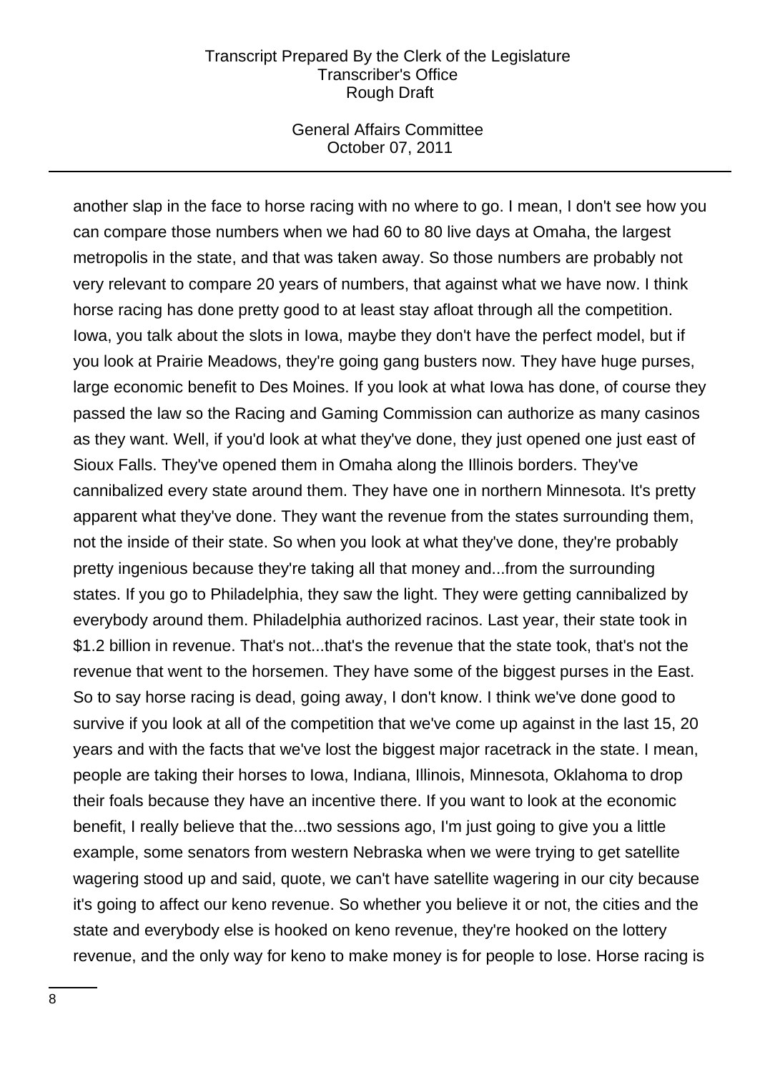another slap in the face to horse racing with no where to go. I mean, I don't see how you can compare those numbers when we had 60 to 80 live days at Omaha, the largest metropolis in the state, and that was taken away. So those numbers are probably not very relevant to compare 20 years of numbers, that against what we have now. I think horse racing has done pretty good to at least stay afloat through all the competition. Iowa, you talk about the slots in Iowa, maybe they don't have the perfect model, but if you look at Prairie Meadows, they're going gang busters now. They have huge purses, large economic benefit to Des Moines. If you look at what Iowa has done, of course they passed the law so the Racing and Gaming Commission can authorize as many casinos as they want. Well, if you'd look at what they've done, they just opened one just east of Sioux Falls. They've opened them in Omaha along the Illinois borders. They've cannibalized every state around them. They have one in northern Minnesota. It's pretty apparent what they've done. They want the revenue from the states surrounding them, not the inside of their state. So when you look at what they've done, they're probably pretty ingenious because they're taking all that money and...from the surrounding states. If you go to Philadelphia, they saw the light. They were getting cannibalized by everybody around them. Philadelphia authorized racinos. Last year, their state took in $1.2 billion in revenue. That's not...that's the revenue that the state took, that's not the revenue that went to the horsemen. They have some of the biggest purses in the East. So to say horse racing is dead, going away, I don't know. I think we've done good to survive if you look at all of the competition that we've come up against in the last 15, 20 years and with the facts that we've lost the biggest major racetrack in the state. I mean, people are taking their horses to Iowa, Indiana, Illinois, Minnesota, Oklahoma to drop their foals because they have an incentive there. If you want to look at the economic benefit, I really believe that the...two sessions ago, I'm just going to give you a little example, some senators from western Nebraska when we were trying to get satellite wagering stood up and said, quote, we can't have satellite wagering in our city because it's going to affect our keno revenue. So whether you believe it or not, the cities and the state and everybody else is hooked on keno revenue, they're hooked on the lottery revenue, and the only way for keno to make money is for people to lose. Horse racing is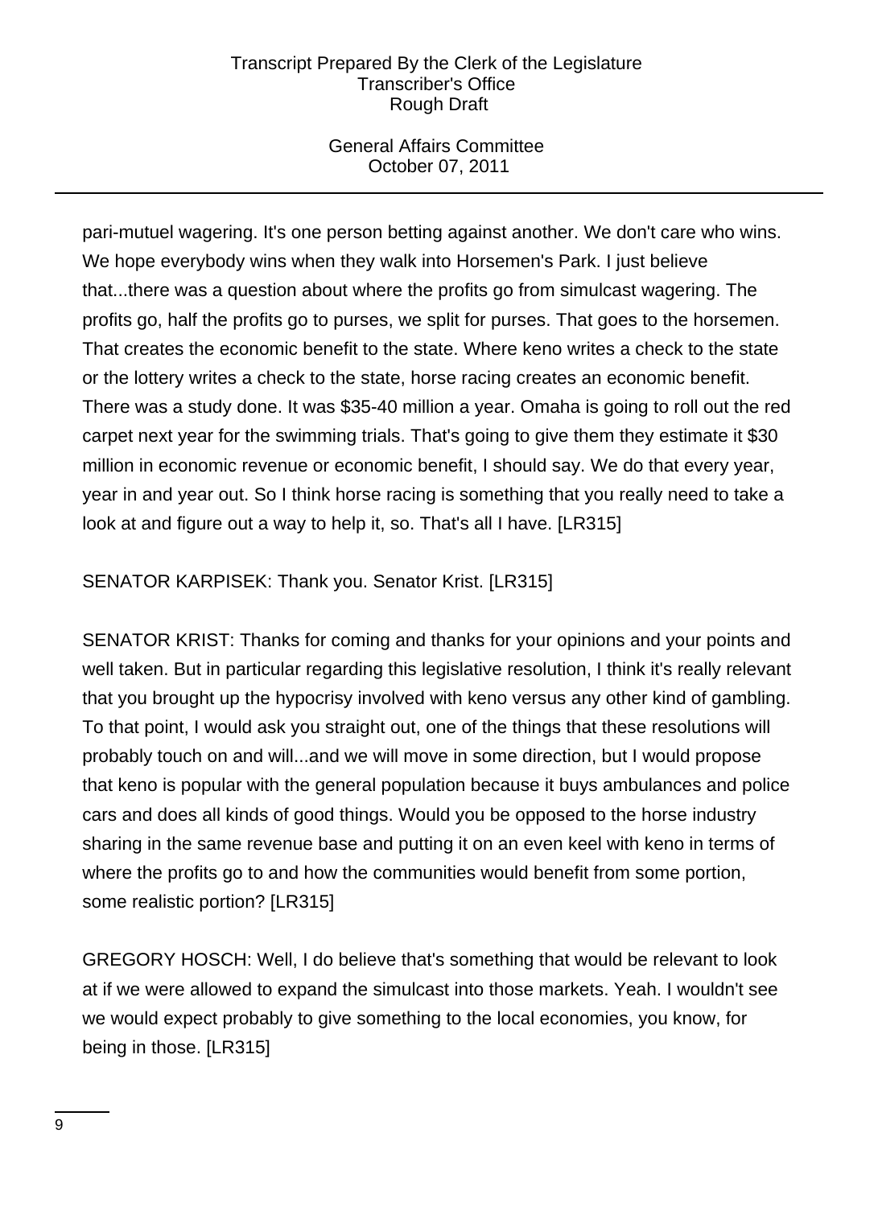pari-mutuel wagering. It's one person betting against another. We don't care who wins. We hope everybody wins when they walk into Horsemen's Park. I just believe that...there was a question about where the profits go from simulcast wagering. The profits go, half the profits go to purses, we split for purses. That goes to the horsemen. That creates the economic benefit to the state. Where keno writes a check to the state or the lottery writes a check to the state, horse racing creates an economic benefit. There was a study done. It was $35-40 million a year. Omaha is going to roll out the red carpet next year for the swimming trials. That's going to give them they estimate it $30 million in economic revenue or economic benefit, I should say. We do that every year, year in and year out. So I think horse racing is something that you really need to take a look at and figure out a way to help it, so. That's all I have. [LR315]

SENATOR KARPISEK: Thank you. Senator Krist. [LR315]

SENATOR KRIST: Thanks for coming and thanks for your opinions and your points and well taken. But in particular regarding this legislative resolution, I think it's really relevant that you brought up the hypocrisy involved with keno versus any other kind of gambling. To that point, I would ask you straight out, one of the things that these resolutions will probably touch on and will...and we will move in some direction, but I would propose that keno is popular with the general population because it buys ambulances and police cars and does all kinds of good things. Would you be opposed to the horse industry sharing in the same revenue base and putting it on an even keel with keno in terms of where the profits go to and how the communities would benefit from some portion, some realistic portion? [LR315]

GREGORY HOSCH: Well, I do believe that's something that would be relevant to look at if we were allowed to expand the simulcast into those markets. Yeah. I wouldn't see we would expect probably to give something to the local economies, you know, for being in those. [LR315]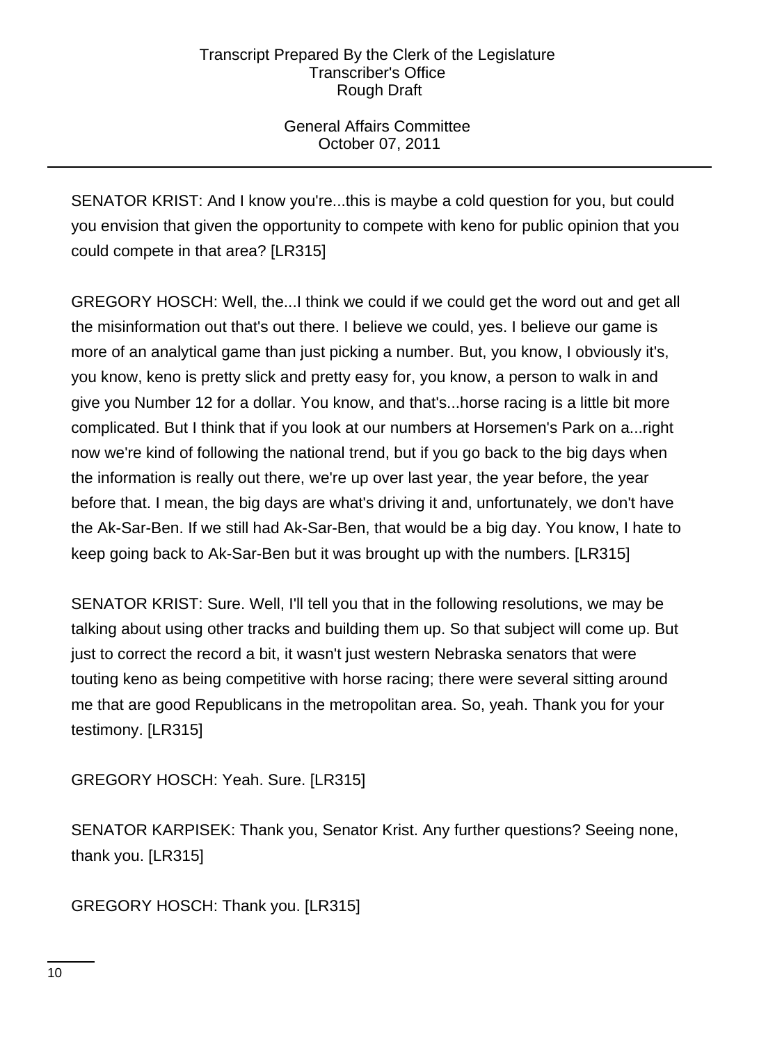SENATOR KRIST: And I know you're...this is maybe a cold question for you, but could you envision that given the opportunity to compete with keno for public opinion that you could compete in that area? [LR315]

GREGORY HOSCH: Well, the...I think we could if we could get the word out and get all the misinformation out that's out there. I believe we could, yes. I believe our game is more of an analytical game than just picking a number. But, you know, I obviously it's, you know, keno is pretty slick and pretty easy for, you know, a person to walk in and give you Number 12 for a dollar. You know, and that's...horse racing is a little bit more complicated. But I think that if you look at our numbers at Horsemen's Park on a...right now we're kind of following the national trend, but if you go back to the big days when the information is really out there, we're up over last year, the year before, the year before that. I mean, the big days are what's driving it and, unfortunately, we don't have the Ak-Sar-Ben. If we still had Ak-Sar-Ben, that would be a big day. You know, I hate to keep going back to Ak-Sar-Ben but it was brought up with the numbers. [LR315]

SENATOR KRIST: Sure. Well, I'll tell you that in the following resolutions, we may be talking about using other tracks and building them up. So that subject will come up. But just to correct the record a bit, it wasn't just western Nebraska senators that were touting keno as being competitive with horse racing; there were several sitting around me that are good Republicans in the metropolitan area. So, yeah. Thank you for your testimony. [LR315]

GREGORY HOSCH: Yeah. Sure. [LR315]

SENATOR KARPISEK: Thank you, Senator Krist. Any further questions? Seeing none, thank you. [LR315]

GREGORY HOSCH: Thank you. [LR315]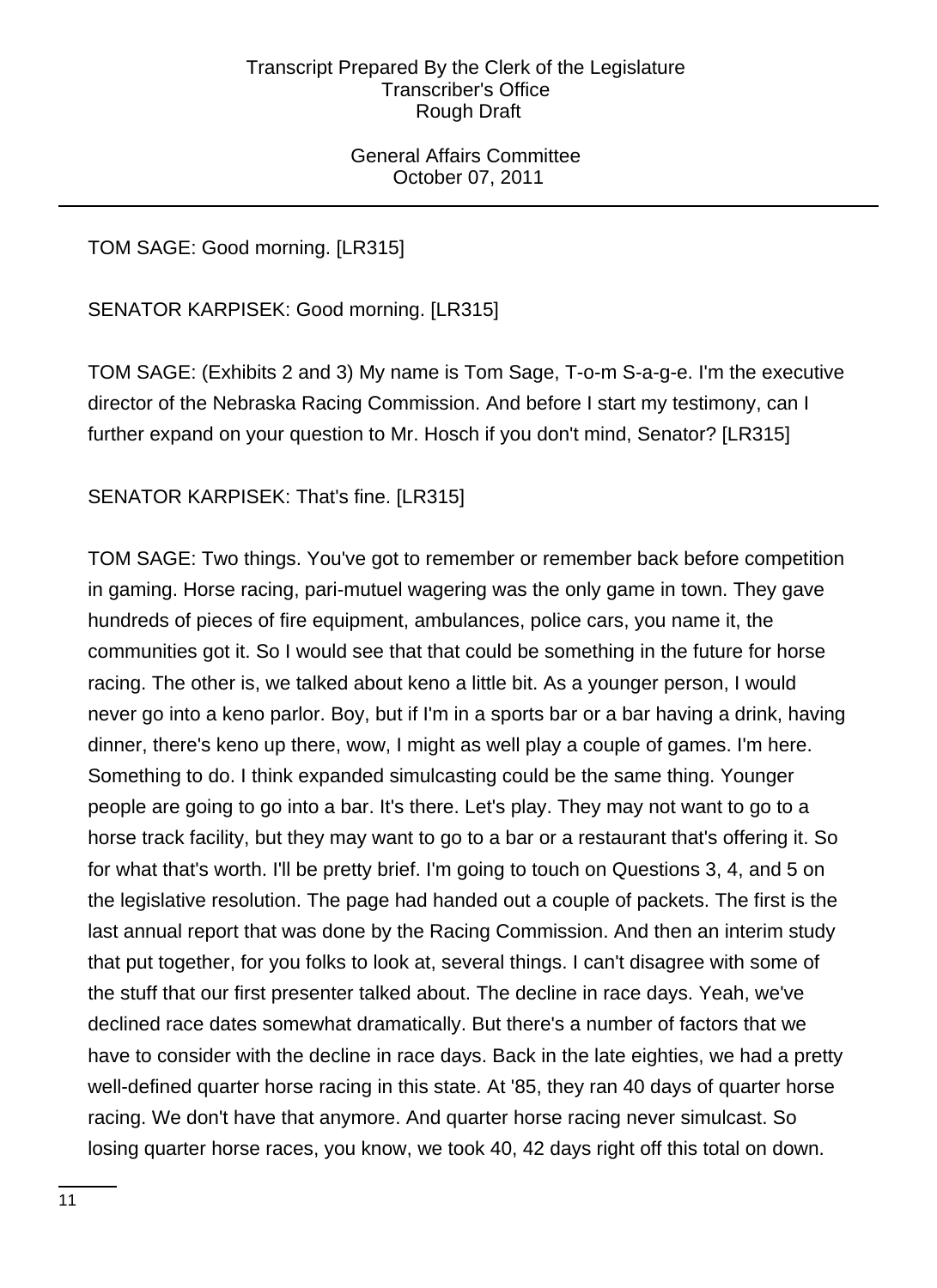TOM SAGE: Good morning. [LR315]

SENATOR KARPISEK: Good morning. [LR315]

TOM SAGE: (Exhibits 2 and 3) My name is Tom Sage, T-o-m S-a-g-e. I'm the executive director of the Nebraska Racing Commission. And before I start my testimony, can I further expand on your question to Mr. Hosch if you don't mind, Senator? [LR315]

SENATOR KARPISEK: That's fine. [LR315]

TOM SAGE: Two things. You've got to remember or remember back before competition in gaming. Horse racing, pari-mutuel wagering was the only game in town. They gave hundreds of pieces of fire equipment, ambulances, police cars, you name it, the communities got it. So I would see that that could be something in the future for horse racing. The other is, we talked about keno a little bit. As a younger person, I would never go into a keno parlor. Boy, but if I'm in a sports bar or a bar having a drink, having dinner, there's keno up there, wow, I might as well play a couple of games. I'm here. Something to do. I think expanded simulcasting could be the same thing. Younger people are going to go into a bar. It's there. Let's play. They may not want to go to a horse track facility, but they may want to go to a bar or a restaurant that's offering it. So for what that's worth. I'll be pretty brief. I'm going to touch on Questions 3, 4, and 5 on the legislative resolution. The page had handed out a couple of packets. The first is the last annual report that was done by the Racing Commission. And then an interim study that put together, for you folks to look at, several things. I can't disagree with some of the stuff that our first presenter talked about. The decline in race days. Yeah, we've declined race dates somewhat dramatically. But there's a number of factors that we have to consider with the decline in race days. Back in the late eighties, we had a pretty well-defined quarter horse racing in this state. At '85, they ran 40 days of quarter horse racing. We don't have that anymore. And quarter horse racing never simulcast. So losing quarter horse races, you know, we took 40, 42 days right off this total on down.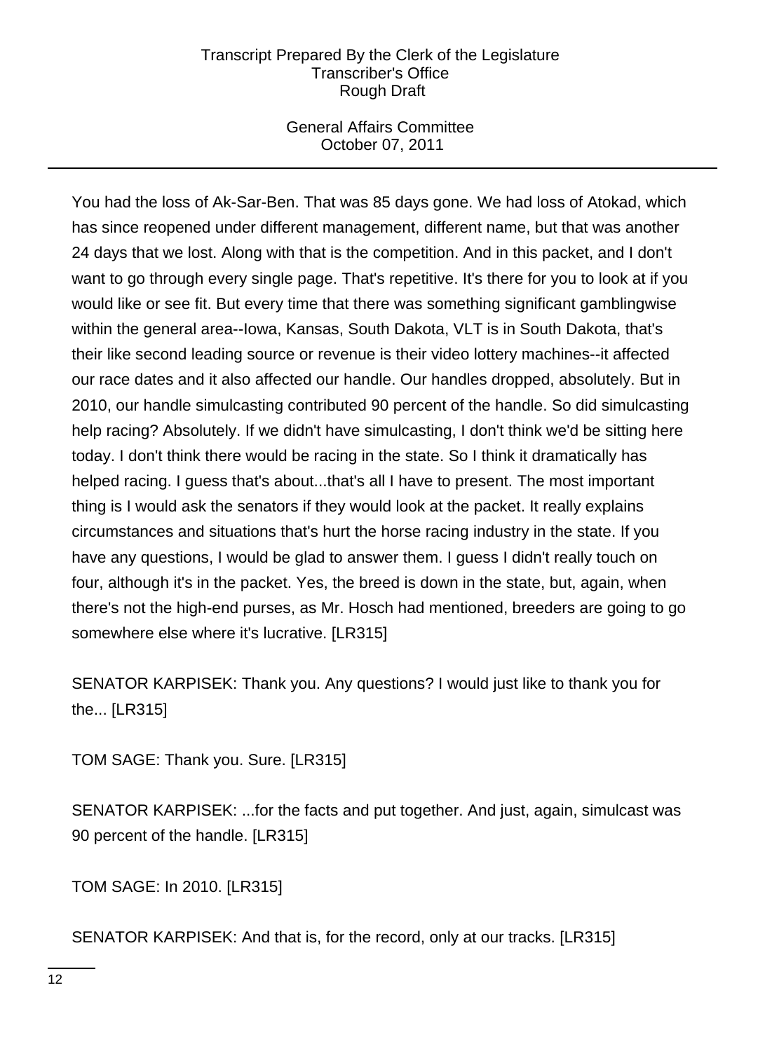You had the loss of Ak-Sar-Ben. That was 85 days gone. We had loss of Atokad, which has since reopened under different management, different name, but that was another 24 days that we lost. Along with that is the competition. And in this packet, and I don't want to go through every single page. That's repetitive. It's there for you to look at if you would like or see fit. But every time that there was something significant gamblingwise within the general area--Iowa, Kansas, South Dakota, VLT is in South Dakota, that's their like second leading source or revenue is their video lottery machines--it affected our race dates and it also affected our handle. Our handles dropped, absolutely. But in 2010, our handle simulcasting contributed 90 percent of the handle. So did simulcasting help racing? Absolutely. If we didn't have simulcasting, I don't think we'd be sitting here today. I don't think there would be racing in the state. So I think it dramatically has helped racing. I guess that's about...that's all I have to present. The most important thing is I would ask the senators if they would look at the packet. It really explains circumstances and situations that's hurt the horse racing industry in the state. If you have any questions, I would be glad to answer them. I guess I didn't really touch on four, although it's in the packet. Yes, the breed is down in the state, but, again, when there's not the high-end purses, as Mr. Hosch had mentioned, breeders are going to go somewhere else where it's lucrative. [LR315]

SENATOR KARPISEK: Thank you. Any questions? I would just like to thank you for the... [LR315]

TOM SAGE: Thank you. Sure. [LR315]

SENATOR KARPISEK: ...for the facts and put together. And just, again, simulcast was 90 percent of the handle. [LR315]

TOM SAGE: In 2010. [LR315]

SENATOR KARPISEK: And that is, for the record, only at our tracks. [LR315]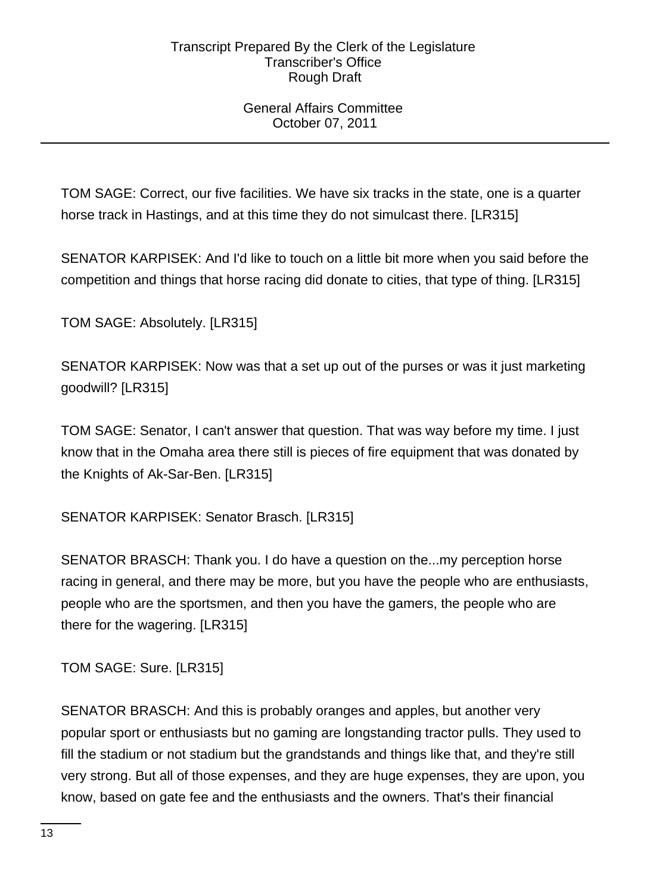TOM SAGE: Correct, our five facilities. We have six tracks in the state, one is a quarter horse track in Hastings, and at this time they do not simulcast there. [LR315]

SENATOR KARPISEK: And I'd like to touch on a little bit more when you said before the competition and things that horse racing did donate to cities, that type of thing. [LR315]

TOM SAGE: Absolutely. [LR315]

SENATOR KARPISEK: Now was that a set up out of the purses or was it just marketing goodwill? [LR315]

TOM SAGE: Senator, I can't answer that question. That was way before my time. I just know that in the Omaha area there still is pieces of fire equipment that was donated by the Knights of Ak-Sar-Ben. [LR315]

SENATOR KARPISEK: Senator Brasch. [LR315]

SENATOR BRASCH: Thank you. I do have a question on the...my perception horse racing in general, and there may be more, but you have the people who are enthusiasts, people who are the sportsmen, and then you have the gamers, the people who are there for the wagering. [LR315]

TOM SAGE: Sure. [LR315]

SENATOR BRASCH: And this is probably oranges and apples, but another very popular sport or enthusiasts but no gaming are longstanding tractor pulls. They used to fill the stadium or not stadium but the grandstands and things like that, and they're still very strong. But all of those expenses, and they are huge expenses, they are upon, you know, based on gate fee and the enthusiasts and the owners. That's their financial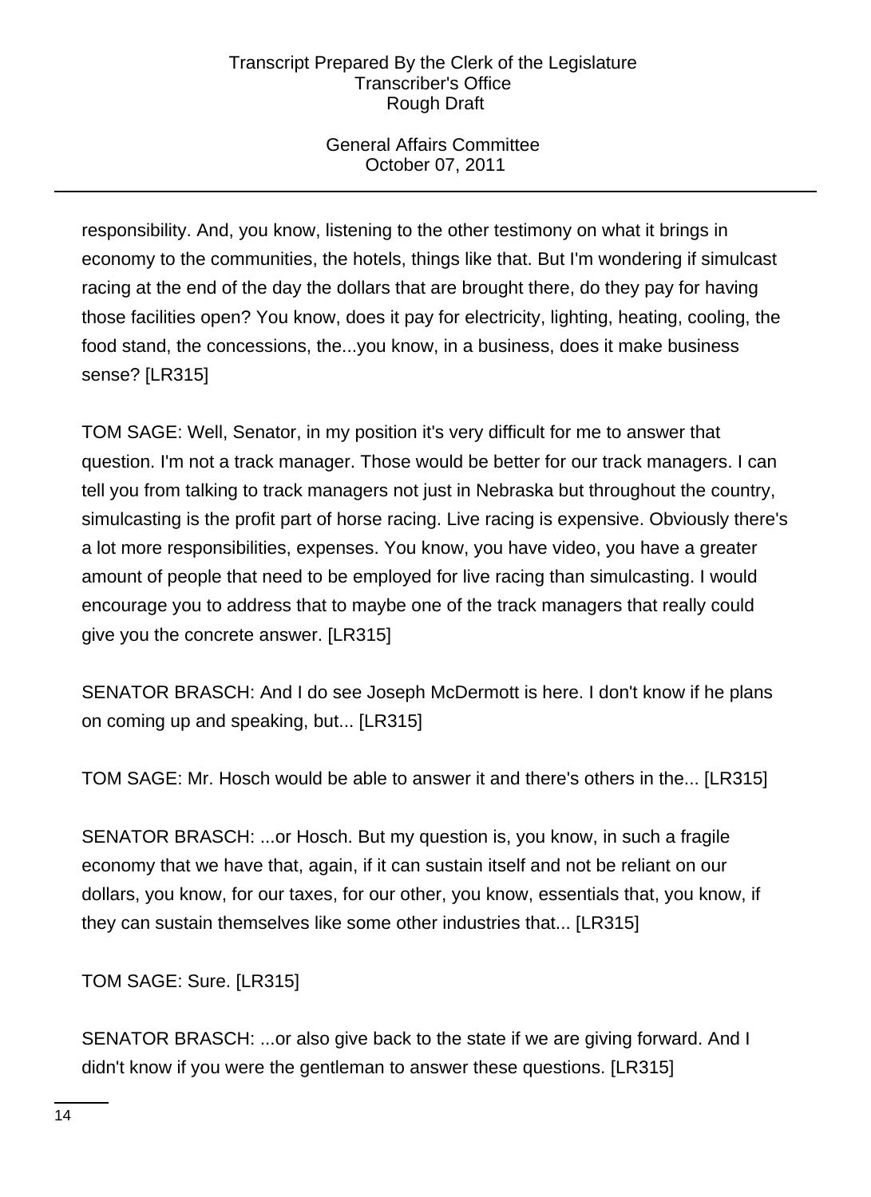responsibility. And, you know, listening to the other testimony on what it brings in economy to the communities, the hotels, things like that. But I'm wondering if simulcast racing at the end of the day the dollars that are brought there, do they pay for having those facilities open? You know, does it pay for electricity, lighting, heating, cooling, the food stand, the concessions, the...you know, in a business, does it make business sense? [LR315]

TOM SAGE: Well, Senator, in my position it's very difficult for me to answer that question. I'm not a track manager. Those would be better for our track managers. I can tell you from talking to track managers not just in Nebraska but throughout the country, simulcasting is the profit part of horse racing. Live racing is expensive. Obviously there's a lot more responsibilities, expenses. You know, you have video, you have a greater amount of people that need to be employed for live racing than simulcasting. I would encourage you to address that to maybe one of the track managers that really could give you the concrete answer. [LR315]

SENATOR BRASCH: And I do see Joseph McDermott is here. I don't know if he plans on coming up and speaking, but... [LR315]

TOM SAGE: Mr. Hosch would be able to answer it and there's others in the... [LR315]

SENATOR BRASCH: ...or Hosch. But my question is, you know, in such a fragile economy that we have that, again, if it can sustain itself and not be reliant on our dollars, you know, for our taxes, for our other, you know, essentials that, you know, if they can sustain themselves like some other industries that... [LR315]

TOM SAGE: Sure. [LR315]

SENATOR BRASCH: ...or also give back to the state if we are giving forward. And I didn't know if you were the gentleman to answer these questions. [LR315]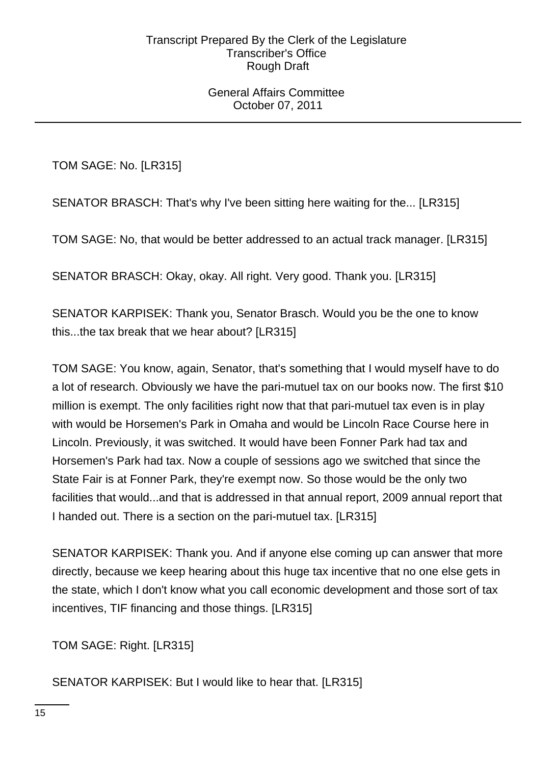TOM SAGE: No. [LR315]

SENATOR BRASCH: That's why I've been sitting here waiting for the... [LR315]

TOM SAGE: No, that would be better addressed to an actual track manager. [LR315]

SENATOR BRASCH: Okay, okay. All right. Very good. Thank you. [LR315]

SENATOR KARPISEK: Thank you, Senator Brasch. Would you be the one to know this...the tax break that we hear about? [LR315]

TOM SAGE: You know, again, Senator, that's something that I would myself have to do a lot of research. Obviously we have the pari-mutuel tax on our books now. The first $10 million is exempt. The only facilities right now that that pari-mutuel tax even is in play with would be Horsemen's Park in Omaha and would be Lincoln Race Course here in Lincoln. Previously, it was switched. It would have been Fonner Park had tax and Horsemen's Park had tax. Now a couple of sessions ago we switched that since the State Fair is at Fonner Park, they're exempt now. So those would be the only two facilities that would...and that is addressed in that annual report, 2009 annual report that I handed out. There is a section on the pari-mutuel tax. [LR315]

SENATOR KARPISEK: Thank you. And if anyone else coming up can answer that more directly, because we keep hearing about this huge tax incentive that no one else gets in the state, which I don't know what you call economic development and those sort of tax incentives, TIF financing and those things. [LR315]

TOM SAGE: Right. [LR315]

SENATOR KARPISEK: But I would like to hear that. [LR315]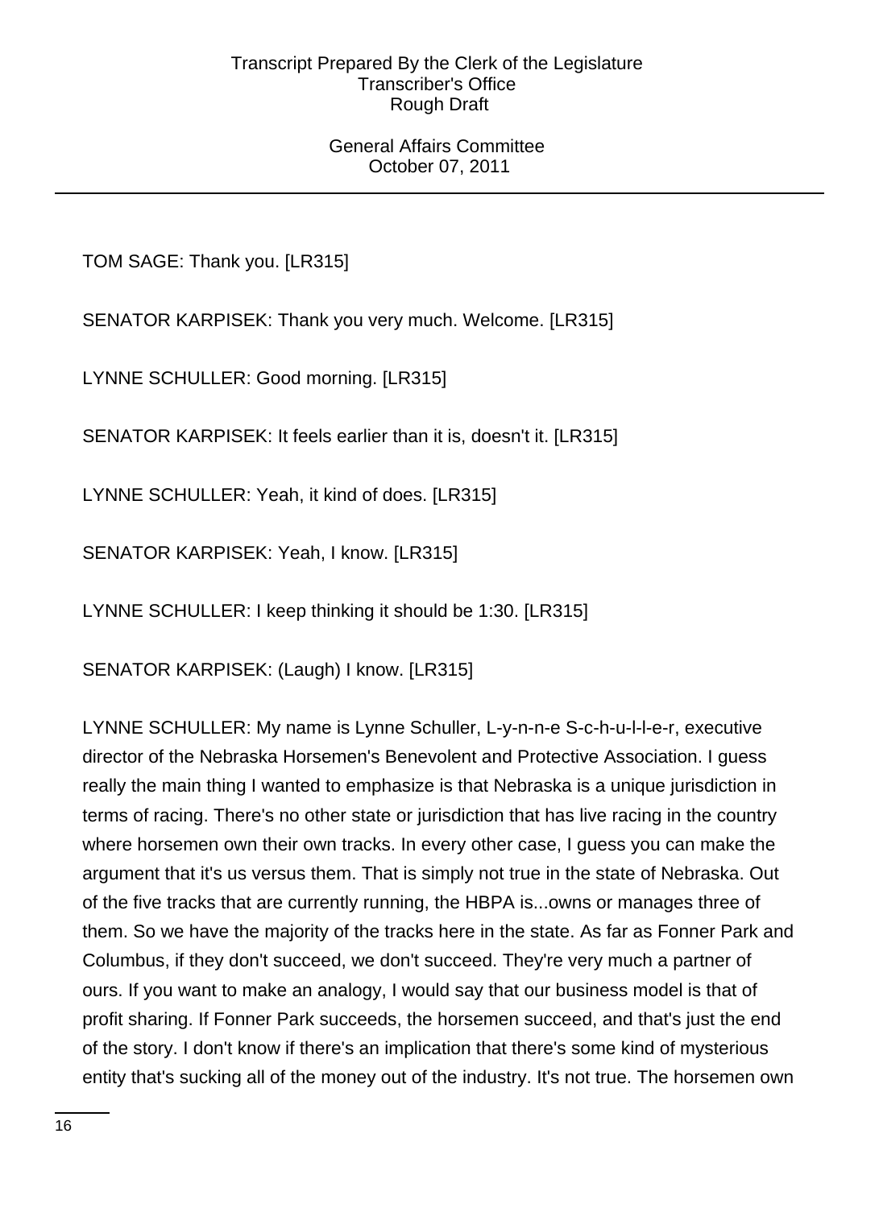TOM SAGE: Thank you. [LR315]

SENATOR KARPISEK: Thank you very much. Welcome. [LR315]

LYNNE SCHULLER: Good morning. [LR315]

SENATOR KARPISEK: It feels earlier than it is, doesn't it. [LR315]

LYNNE SCHULLER: Yeah, it kind of does. [LR315]

SENATOR KARPISEK: Yeah, I know. [LR315]

LYNNE SCHULLER: I keep thinking it should be 1:30. [LR315]

SENATOR KARPISEK: (Laugh) I know. [LR315]

LYNNE SCHULLER: My name is Lynne Schuller, L-y-n-n-e S-c-h-u-l-l-e-r, executive director of the Nebraska Horsemen's Benevolent and Protective Association. I guess really the main thing I wanted to emphasize is that Nebraska is a unique jurisdiction in terms of racing. There's no other state or jurisdiction that has live racing in the country where horsemen own their own tracks. In every other case, I guess you can make the argument that it's us versus them. That is simply not true in the state of Nebraska. Out of the five tracks that are currently running, the HBPA is...owns or manages three of them. So we have the majority of the tracks here in the state. As far as Fonner Park and Columbus, if they don't succeed, we don't succeed. They're very much a partner of ours. If you want to make an analogy, I would say that our business model is that of profit sharing. If Fonner Park succeeds, the horsemen succeed, and that's just the end of the story. I don't know if there's an implication that there's some kind of mysterious entity that's sucking all of the money out of the industry. It's not true. The horsemen own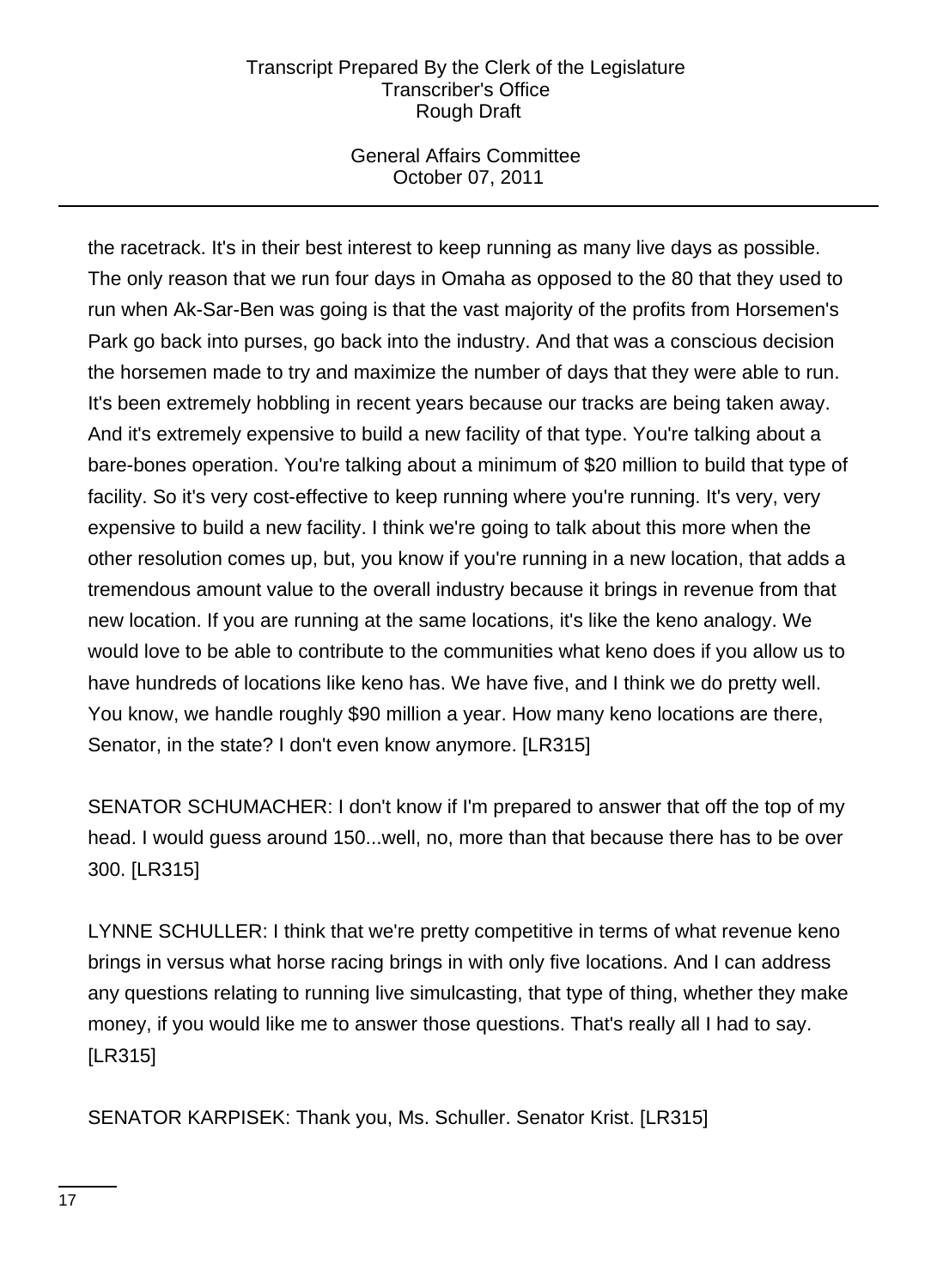the racetrack. It's in their best interest to keep running as many live days as possible. The only reason that we run four days in Omaha as opposed to the 80 that they used to run when Ak-Sar-Ben was going is that the vast majority of the profits from Horsemen's Park go back into purses, go back into the industry. And that was a conscious decision the horsemen made to try and maximize the number of days that they were able to run. It's been extremely hobbling in recent years because our tracks are being taken away. And it's extremely expensive to build a new facility of that type. You're talking about a bare-bones operation. You're talking about a minimum of $20 million to build that type of facility. So it's very cost-effective to keep running where you're running. It's very, very expensive to build a new facility. I think we're going to talk about this more when the other resolution comes up, but, you know if you're running in a new location, that adds a tremendous amount value to the overall industry because it brings in revenue from that new location. If you are running at the same locations, it's like the keno analogy. We would love to be able to contribute to the communities what keno does if you allow us to have hundreds of locations like keno has. We have five, and I think we do pretty well. You know, we handle roughly $90 million a year. How many keno locations are there, Senator, in the state? I don't even know anymore. [LR315]

SENATOR SCHUMACHER: I don't know if I'm prepared to answer that off the top of my head. I would guess around 150...well, no, more than that because there has to be over 300. [LR315]

LYNNE SCHULLER: I think that we're pretty competitive in terms of what revenue keno brings in versus what horse racing brings in with only five locations. And I can address any questions relating to running live simulcasting, that type of thing, whether they make money, if you would like me to answer those questions. That's really all I had to say. [LR315]

SENATOR KARPISEK: Thank you, Ms. Schuller. Senator Krist. [LR315]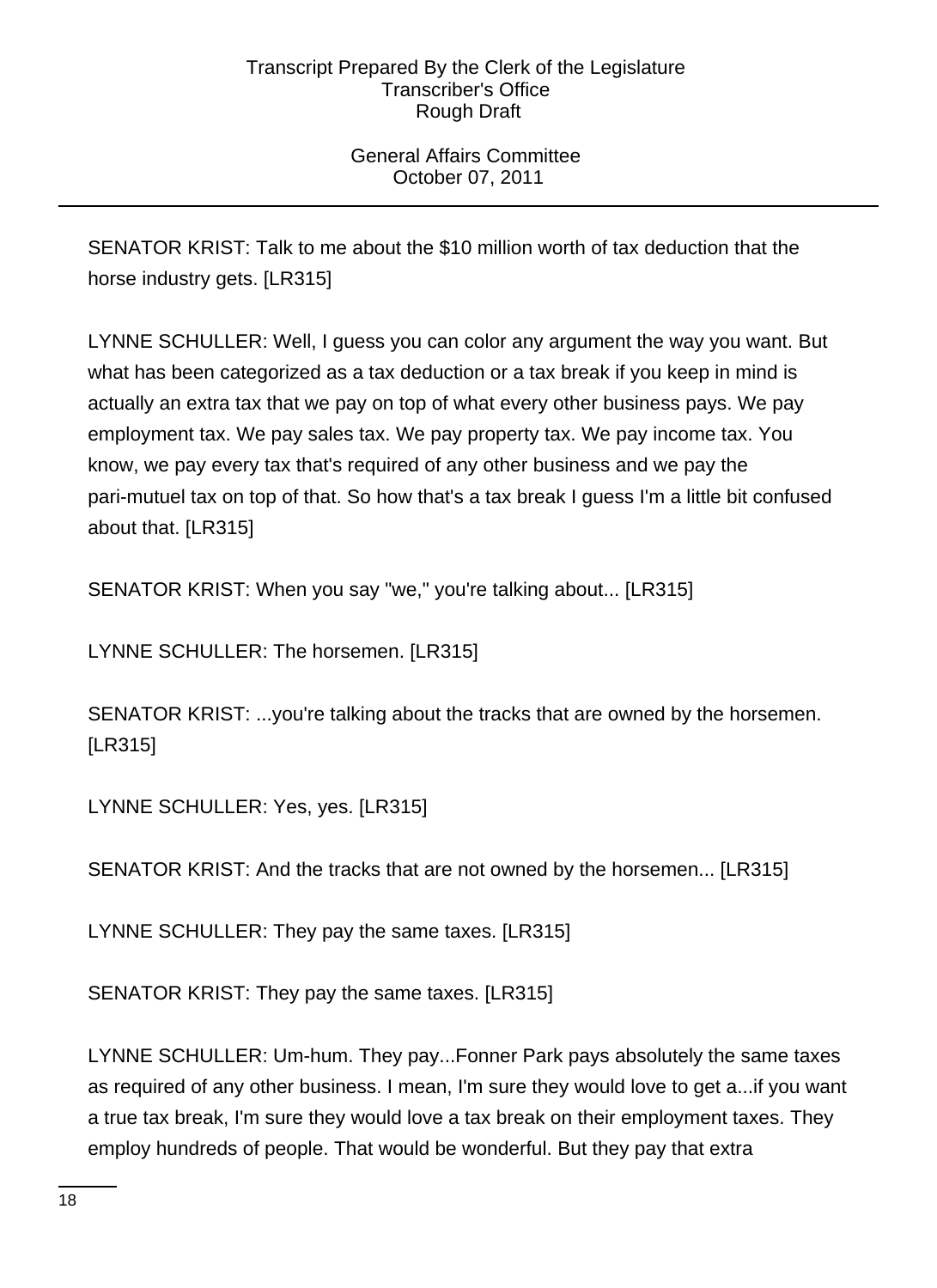SENATOR KRIST: Talk to me about the $10 million worth of tax deduction that the horse industry gets. [LR315]

LYNNE SCHULLER: Well, I guess you can color any argument the way you want. But what has been categorized as a tax deduction or a tax break if you keep in mind is actually an extra tax that we pay on top of what every other business pays. We pay employment tax. We pay sales tax. We pay property tax. We pay income tax. You know, we pay every tax that's required of any other business and we pay the pari-mutuel tax on top of that. So how that's a tax break I guess I'm a little bit confused about that. [LR315]

SENATOR KRIST: When you say "we," you're talking about... [LR315]

LYNNE SCHULLER: The horsemen. [LR315]

SENATOR KRIST: ...you're talking about the tracks that are owned by the horsemen. [LR315]

LYNNE SCHULLER: Yes, yes. [LR315]

SENATOR KRIST: And the tracks that are not owned by the horsemen... [LR315]

LYNNE SCHULLER: They pay the same taxes. [LR315]

SENATOR KRIST: They pay the same taxes. [LR315]

LYNNE SCHULLER: Um-hum. They pay...Fonner Park pays absolutely the same taxes as required of any other business. I mean, I'm sure they would love to get a...if you want a true tax break, I'm sure they would love a tax break on their employment taxes. They employ hundreds of people. That would be wonderful. But they pay that extra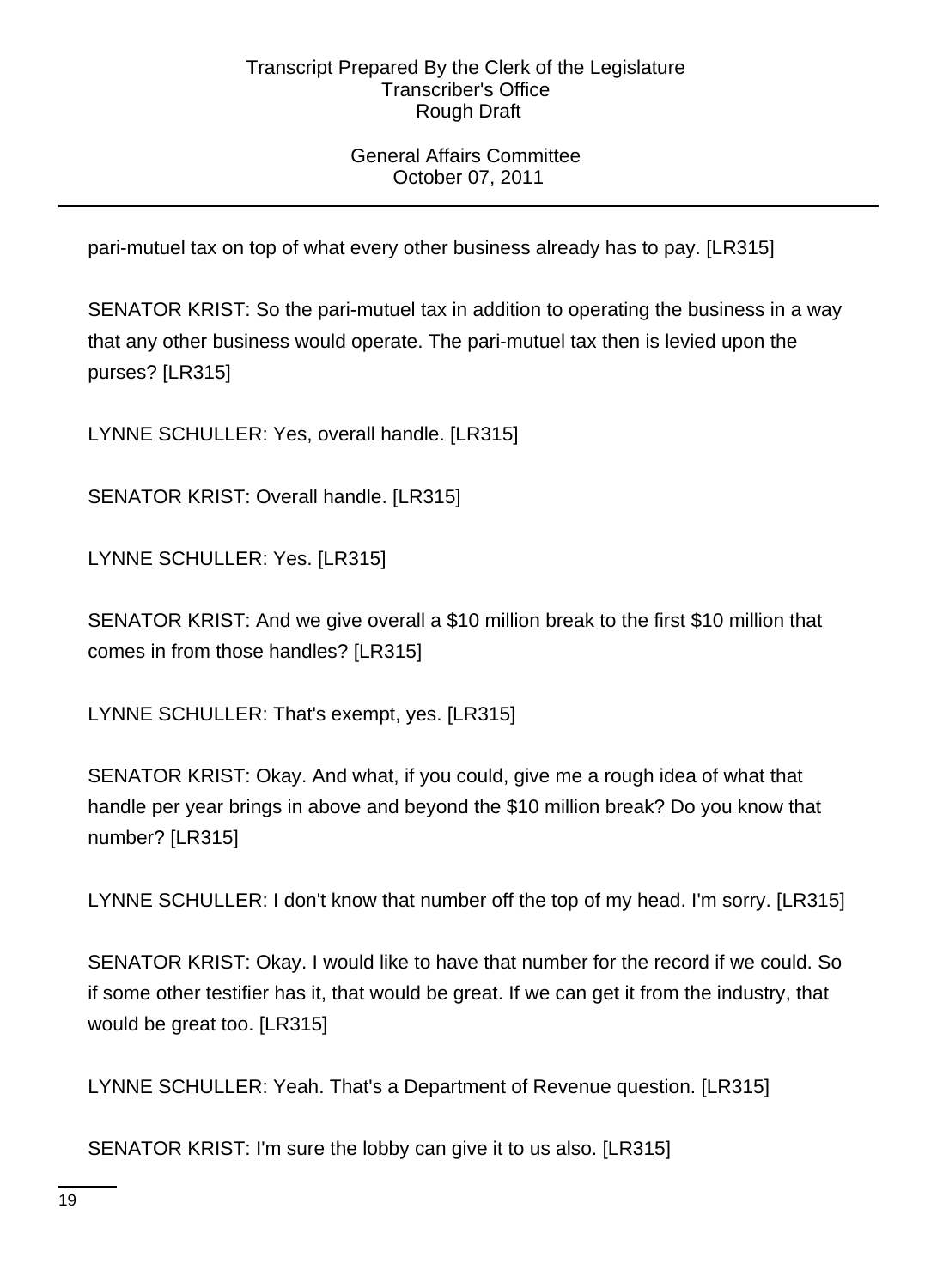pari-mutuel tax on top of what every other business already has to pay. [LR315]

SENATOR KRIST: So the pari-mutuel tax in addition to operating the business in a way that any other business would operate. The pari-mutuel tax then is levied upon the purses? [LR315]

LYNNE SCHULLER: Yes, overall handle. [LR315]

SENATOR KRIST: Overall handle. [LR315]

LYNNE SCHULLER: Yes. [LR315]

SENATOR KRIST: And we give overall a $10 million break to the first $10 million that comes in from those handles? [LR315]

LYNNE SCHULLER: That's exempt, yes. [LR315]

SENATOR KRIST: Okay. And what, if you could, give me a rough idea of what that handle per year brings in above and beyond the $10 million break? Do you know that number? [LR315]

LYNNE SCHULLER: I don't know that number off the top of my head. I'm sorry. [LR315]

SENATOR KRIST: Okay. I would like to have that number for the record if we could. So if some other testifier has it, that would be great. If we can get it from the industry, that would be great too. [LR315]

LYNNE SCHULLER: Yeah. That's a Department of Revenue question. [LR315]

SENATOR KRIST: I'm sure the lobby can give it to us also. [LR315]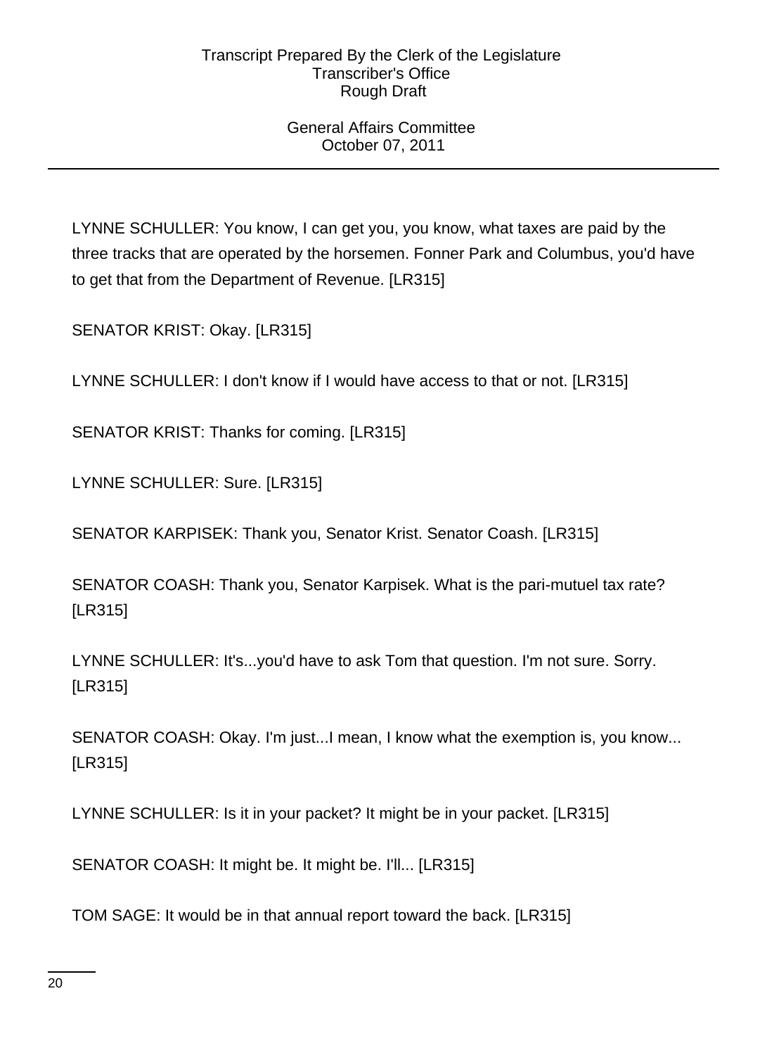LYNNE SCHULLER: You know, I can get you, you know, what taxes are paid by the three tracks that are operated by the horsemen. Fonner Park and Columbus, you'd have to get that from the Department of Revenue. [LR315]

SENATOR KRIST: Okay. [LR315]

LYNNE SCHULLER: I don't know if I would have access to that or not. [LR315]

SENATOR KRIST: Thanks for coming. [LR315]

LYNNE SCHULLER: Sure. [LR315]

SENATOR KARPISEK: Thank you, Senator Krist. Senator Coash. [LR315]

SENATOR COASH: Thank you, Senator Karpisek. What is the pari-mutuel tax rate? [LR315]

LYNNE SCHULLER: It's...you'd have to ask Tom that question. I'm not sure. Sorry. [LR315]

SENATOR COASH: Okay. I'm just...I mean, I know what the exemption is, you know... [LR315]

LYNNE SCHULLER: Is it in your packet? It might be in your packet. [LR315]

SENATOR COASH: It might be. It might be. I'll... [LR315]

TOM SAGE: It would be in that annual report toward the back. [LR315]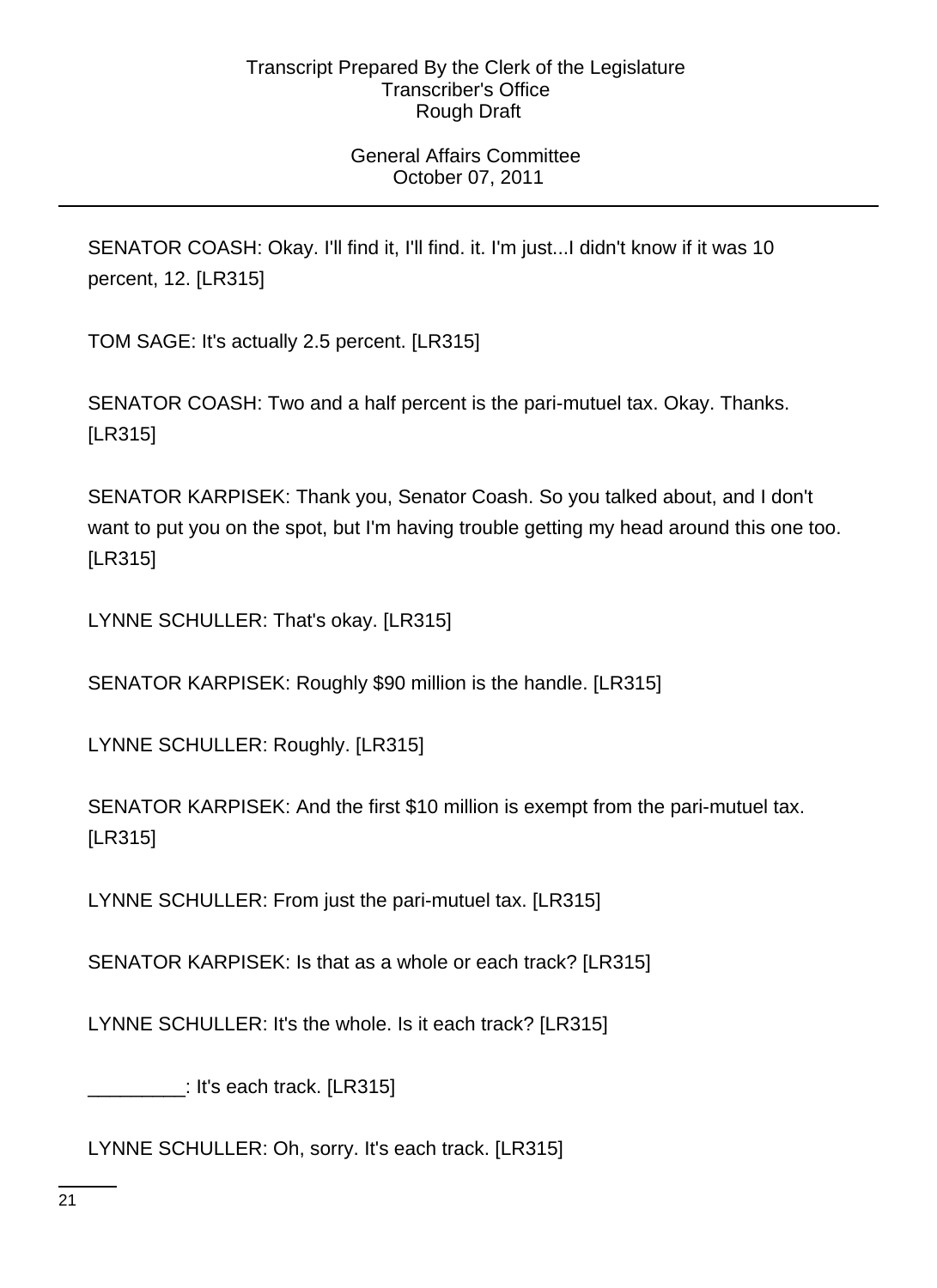SENATOR COASH: Okay. I'll find it, I'll find. it. I'm just...I didn't know if it was 10 percent, 12. [LR315]

TOM SAGE: It's actually 2.5 percent. [LR315]

SENATOR COASH: Two and a half percent is the pari-mutuel tax. Okay. Thanks. [LR315]

SENATOR KARPISEK: Thank you, Senator Coash. So you talked about, and I don't want to put you on the spot, but I'm having trouble getting my head around this one too. [LR315]

LYNNE SCHULLER: That's okay. [LR315]

SENATOR KARPISEK: Roughly $90 million is the handle. [LR315]

LYNNE SCHULLER: Roughly. [LR315]

SENATOR KARPISEK: And the first $10 million is exempt from the pari-mutuel tax. [LR315]

LYNNE SCHULLER: From just the pari-mutuel tax. [LR315]

SENATOR KARPISEK: Is that as a whole or each track? [LR315]

LYNNE SCHULLER: It's the whole. Is it each track? [LR315]

_________: It's each track. [LR315]

LYNNE SCHULLER: Oh, sorry. It's each track. [LR315]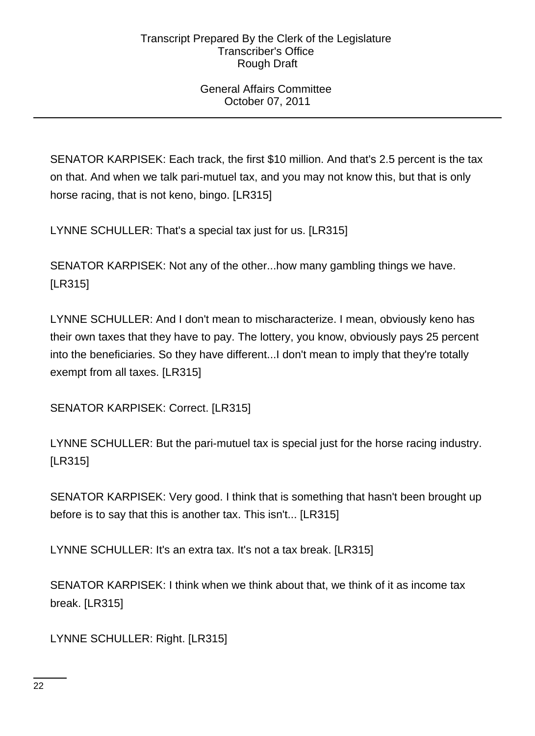SENATOR KARPISEK: Each track, the first $10 million. And that's 2.5 percent is the tax on that. And when we talk pari-mutuel tax, and you may not know this, but that is only horse racing, that is not keno, bingo. [LR315]

LYNNE SCHULLER: That's a special tax just for us. [LR315]

SENATOR KARPISEK: Not any of the other...how many gambling things we have. [LR315]

LYNNE SCHULLER: And I don't mean to mischaracterize. I mean, obviously keno has their own taxes that they have to pay. The lottery, you know, obviously pays 25 percent into the beneficiaries. So they have different...I don't mean to imply that they're totally exempt from all taxes. [LR315]

SENATOR KARPISEK: Correct. [LR315]

LYNNE SCHULLER: But the pari-mutuel tax is special just for the horse racing industry. [LR315]

SENATOR KARPISEK: Very good. I think that is something that hasn't been brought up before is to say that this is another tax. This isn't... [LR315]

LYNNE SCHULLER: It's an extra tax. It's not a tax break. [LR315]

SENATOR KARPISEK: I think when we think about that, we think of it as income tax break. [LR315]

LYNNE SCHULLER: Right. [LR315]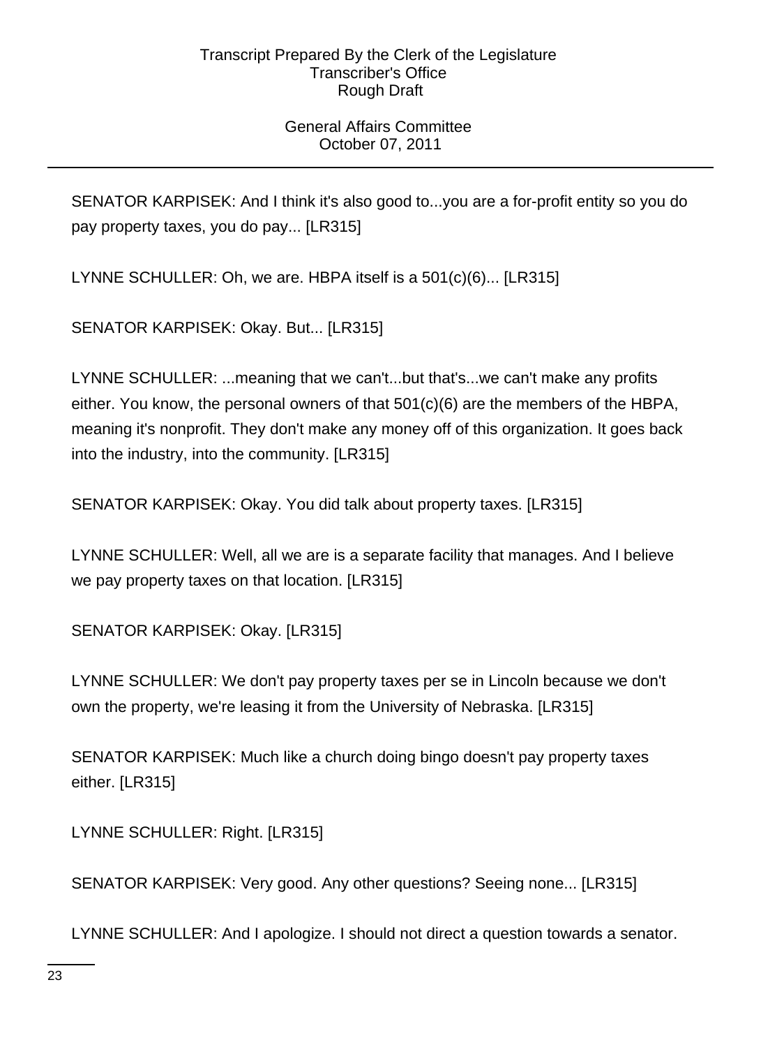SENATOR KARPISEK: And I think it's also good to...you are a for-profit entity so you do pay property taxes, you do pay... [LR315]

LYNNE SCHULLER: Oh, we are. HBPA itself is a 501(c)(6)... [LR315]

SENATOR KARPISEK: Okay. But... [LR315]

LYNNE SCHULLER: ...meaning that we can't...but that's...we can't make any profits either. You know, the personal owners of that 501(c)(6) are the members of the HBPA, meaning it's nonprofit. They don't make any money off of this organization. It goes back into the industry, into the community. [LR315]

SENATOR KARPISEK: Okay. You did talk about property taxes. [LR315]

LYNNE SCHULLER: Well, all we are is a separate facility that manages. And I believe we pay property taxes on that location. [LR315]

SENATOR KARPISEK: Okay. [LR315]

LYNNE SCHULLER: We don't pay property taxes per se in Lincoln because we don't own the property, we're leasing it from the University of Nebraska. [LR315]

SENATOR KARPISEK: Much like a church doing bingo doesn't pay property taxes either. [LR315]

LYNNE SCHULLER: Right. [LR315]

SENATOR KARPISEK: Very good. Any other questions? Seeing none... [LR315]

LYNNE SCHULLER: And I apologize. I should not direct a question towards a senator.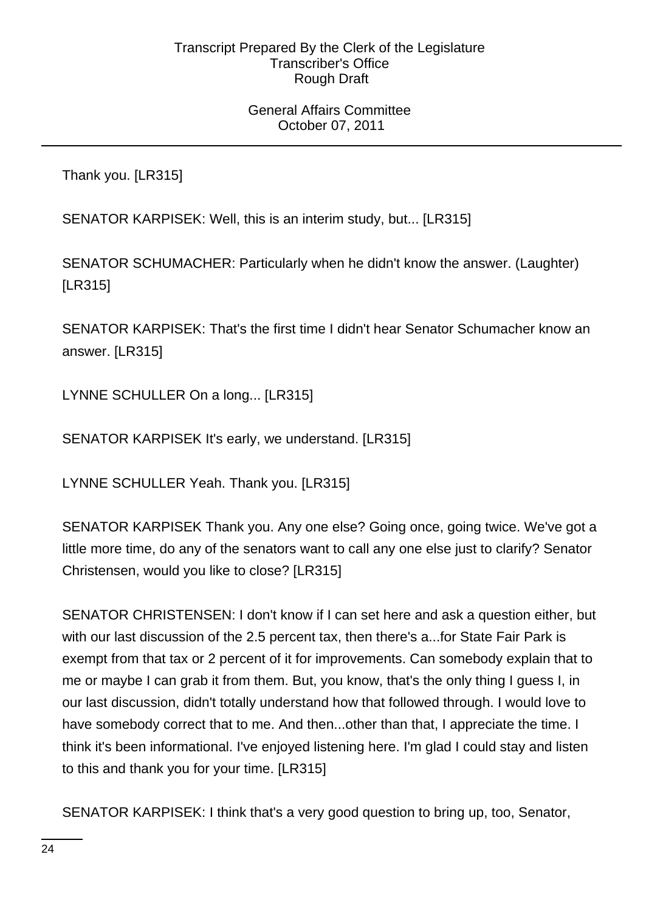Thank you. [LR315]

SENATOR KARPISEK: Well, this is an interim study, but... [LR315]

SENATOR SCHUMACHER: Particularly when he didn't know the answer. (Laughter) [LR315]

SENATOR KARPISEK: That's the first time I didn't hear Senator Schumacher know an answer. [LR315]

LYNNE SCHULLER On a long... [LR315]

SENATOR KARPISEK It's early, we understand. [LR315]

LYNNE SCHULLER Yeah. Thank you. [LR315]

SENATOR KARPISEK Thank you. Any one else? Going once, going twice. We've got a little more time, do any of the senators want to call any one else just to clarify? Senator Christensen, would you like to close? [LR315]

SENATOR CHRISTENSEN: I don't know if I can set here and ask a question either, but with our last discussion of the 2.5 percent tax, then there's a...for State Fair Park is exempt from that tax or 2 percent of it for improvements. Can somebody explain that to me or maybe I can grab it from them. But, you know, that's the only thing I guess I, in our last discussion, didn't totally understand how that followed through. I would love to have somebody correct that to me. And then...other than that, I appreciate the time. I think it's been informational. I've enjoyed listening here. I'm glad I could stay and listen to this and thank you for your time. [LR315]

SENATOR KARPISEK: I think that's a very good question to bring up, too, Senator,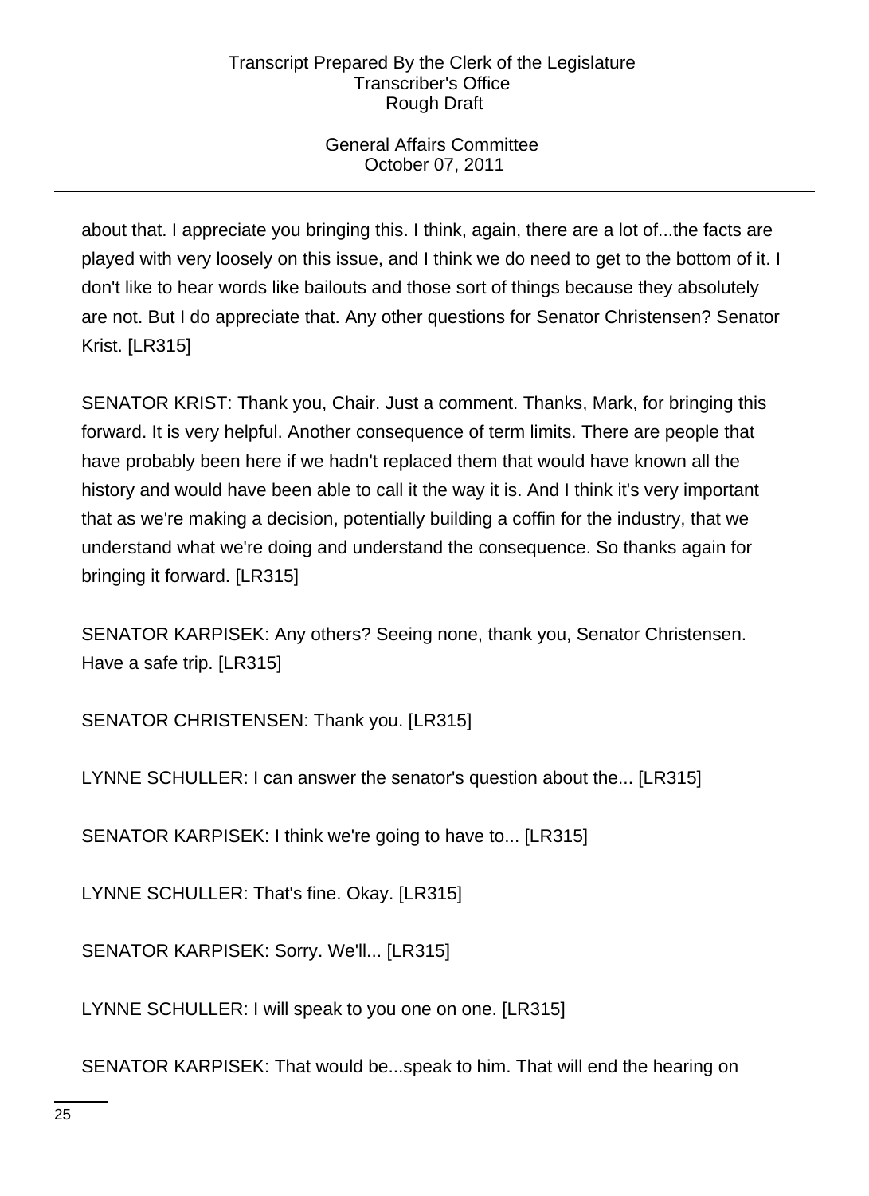about that. I appreciate you bringing this. I think, again, there are a lot of...the facts are played with very loosely on this issue, and I think we do need to get to the bottom of it. I don't like to hear words like bailouts and those sort of things because they absolutely are not. But I do appreciate that. Any other questions for Senator Christensen? Senator Krist. [LR315]

SENATOR KRIST: Thank you, Chair. Just a comment. Thanks, Mark, for bringing this forward. It is very helpful. Another consequence of term limits. There are people that have probably been here if we hadn't replaced them that would have known all the history and would have been able to call it the way it is. And I think it's very important that as we're making a decision, potentially building a coffin for the industry, that we understand what we're doing and understand the consequence. So thanks again for bringing it forward. [LR315]

SENATOR KARPISEK: Any others? Seeing none, thank you, Senator Christensen. Have a safe trip. [LR315]

SENATOR CHRISTENSEN: Thank you. [LR315]

LYNNE SCHULLER: I can answer the senator's question about the... [LR315]

SENATOR KARPISEK: I think we're going to have to... [LR315]

LYNNE SCHULLER: That's fine. Okay. [LR315]

SENATOR KARPISEK: Sorry. We'll... [LR315]

LYNNE SCHULLER: I will speak to you one on one. [LR315]

SENATOR KARPISEK: That would be...speak to him. That will end the hearing on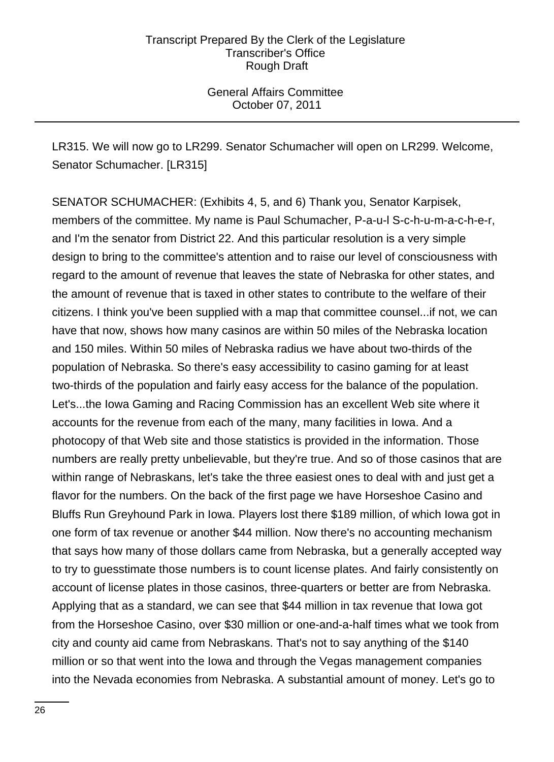LR315. We will now go to LR299. Senator Schumacher will open on LR299. Welcome, Senator Schumacher. [LR315]

SENATOR SCHUMACHER: (Exhibits 4, 5, and 6) Thank you, Senator Karpisek, members of the committee. My name is Paul Schumacher, P-a-u-l S-c-h-u-m-a-c-h-e-r, and I'm the senator from District 22. And this particular resolution is a very simple design to bring to the committee's attention and to raise our level of consciousness with regard to the amount of revenue that leaves the state of Nebraska for other states, and the amount of revenue that is taxed in other states to contribute to the welfare of their citizens. I think you've been supplied with a map that committee counsel...if not, we can have that now, shows how many casinos are within 50 miles of the Nebraska location and 150 miles. Within 50 miles of Nebraska radius we have about two-thirds of the population of Nebraska. So there's easy accessibility to casino gaming for at least two-thirds of the population and fairly easy access for the balance of the population. Let's...the Iowa Gaming and Racing Commission has an excellent Web site where it accounts for the revenue from each of the many, many facilities in Iowa. And a photocopy of that Web site and those statistics is provided in the information. Those numbers are really pretty unbelievable, but they're true. And so of those casinos that are within range of Nebraskans, let's take the three easiest ones to deal with and just get a flavor for the numbers. On the back of the first page we have Horseshoe Casino and Bluffs Run Greyhound Park in Iowa. Players lost there $189 million, of which Iowa got in one form of tax revenue or another $44 million. Now there's no accounting mechanism that says how many of those dollars came from Nebraska, but a generally accepted way to try to guesstimate those numbers is to count license plates. And fairly consistently on account of license plates in those casinos, three-quarters or better are from Nebraska. Applying that as a standard, we can see that $44 million in tax revenue that Iowa got from the Horseshoe Casino, over $30 million or one-and-a-half times what we took from city and county aid came from Nebraskans. That's not to say anything of the $140 million or so that went into the Iowa and through the Vegas management companies into the Nevada economies from Nebraska. A substantial amount of money. Let's go to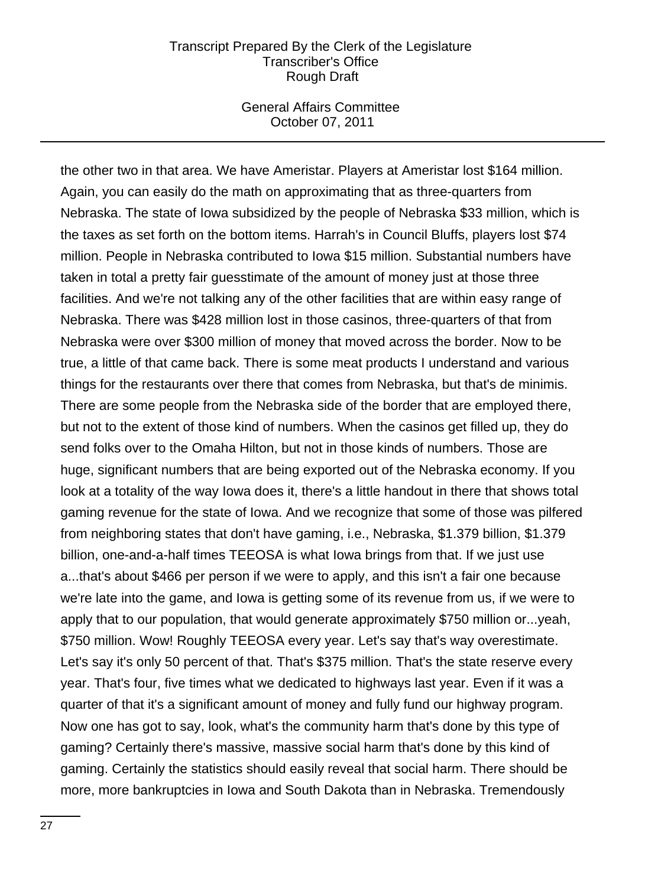the other two in that area. We have Ameristar. Players at Ameristar lost $164 million. Again, you can easily do the math on approximating that as three-quarters from Nebraska. The state of Iowa subsidized by the people of Nebraska $33 million, which is the taxes as set forth on the bottom items. Harrah's in Council Bluffs, players lost $74 million. People in Nebraska contributed to Iowa $15 million. Substantial numbers have taken in total a pretty fair guesstimate of the amount of money just at those three facilities. And we're not talking any of the other facilities that are within easy range of Nebraska. There was $428 million lost in those casinos, three-quarters of that from Nebraska were over $300 million of money that moved across the border. Now to be true, a little of that came back. There is some meat products I understand and various things for the restaurants over there that comes from Nebraska, but that's de minimis. There are some people from the Nebraska side of the border that are employed there, but not to the extent of those kind of numbers. When the casinos get filled up, they do send folks over to the Omaha Hilton, but not in those kinds of numbers. Those are huge, significant numbers that are being exported out of the Nebraska economy. If you look at a totality of the way Iowa does it, there's a little handout in there that shows total gaming revenue for the state of Iowa. And we recognize that some of those was pilfered from neighboring states that don't have gaming, i.e., Nebraska, $1.379 billion, $1.379 billion, one-and-a-half times TEEOSA is what Iowa brings from that. If we just use a...that's about $466 per person if we were to apply, and this isn't a fair one because we're late into the game, and Iowa is getting some of its revenue from us, if we were to apply that to our population, that would generate approximately $750 million or...yeah, $750 million. Wow! Roughly TEEOSA every year. Let's say that's way overestimate. Let's say it's only 50 percent of that. That's $375 million. That's the state reserve every year. That's four, five times what we dedicated to highways last year. Even if it was a quarter of that it's a significant amount of money and fully fund our highway program. Now one has got to say, look, what's the community harm that's done by this type of gaming? Certainly there's massive, massive social harm that's done by this kind of gaming. Certainly the statistics should easily reveal that social harm. There should be more, more bankruptcies in Iowa and South Dakota than in Nebraska. Tremendously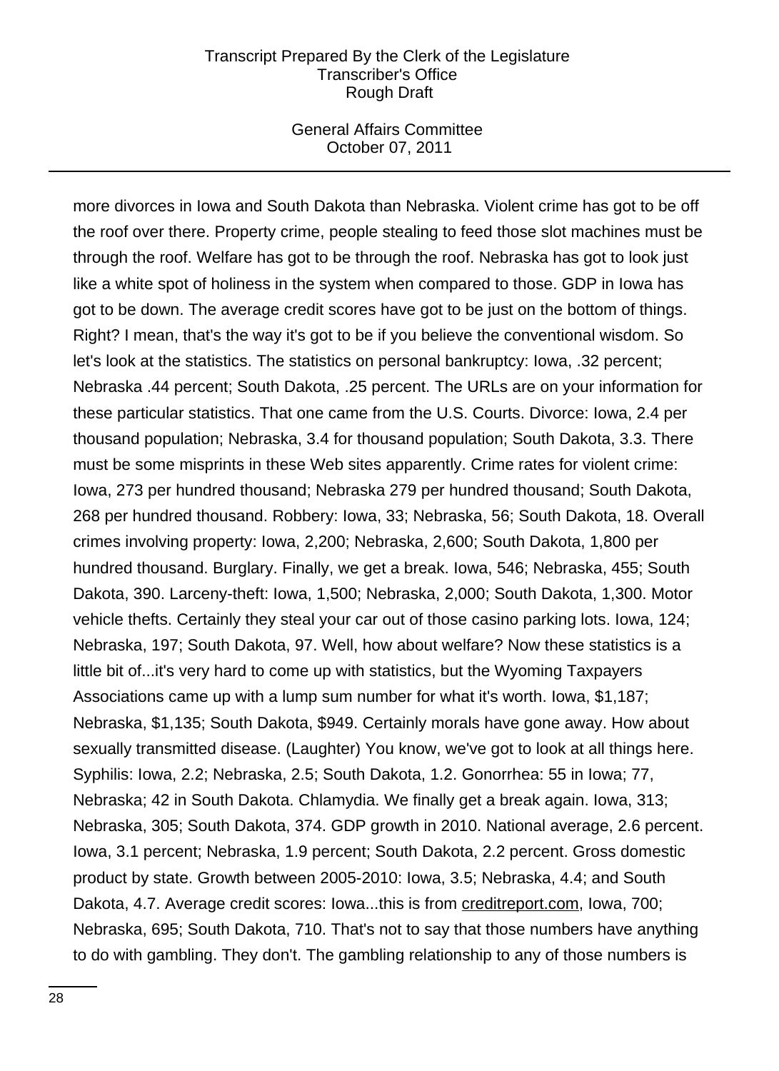more divorces in Iowa and South Dakota than Nebraska. Violent crime has got to be off the roof over there. Property crime, people stealing to feed those slot machines must be through the roof. Welfare has got to be through the roof. Nebraska has got to look just like a white spot of holiness in the system when compared to those. GDP in Iowa has got to be down. The average credit scores have got to be just on the bottom of things. Right? I mean, that's the way it's got to be if you believe the conventional wisdom. So let's look at the statistics. The statistics on personal bankruptcy: Iowa, .32 percent; Nebraska .44 percent; South Dakota, .25 percent. The URLs are on your information for these particular statistics. That one came from the U.S. Courts. Divorce: Iowa, 2.4 per thousand population; Nebraska, 3.4 for thousand population; South Dakota, 3.3. There must be some misprints in these Web sites apparently. Crime rates for violent crime: Iowa, 273 per hundred thousand; Nebraska 279 per hundred thousand; South Dakota, 268 per hundred thousand. Robbery: Iowa, 33; Nebraska, 56; South Dakota, 18. Overall crimes involving property: Iowa, 2,200; Nebraska, 2,600; South Dakota, 1,800 per hundred thousand. Burglary. Finally, we get a break. Iowa, 546; Nebraska, 455; South Dakota, 390. Larceny-theft: Iowa, 1,500; Nebraska, 2,000; South Dakota, 1,300. Motor vehicle thefts. Certainly they steal your car out of those casino parking lots. Iowa, 124; Nebraska, 197; South Dakota, 97. Well, how about welfare? Now these statistics is a little bit of...it's very hard to come up with statistics, but the Wyoming Taxpayers Associations came up with a lump sum number for what it's worth. Iowa, $1,187; Nebraska, $1,135; South Dakota, $949. Certainly morals have gone away. How about sexually transmitted disease. (Laughter) You know, we've got to look at all things here. Syphilis: Iowa, 2.2; Nebraska, 2.5; South Dakota, 1.2. Gonorrhea: 55 in Iowa; 77, Nebraska; 42 in South Dakota. Chlamydia. We finally get a break again. Iowa, 313; Nebraska, 305; South Dakota, 374. GDP growth in 2010. National average, 2.6 percent. Iowa, 3.1 percent; Nebraska, 1.9 percent; South Dakota, 2.2 percent. Gross domestic product by state. Growth between 2005-2010: Iowa, 3.5; Nebraska, 4.4; and South Dakota, 4.7. Average credit scores: Iowa...this is from creditreport.com, Iowa, 700; Nebraska, 695; South Dakota, 710. That's not to say that those numbers have anything to do with gambling. They don't. The gambling relationship to any of those numbers is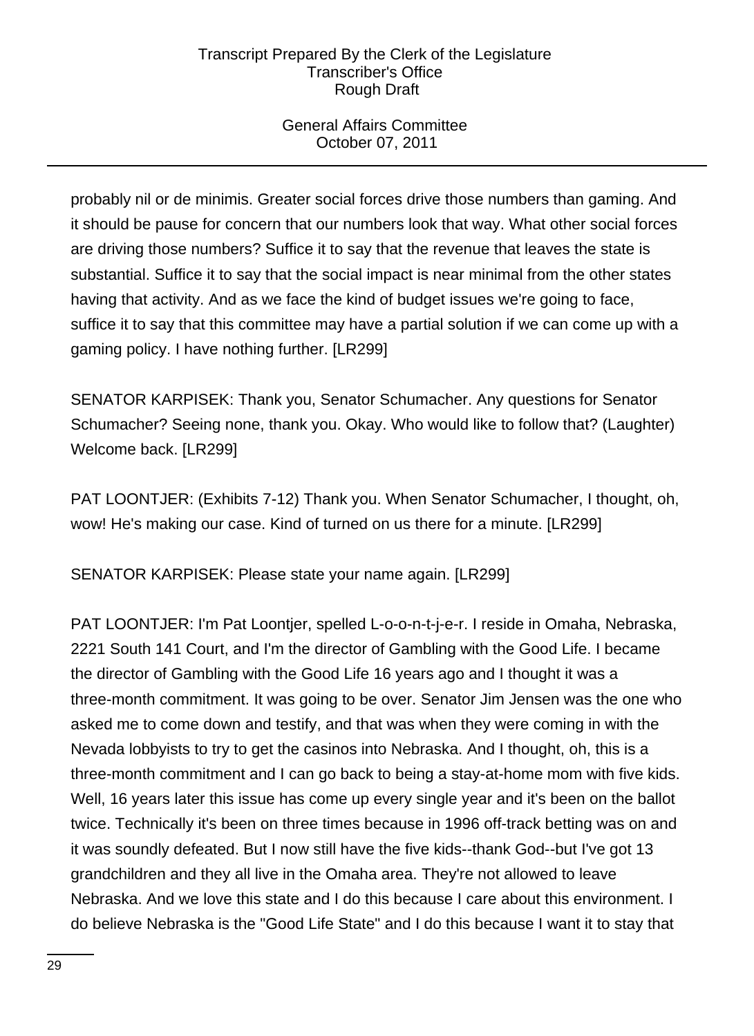probably nil or de minimis. Greater social forces drive those numbers than gaming. And it should be pause for concern that our numbers look that way. What other social forces are driving those numbers? Suffice it to say that the revenue that leaves the state is substantial. Suffice it to say that the social impact is near minimal from the other states having that activity. And as we face the kind of budget issues we're going to face, suffice it to say that this committee may have a partial solution if we can come up with a gaming policy. I have nothing further. [LR299]

SENATOR KARPISEK: Thank you, Senator Schumacher. Any questions for Senator Schumacher? Seeing none, thank you. Okay. Who would like to follow that? (Laughter) Welcome back. [LR299]

PAT LOONTJER: (Exhibits 7-12) Thank you. When Senator Schumacher, I thought, oh, wow! He's making our case. Kind of turned on us there for a minute. [LR299]

SENATOR KARPISEK: Please state your name again. [LR299]

PAT LOONTJER: I'm Pat Loontjer, spelled L-o-o-n-t-j-e-r. I reside in Omaha, Nebraska, 2221 South 141 Court, and I'm the director of Gambling with the Good Life. I became the director of Gambling with the Good Life 16 years ago and I thought it was a three-month commitment. It was going to be over. Senator Jim Jensen was the one who asked me to come down and testify, and that was when they were coming in with the Nevada lobbyists to try to get the casinos into Nebraska. And I thought, oh, this is a three-month commitment and I can go back to being a stay-at-home mom with five kids. Well, 16 years later this issue has come up every single year and it's been on the ballot twice. Technically it's been on three times because in 1996 off-track betting was on and it was soundly defeated. But I now still have the five kids--thank God--but I've got 13 grandchildren and they all live in the Omaha area. They're not allowed to leave Nebraska. And we love this state and I do this because I care about this environment. I do believe Nebraska is the "Good Life State" and I do this because I want it to stay that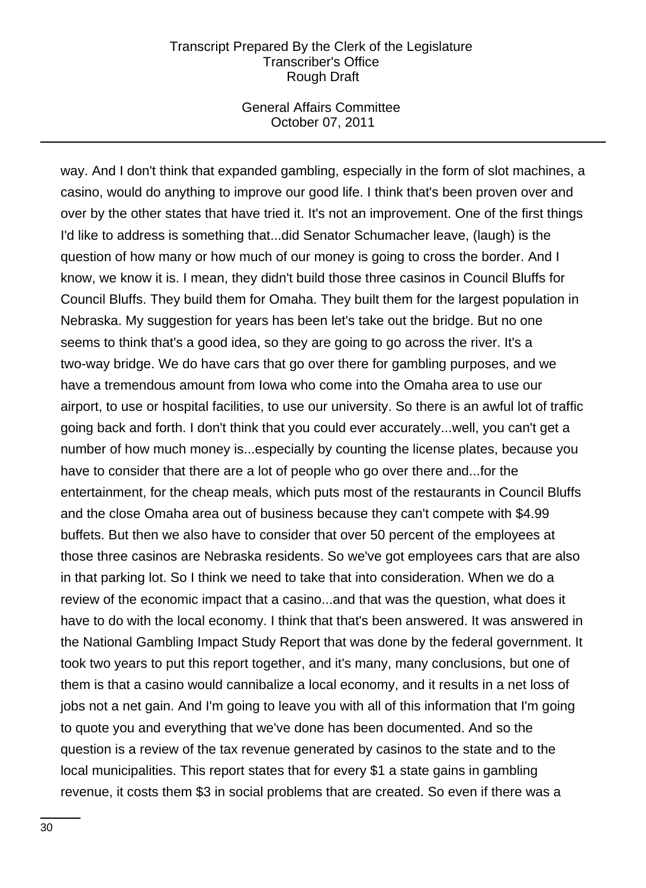way. And I don't think that expanded gambling, especially in the form of slot machines, a casino, would do anything to improve our good life. I think that's been proven over and over by the other states that have tried it. It's not an improvement. One of the first things I'd like to address is something that...did Senator Schumacher leave, (laugh) is the question of how many or how much of our money is going to cross the border. And I know, we know it is. I mean, they didn't build those three casinos in Council Bluffs for Council Bluffs. They build them for Omaha. They built them for the largest population in Nebraska. My suggestion for years has been let's take out the bridge. But no one seems to think that's a good idea, so they are going to go across the river. It's a two-way bridge. We do have cars that go over there for gambling purposes, and we have a tremendous amount from Iowa who come into the Omaha area to use our airport, to use or hospital facilities, to use our university. So there is an awful lot of traffic going back and forth. I don't think that you could ever accurately...well, you can't get a number of how much money is...especially by counting the license plates, because you have to consider that there are a lot of people who go over there and...for the entertainment, for the cheap meals, which puts most of the restaurants in Council Bluffs and the close Omaha area out of business because they can't compete with $4.99 buffets. But then we also have to consider that over 50 percent of the employees at those three casinos are Nebraska residents. So we've got employees cars that are also in that parking lot. So I think we need to take that into consideration. When we do a review of the economic impact that a casino...and that was the question, what does it have to do with the local economy. I think that that's been answered. It was answered in the National Gambling Impact Study Report that was done by the federal government. It took two years to put this report together, and it's many, many conclusions, but one of them is that a casino would cannibalize a local economy, and it results in a net loss of jobs not a net gain. And I'm going to leave you with all of this information that I'm going to quote you and everything that we've done has been documented. And so the question is a review of the tax revenue generated by casinos to the state and to the local municipalities. This report states that for every $1 a state gains in gambling revenue, it costs them $3 in social problems that are created. So even if there was a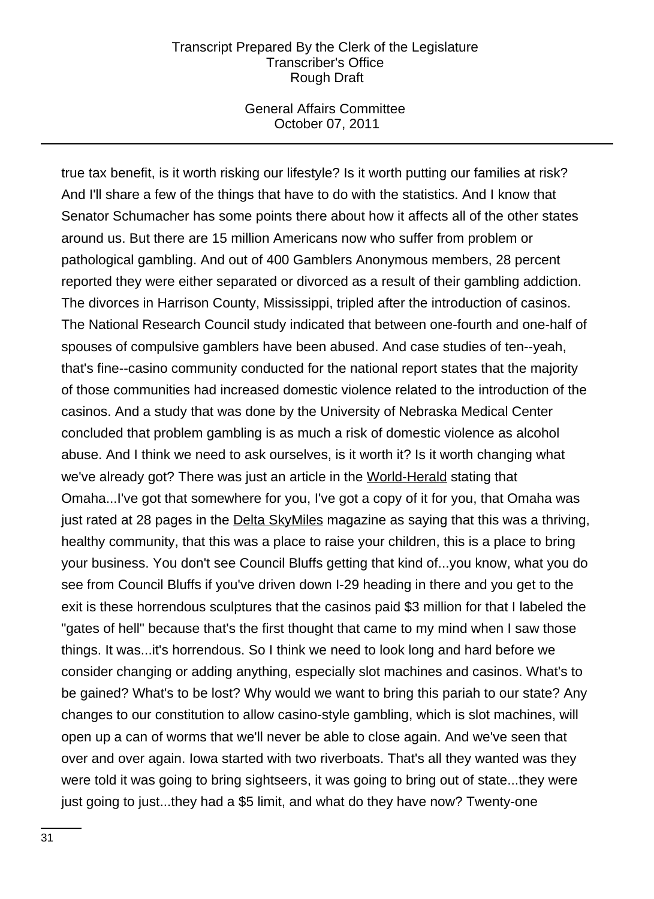true tax benefit, is it worth risking our lifestyle? Is it worth putting our families at risk? And I'll share a few of the things that have to do with the statistics. And I know that Senator Schumacher has some points there about how it affects all of the other states around us. But there are 15 million Americans now who suffer from problem or pathological gambling. And out of 400 Gamblers Anonymous members, 28 percent reported they were either separated or divorced as a result of their gambling addiction. The divorces in Harrison County, Mississippi, tripled after the introduction of casinos. The National Research Council study indicated that between one-fourth and one-half of spouses of compulsive gamblers have been abused. And case studies of ten--yeah, that's fine--casino community conducted for the national report states that the majority of those communities had increased domestic violence related to the introduction of the casinos. And a study that was done by the University of Nebraska Medical Center concluded that problem gambling is as much a risk of domestic violence as alcohol abuse. And I think we need to ask ourselves, is it worth it? Is it worth changing what we've already got? There was just an article in the World-Herald stating that Omaha...I've got that somewhere for you, I've got a copy of it for you, that Omaha was just rated at 28 pages in the Delta SkyMiles magazine as saying that this was a thriving, healthy community, that this was a place to raise your children, this is a place to bring your business. You don't see Council Bluffs getting that kind of...you know, what you do see from Council Bluffs if you've driven down I-29 heading in there and you get to the exit is these horrendous sculptures that the casinos paid $3 million for that I labeled the "gates of hell" because that's the first thought that came to my mind when I saw those things. It was...it's horrendous. So I think we need to look long and hard before we consider changing or adding anything, especially slot machines and casinos. What's to be gained? What's to be lost? Why would we want to bring this pariah to our state? Any changes to our constitution to allow casino-style gambling, which is slot machines, will open up a can of worms that we'll never be able to close again. And we've seen that over and over again. Iowa started with two riverboats. That's all they wanted was they were told it was going to bring sightseers, it was going to bring out of state...they were just going to just...they had a $5 limit, and what do they have now? Twenty-one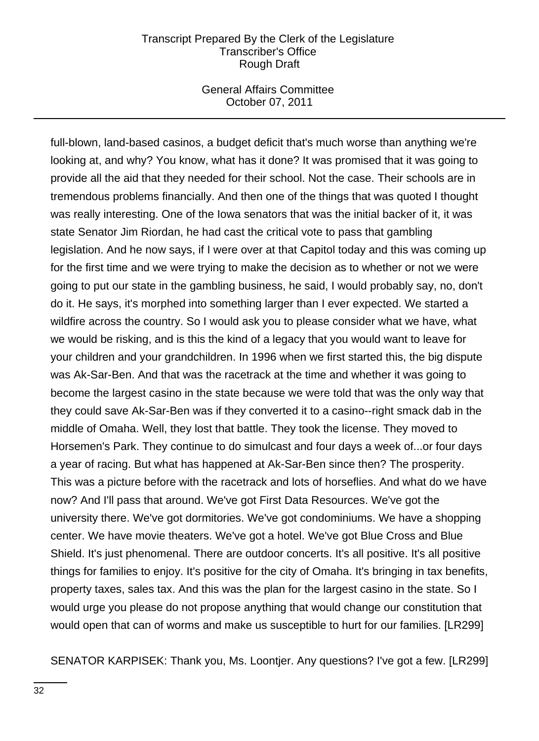full-blown, land-based casinos, a budget deficit that's much worse than anything we're looking at, and why? You know, what has it done? It was promised that it was going to provide all the aid that they needed for their school. Not the case. Their schools are in tremendous problems financially. And then one of the things that was quoted I thought was really interesting. One of the Iowa senators that was the initial backer of it, it was state Senator Jim Riordan, he had cast the critical vote to pass that gambling legislation. And he now says, if I were over at that Capitol today and this was coming up for the first time and we were trying to make the decision as to whether or not we were going to put our state in the gambling business, he said, I would probably say, no, don't do it. He says, it's morphed into something larger than I ever expected. We started a wildfire across the country. So I would ask you to please consider what we have, what we would be risking, and is this the kind of a legacy that you would want to leave for your children and your grandchildren. In 1996 when we first started this, the big dispute was Ak-Sar-Ben. And that was the racetrack at the time and whether it was going to become the largest casino in the state because we were told that was the only way that they could save Ak-Sar-Ben was if they converted it to a casino--right smack dab in the middle of Omaha. Well, they lost that battle. They took the license. They moved to Horsemen's Park. They continue to do simulcast and four days a week of...or four days a year of racing. But what has happened at Ak-Sar-Ben since then? The prosperity. This was a picture before with the racetrack and lots of horseflies. And what do we have now? And I'll pass that around. We've got First Data Resources. We've got the university there. We've got dormitories. We've got condominiums. We have a shopping center. We have movie theaters. We've got a hotel. We've got Blue Cross and Blue Shield. It's just phenomenal. There are outdoor concerts. It's all positive. It's all positive things for families to enjoy. It's positive for the city of Omaha. It's bringing in tax benefits, property taxes, sales tax. And this was the plan for the largest casino in the state. So I would urge you please do not propose anything that would change our constitution that would open that can of worms and make us susceptible to hurt for our families. [LR299]

SENATOR KARPISEK: Thank you, Ms. Loontjer. Any questions? I've got a few. [LR299]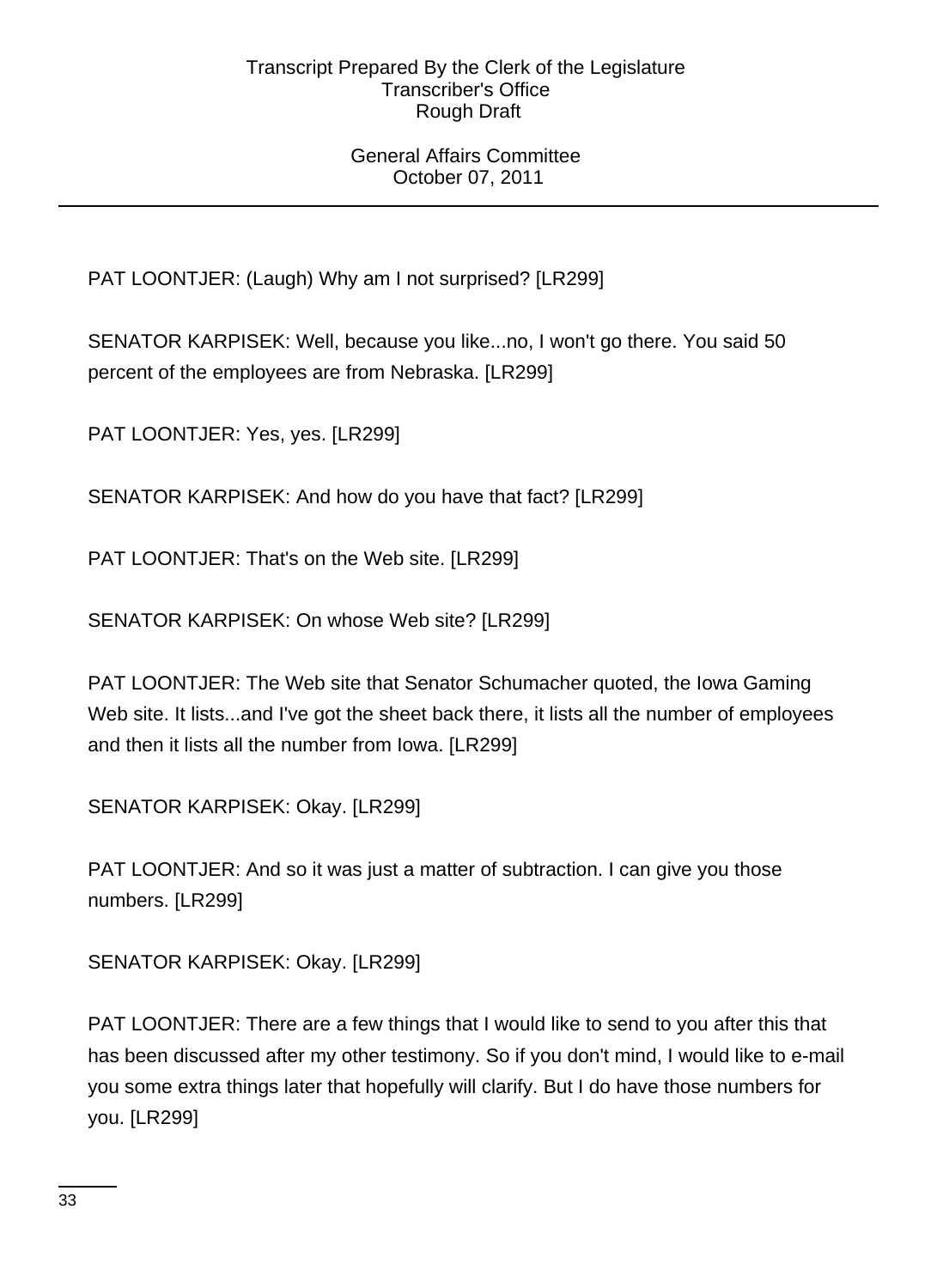PAT LOONTJER: (Laugh) Why am I not surprised? [LR299]

SENATOR KARPISEK: Well, because you like...no, I won't go there. You said 50 percent of the employees are from Nebraska. [LR299]

PAT LOONTJER: Yes, yes. [LR299]

SENATOR KARPISEK: And how do you have that fact? [LR299]

PAT LOONTJER: That's on the Web site. [LR299]

SENATOR KARPISEK: On whose Web site? [LR299]

PAT LOONTJER: The Web site that Senator Schumacher quoted, the Iowa Gaming Web site. It lists...and I've got the sheet back there, it lists all the number of employees and then it lists all the number from Iowa. [LR299]

SENATOR KARPISEK: Okay. [LR299]

PAT LOONTJER: And so it was just a matter of subtraction. I can give you those numbers. [LR299]

SENATOR KARPISEK: Okay. [LR299]

PAT LOONTJER: There are a few things that I would like to send to you after this that has been discussed after my other testimony. So if you don't mind, I would like to e-mail you some extra things later that hopefully will clarify. But I do have those numbers for you. [LR299]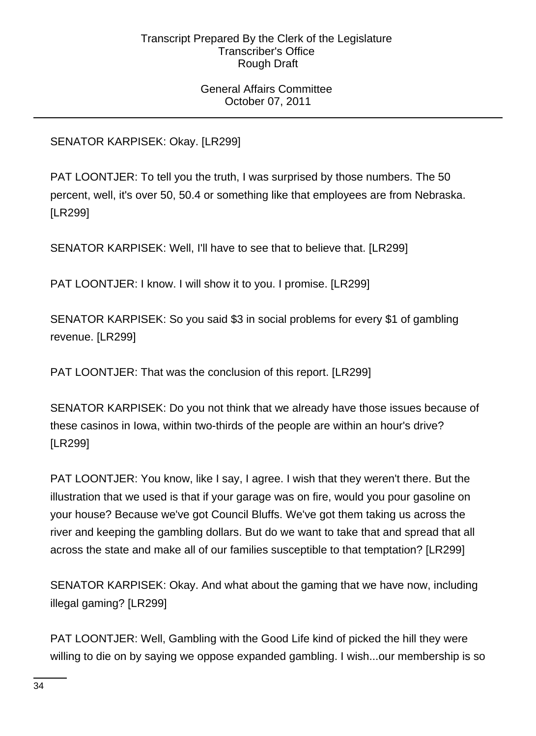SENATOR KARPISEK: Okay. [LR299]

PAT LOONTJER: To tell you the truth, I was surprised by those numbers. The 50 percent, well, it's over 50, 50.4 or something like that employees are from Nebraska. [LR299]

SENATOR KARPISEK: Well, I'll have to see that to believe that. [LR299]

PAT LOONTJER: I know. I will show it to you. I promise. [LR299]

SENATOR KARPISEK: So you said $3 in social problems for every $1 of gambling revenue. [LR299]

PAT LOONTJER: That was the conclusion of this report. [LR299]

SENATOR KARPISEK: Do you not think that we already have those issues because of these casinos in Iowa, within two-thirds of the people are within an hour's drive? [LR299]

PAT LOONTJER: You know, like I say, I agree. I wish that they weren't there. But the illustration that we used is that if your garage was on fire, would you pour gasoline on your house? Because we've got Council Bluffs. We've got them taking us across the river and keeping the gambling dollars. But do we want to take that and spread that all across the state and make all of our families susceptible to that temptation? [LR299]

SENATOR KARPISEK: Okay. And what about the gaming that we have now, including illegal gaming? [LR299]

PAT LOONTJER: Well, Gambling with the Good Life kind of picked the hill they were willing to die on by saying we oppose expanded gambling. I wish...our membership is so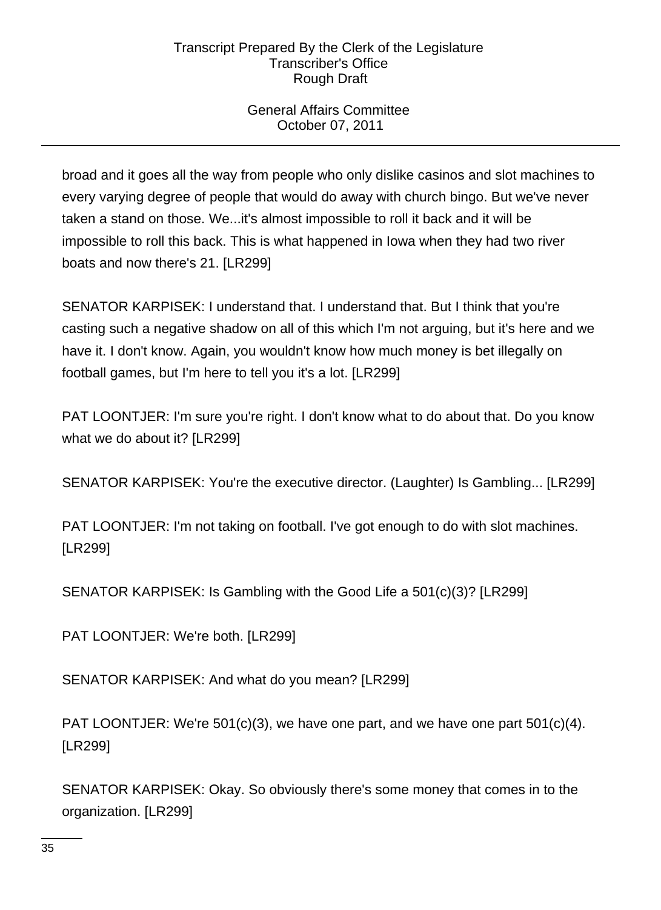broad and it goes all the way from people who only dislike casinos and slot machines to every varying degree of people that would do away with church bingo. But we've never taken a stand on those. We...it's almost impossible to roll it back and it will be impossible to roll this back. This is what happened in Iowa when they had two river boats and now there's 21. [LR299]

SENATOR KARPISEK: I understand that. I understand that. But I think that you're casting such a negative shadow on all of this which I'm not arguing, but it's here and we have it. I don't know. Again, you wouldn't know how much money is bet illegally on football games, but I'm here to tell you it's a lot. [LR299]

PAT LOONTJER: I'm sure you're right. I don't know what to do about that. Do you know what we do about it? [LR299]

SENATOR KARPISEK: You're the executive director. (Laughter) Is Gambling... [LR299]

PAT LOONTJER: I'm not taking on football. I've got enough to do with slot machines. [LR299]

SENATOR KARPISEK: Is Gambling with the Good Life a 501(c)(3)? [LR299]

PAT LOONTJER: We're both. [LR299]

SENATOR KARPISEK: And what do you mean? [LR299]

PAT LOONTJER: We're 501(c)(3), we have one part, and we have one part 501(c)(4). [LR299]

SENATOR KARPISEK: Okay. So obviously there's some money that comes in to the organization. [LR299]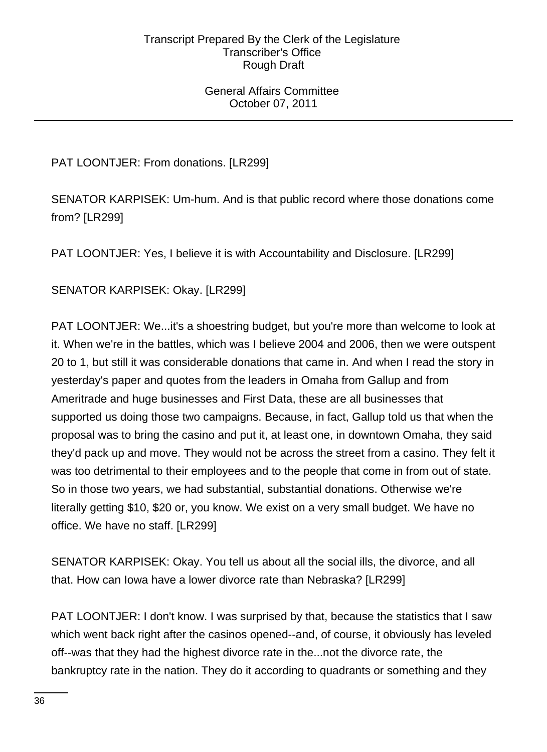PAT LOONTJER: From donations. [LR299]

SENATOR KARPISEK: Um-hum. And is that public record where those donations come from? [LR299]

PAT LOONTJER: Yes, I believe it is with Accountability and Disclosure. [LR299]

SENATOR KARPISEK: Okay. [LR299]

PAT LOONTJER: We...it's a shoestring budget, but you're more than welcome to look at it. When we're in the battles, which was I believe 2004 and 2006, then we were outspent 20 to 1, but still it was considerable donations that came in. And when I read the story in yesterday's paper and quotes from the leaders in Omaha from Gallup and from Ameritrade and huge businesses and First Data, these are all businesses that supported us doing those two campaigns. Because, in fact, Gallup told us that when the proposal was to bring the casino and put it, at least one, in downtown Omaha, they said they'd pack up and move. They would not be across the street from a casino. They felt it was too detrimental to their employees and to the people that come in from out of state. So in those two years, we had substantial, substantial donations. Otherwise we're literally getting $10, $20 or, you know. We exist on a very small budget. We have no office. We have no staff. [LR299]

SENATOR KARPISEK: Okay. You tell us about all the social ills, the divorce, and all that. How can Iowa have a lower divorce rate than Nebraska? [LR299]

PAT LOONTJER: I don't know. I was surprised by that, because the statistics that I saw which went back right after the casinos opened--and, of course, it obviously has leveled off--was that they had the highest divorce rate in the...not the divorce rate, the bankruptcy rate in the nation. They do it according to quadrants or something and they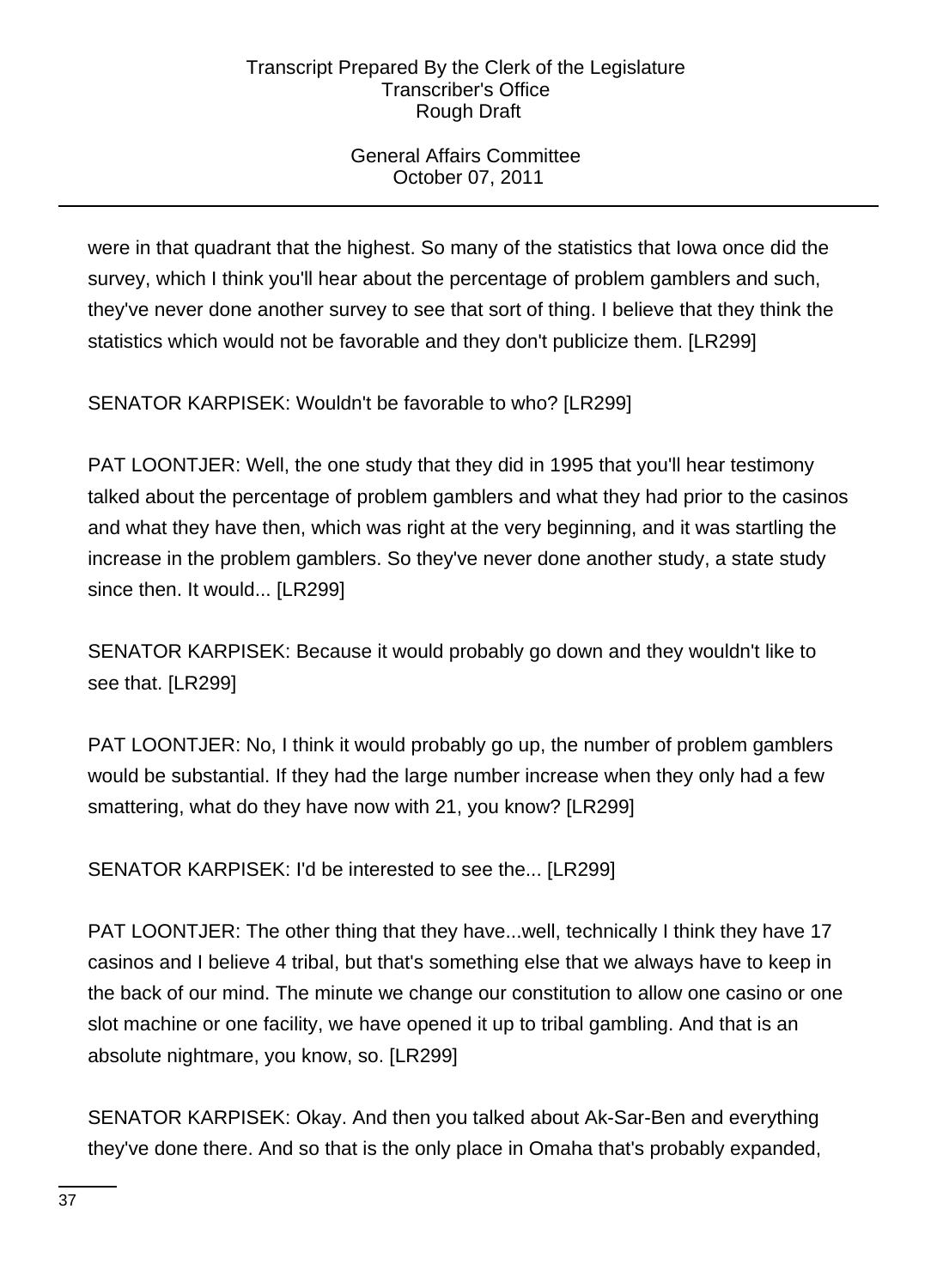were in that quadrant that the highest. So many of the statistics that Iowa once did the survey, which I think you'll hear about the percentage of problem gamblers and such, they've never done another survey to see that sort of thing. I believe that they think the statistics which would not be favorable and they don't publicize them. [LR299]

SENATOR KARPISEK: Wouldn't be favorable to who? [LR299]

PAT LOONTJER: Well, the one study that they did in 1995 that you'll hear testimony talked about the percentage of problem gamblers and what they had prior to the casinos and what they have then, which was right at the very beginning, and it was startling the increase in the problem gamblers. So they've never done another study, a state study since then. It would... [LR299]

SENATOR KARPISEK: Because it would probably go down and they wouldn't like to see that. [LR299]

PAT LOONTJER: No, I think it would probably go up, the number of problem gamblers would be substantial. If they had the large number increase when they only had a few smattering, what do they have now with 21, you know? [LR299]

SENATOR KARPISEK: I'd be interested to see the... [LR299]

PAT LOONTJER: The other thing that they have...well, technically I think they have 17 casinos and I believe 4 tribal, but that's something else that we always have to keep in the back of our mind. The minute we change our constitution to allow one casino or one slot machine or one facility, we have opened it up to tribal gambling. And that is an absolute nightmare, you know, so. [LR299]

SENATOR KARPISEK: Okay. And then you talked about Ak-Sar-Ben and everything they've done there. And so that is the only place in Omaha that's probably expanded,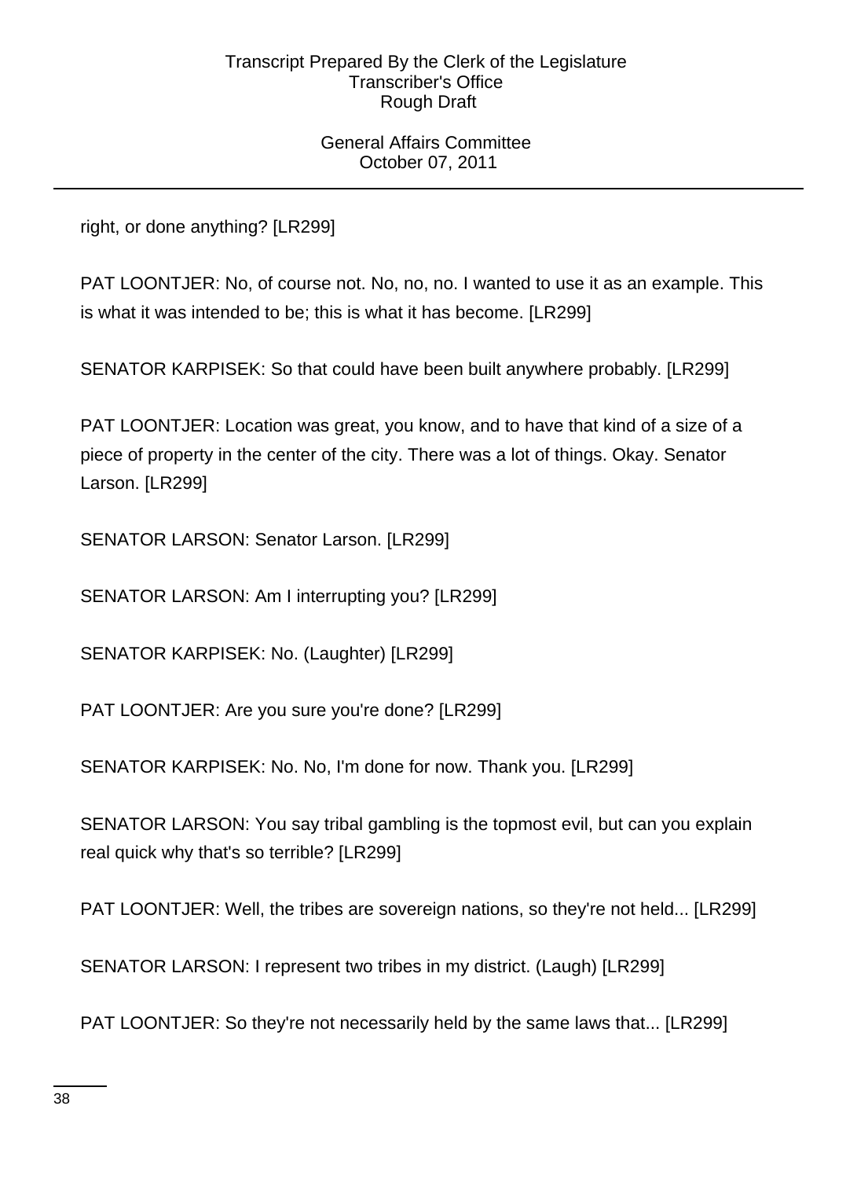right, or done anything? [LR299]

PAT LOONTJER: No, of course not. No, no, no. I wanted to use it as an example. This is what it was intended to be; this is what it has become. [LR299]

SENATOR KARPISEK: So that could have been built anywhere probably. [LR299]

PAT LOONTJER: Location was great, you know, and to have that kind of a size of a piece of property in the center of the city. There was a lot of things. Okay. Senator Larson. [LR299]

SENATOR LARSON: Senator Larson. [LR299]

SENATOR LARSON: Am I interrupting you? [LR299]

SENATOR KARPISEK: No. (Laughter) [LR299]

PAT LOONTJER: Are you sure you're done? [LR299]

SENATOR KARPISEK: No. No, I'm done for now. Thank you. [LR299]

SENATOR LARSON: You say tribal gambling is the topmost evil, but can you explain real quick why that's so terrible? [LR299]

PAT LOONTJER: Well, the tribes are sovereign nations, so they're not held... [LR299]

SENATOR LARSON: I represent two tribes in my district. (Laugh) [LR299]

PAT LOONTJER: So they're not necessarily held by the same laws that... [LR299]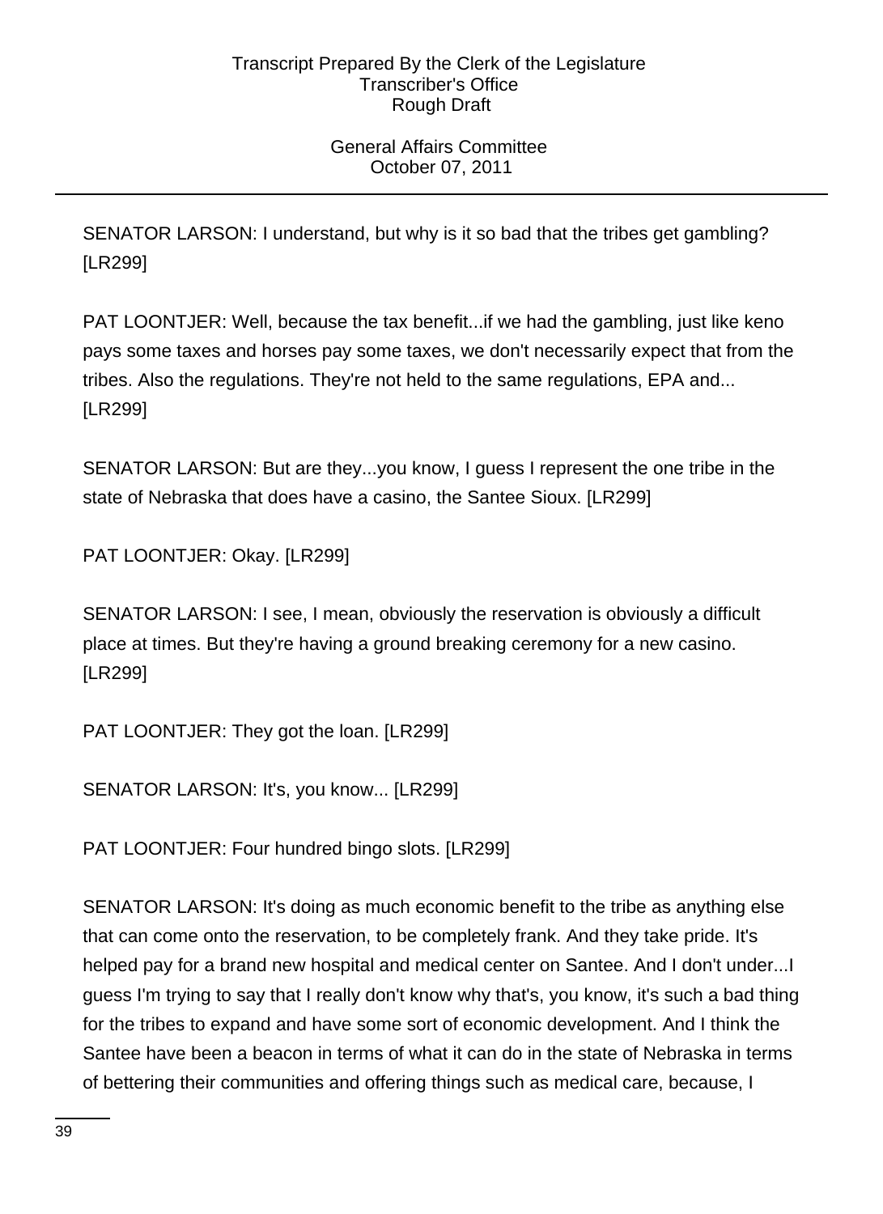SENATOR LARSON: I understand, but why is it so bad that the tribes get gambling? [LR299]

PAT LOONTJER: Well, because the tax benefit...if we had the gambling, just like keno pays some taxes and horses pay some taxes, we don't necessarily expect that from the tribes. Also the regulations. They're not held to the same regulations, EPA and... [LR299]

SENATOR LARSON: But are they...you know, I guess I represent the one tribe in the state of Nebraska that does have a casino, the Santee Sioux. [LR299]

PAT LOONTJER: Okay. [LR299]

SENATOR LARSON: I see, I mean, obviously the reservation is obviously a difficult place at times. But they're having a ground breaking ceremony for a new casino. [LR299]

PAT LOONTJER: They got the loan. [LR299]

SENATOR LARSON: It's, you know... [LR299]

PAT LOONTJER: Four hundred bingo slots. [LR299]

SENATOR LARSON: It's doing as much economic benefit to the tribe as anything else that can come onto the reservation, to be completely frank. And they take pride. It's helped pay for a brand new hospital and medical center on Santee. And I don't under...I guess I'm trying to say that I really don't know why that's, you know, it's such a bad thing for the tribes to expand and have some sort of economic development. And I think the Santee have been a beacon in terms of what it can do in the state of Nebraska in terms of bettering their communities and offering things such as medical care, because, I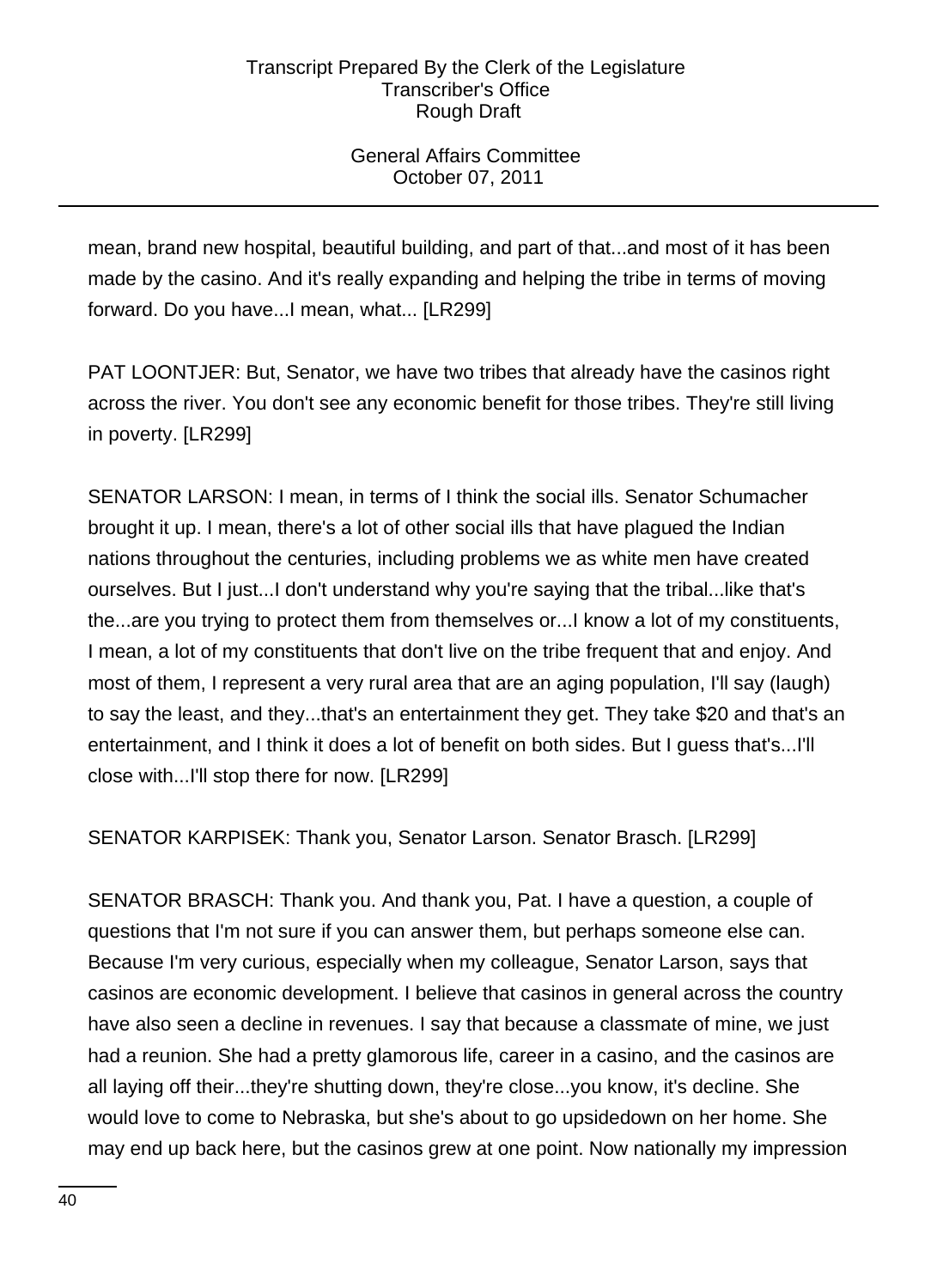mean, brand new hospital, beautiful building, and part of that...and most of it has been made by the casino. And it's really expanding and helping the tribe in terms of moving forward. Do you have...I mean, what... [LR299]

PAT LOONTJER: But, Senator, we have two tribes that already have the casinos right across the river. You don't see any economic benefit for those tribes. They're still living in poverty. [LR299]

SENATOR LARSON: I mean, in terms of I think the social ills. Senator Schumacher brought it up. I mean, there's a lot of other social ills that have plagued the Indian nations throughout the centuries, including problems we as white men have created ourselves. But I just...I don't understand why you're saying that the tribal...like that's the...are you trying to protect them from themselves or...I know a lot of my constituents, I mean, a lot of my constituents that don't live on the tribe frequent that and enjoy. And most of them, I represent a very rural area that are an aging population, I'll say (laugh) to say the least, and they...that's an entertainment they get. They take $20 and that's an entertainment, and I think it does a lot of benefit on both sides. But I guess that's...I'll close with...I'll stop there for now. [LR299]

SENATOR KARPISEK: Thank you, Senator Larson. Senator Brasch. [LR299]

SENATOR BRASCH: Thank you. And thank you, Pat. I have a question, a couple of questions that I'm not sure if you can answer them, but perhaps someone else can. Because I'm very curious, especially when my colleague, Senator Larson, says that casinos are economic development. I believe that casinos in general across the country have also seen a decline in revenues. I say that because a classmate of mine, we just had a reunion. She had a pretty glamorous life, career in a casino, and the casinos are all laying off their...they're shutting down, they're close...you know, it's decline. She would love to come to Nebraska, but she's about to go upsidedown on her home. She may end up back here, but the casinos grew at one point. Now nationally my impression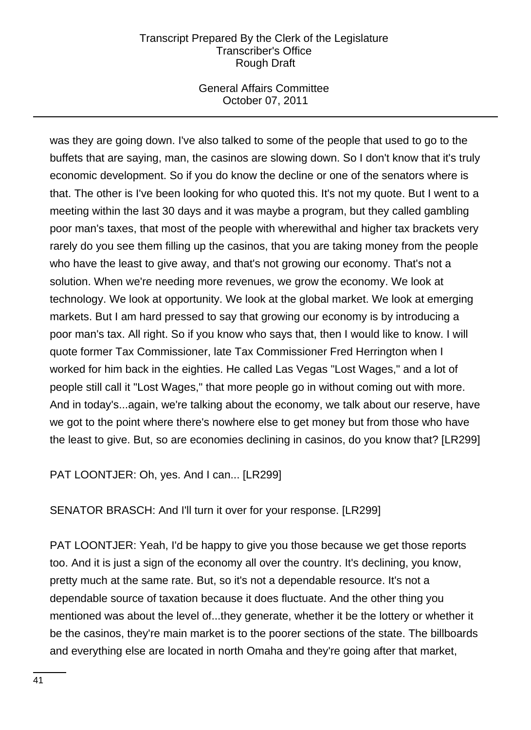was they are going down. I've also talked to some of the people that used to go to the buffets that are saying, man, the casinos are slowing down. So I don't know that it's truly economic development. So if you do know the decline or one of the senators where is that. The other is I've been looking for who quoted this. It's not my quote. But I went to a meeting within the last 30 days and it was maybe a program, but they called gambling poor man's taxes, that most of the people with wherewithal and higher tax brackets very rarely do you see them filling up the casinos, that you are taking money from the people who have the least to give away, and that's not growing our economy. That's not a solution. When we're needing more revenues, we grow the economy. We look at technology. We look at opportunity. We look at the global market. We look at emerging markets. But I am hard pressed to say that growing our economy is by introducing a poor man's tax. All right. So if you know who says that, then I would like to know. I will quote former Tax Commissioner, late Tax Commissioner Fred Herrington when I worked for him back in the eighties. He called Las Vegas "Lost Wages," and a lot of people still call it "Lost Wages," that more people go in without coming out with more. And in today's...again, we're talking about the economy, we talk about our reserve, have we got to the point where there's nowhere else to get money but from those who have the least to give. But, so are economies declining in casinos, do you know that? [LR299]

PAT LOONTJER: Oh, yes. And I can... [LR299]

SENATOR BRASCH: And I'll turn it over for your response. [LR299]

PAT LOONTJER: Yeah, I'd be happy to give you those because we get those reports too. And it is just a sign of the economy all over the country. It's declining, you know, pretty much at the same rate. But, so it's not a dependable resource. It's not a dependable source of taxation because it does fluctuate. And the other thing you mentioned was about the level of...they generate, whether it be the lottery or whether it be the casinos, they're main market is to the poorer sections of the state. The billboards and everything else are located in north Omaha and they're going after that market,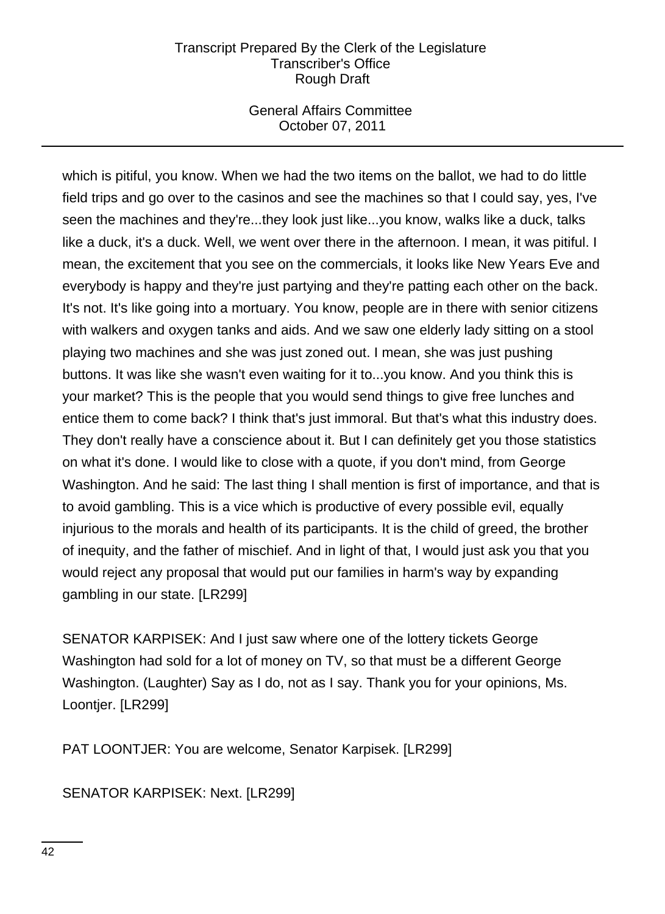which is pitiful, you know. When we had the two items on the ballot, we had to do little field trips and go over to the casinos and see the machines so that I could say, yes, I've seen the machines and they're...they look just like...you know, walks like a duck, talks like a duck, it's a duck. Well, we went over there in the afternoon. I mean, it was pitiful. I mean, the excitement that you see on the commercials, it looks like New Years Eve and everybody is happy and they're just partying and they're patting each other on the back. It's not. It's like going into a mortuary. You know, people are in there with senior citizens with walkers and oxygen tanks and aids. And we saw one elderly lady sitting on a stool playing two machines and she was just zoned out. I mean, she was just pushing buttons. It was like she wasn't even waiting for it to...you know. And you think this is your market? This is the people that you would send things to give free lunches and entice them to come back? I think that's just immoral. But that's what this industry does. They don't really have a conscience about it. But I can definitely get you those statistics on what it's done. I would like to close with a quote, if you don't mind, from George Washington. And he said: The last thing I shall mention is first of importance, and that is to avoid gambling. This is a vice which is productive of every possible evil, equally injurious to the morals and health of its participants. It is the child of greed, the brother of inequity, and the father of mischief. And in light of that, I would just ask you that you would reject any proposal that would put our families in harm's way by expanding gambling in our state. [LR299]

SENATOR KARPISEK: And I just saw where one of the lottery tickets George Washington had sold for a lot of money on TV, so that must be a different George Washington. (Laughter) Say as I do, not as I say. Thank you for your opinions, Ms. Loontjer. [LR299]

PAT LOONTJER: You are welcome, Senator Karpisek. [LR299]

SENATOR KARPISEK: Next. [LR299]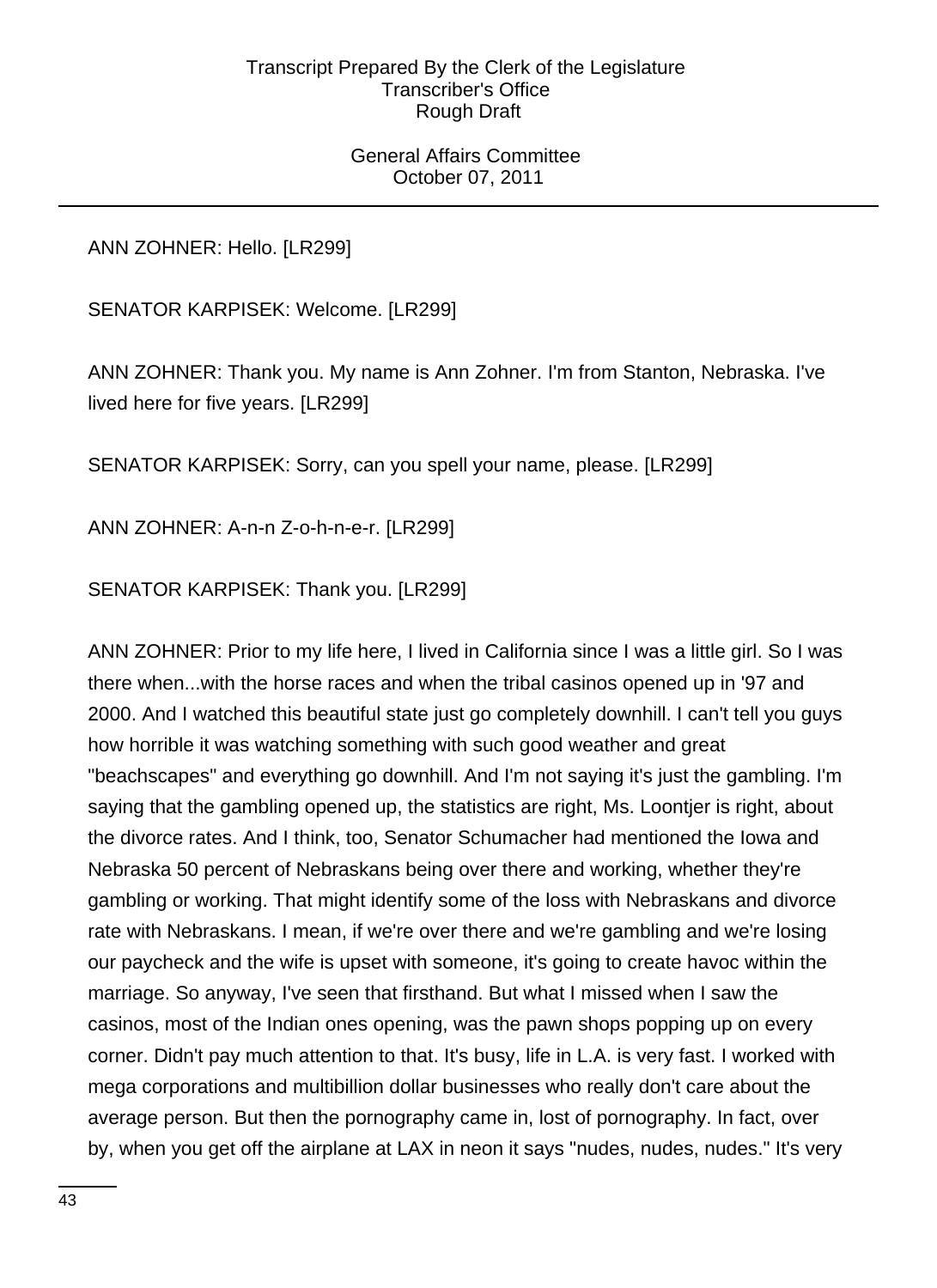ANN ZOHNER: Hello. [LR299]

SENATOR KARPISEK: Welcome. [LR299]

ANN ZOHNER: Thank you. My name is Ann Zohner. I'm from Stanton, Nebraska. I've lived here for five years. [LR299]

SENATOR KARPISEK: Sorry, can you spell your name, please. [LR299]

ANN ZOHNER: A-n-n Z-o-h-n-e-r. [LR299]

SENATOR KARPISEK: Thank you. [LR299]

ANN ZOHNER: Prior to my life here, I lived in California since I was a little girl. So I was there when...with the horse races and when the tribal casinos opened up in '97 and 2000. And I watched this beautiful state just go completely downhill. I can't tell you guys how horrible it was watching something with such good weather and great "beachscapes" and everything go downhill. And I'm not saying it's just the gambling. I'm saying that the gambling opened up, the statistics are right, Ms. Loontjer is right, about the divorce rates. And I think, too, Senator Schumacher had mentioned the Iowa and Nebraska 50 percent of Nebraskans being over there and working, whether they're gambling or working. That might identify some of the loss with Nebraskans and divorce rate with Nebraskans. I mean, if we're over there and we're gambling and we're losing our paycheck and the wife is upset with someone, it's going to create havoc within the marriage. So anyway, I've seen that firsthand. But what I missed when I saw the casinos, most of the Indian ones opening, was the pawn shops popping up on every corner. Didn't pay much attention to that. It's busy, life in L.A. is very fast. I worked with mega corporations and multibillion dollar businesses who really don't care about the average person. But then the pornography came in, lost of pornography. In fact, over by, when you get off the airplane at LAX in neon it says "nudes, nudes, nudes." It's very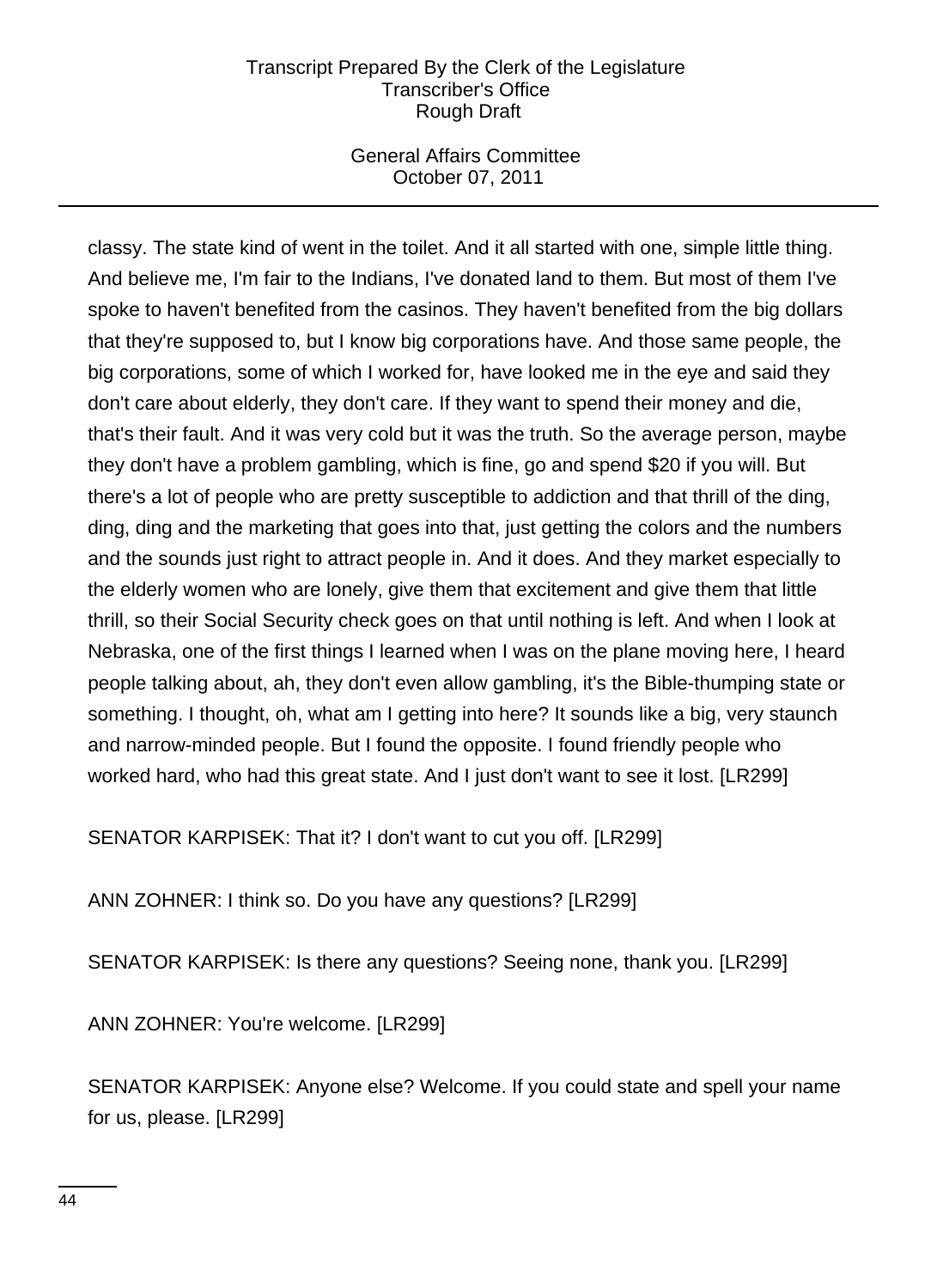classy. The state kind of went in the toilet. And it all started with one, simple little thing. And believe me, I'm fair to the Indians, I've donated land to them. But most of them I've spoke to haven't benefited from the casinos. They haven't benefited from the big dollars that they're supposed to, but I know big corporations have. And those same people, the big corporations, some of which I worked for, have looked me in the eye and said they don't care about elderly, they don't care. If they want to spend their money and die, that's their fault. And it was very cold but it was the truth. So the average person, maybe they don't have a problem gambling, which is fine, go and spend $20 if you will. But there's a lot of people who are pretty susceptible to addiction and that thrill of the ding, ding, ding and the marketing that goes into that, just getting the colors and the numbers and the sounds just right to attract people in. And it does. And they market especially to the elderly women who are lonely, give them that excitement and give them that little thrill, so their Social Security check goes on that until nothing is left. And when I look at Nebraska, one of the first things I learned when I was on the plane moving here, I heard people talking about, ah, they don't even allow gambling, it's the Bible-thumping state or something. I thought, oh, what am I getting into here? It sounds like a big, very staunch and narrow-minded people. But I found the opposite. I found friendly people who worked hard, who had this great state. And I just don't want to see it lost. [LR299]

SENATOR KARPISEK: That it? I don't want to cut you off. [LR299]

ANN ZOHNER: I think so. Do you have any questions? [LR299]

SENATOR KARPISEK: Is there any questions? Seeing none, thank you. [LR299]

ANN ZOHNER: You're welcome. [LR299]

SENATOR KARPISEK: Anyone else? Welcome. If you could state and spell your name for us, please. [LR299]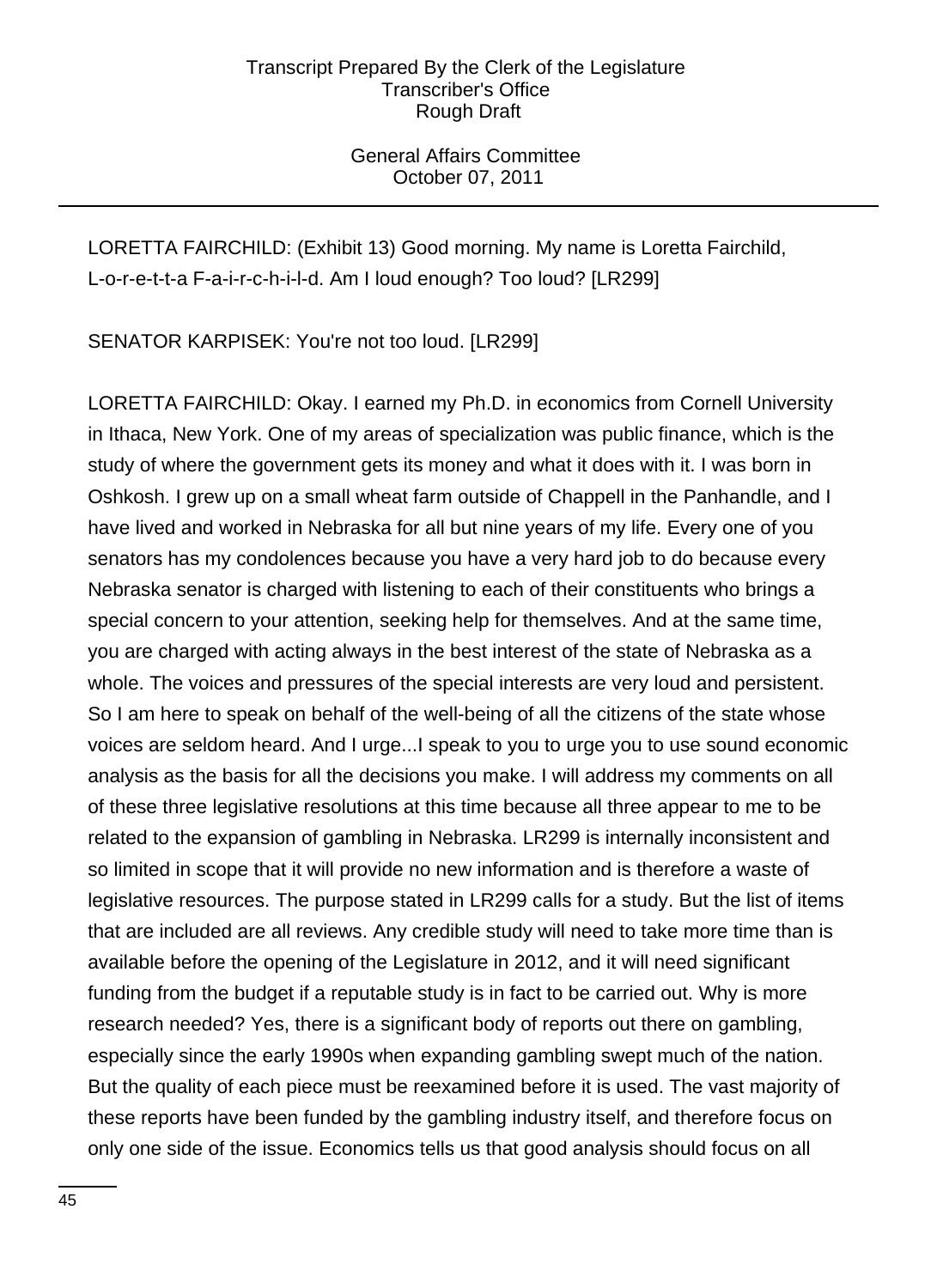LORETTA FAIRCHILD: (Exhibit 13) Good morning. My name is Loretta Fairchild, L-o-r-e-t-t-a F-a-i-r-c-h-i-l-d. Am I loud enough? Too loud? [LR299]

SENATOR KARPISEK: You're not too loud. [LR299]

LORETTA FAIRCHILD: Okay. I earned my Ph.D. in economics from Cornell University in Ithaca, New York. One of my areas of specialization was public finance, which is the study of where the government gets its money and what it does with it. I was born in Oshkosh. I grew up on a small wheat farm outside of Chappell in the Panhandle, and I have lived and worked in Nebraska for all but nine years of my life. Every one of you senators has my condolences because you have a very hard job to do because every Nebraska senator is charged with listening to each of their constituents who brings a special concern to your attention, seeking help for themselves. And at the same time, you are charged with acting always in the best interest of the state of Nebraska as a whole. The voices and pressures of the special interests are very loud and persistent. So I am here to speak on behalf of the well-being of all the citizens of the state whose voices are seldom heard. And I urge...I speak to you to urge you to use sound economic analysis as the basis for all the decisions you make. I will address my comments on all of these three legislative resolutions at this time because all three appear to me to be related to the expansion of gambling in Nebraska. LR299 is internally inconsistent and so limited in scope that it will provide no new information and is therefore a waste of legislative resources. The purpose stated in LR299 calls for a study. But the list of items that are included are all reviews. Any credible study will need to take more time than is available before the opening of the Legislature in 2012, and it will need significant funding from the budget if a reputable study is in fact to be carried out. Why is more research needed? Yes, there is a significant body of reports out there on gambling, especially since the early 1990s when expanding gambling swept much of the nation. But the quality of each piece must be reexamined before it is used. The vast majority of these reports have been funded by the gambling industry itself, and therefore focus on only one side of the issue. Economics tells us that good analysis should focus on all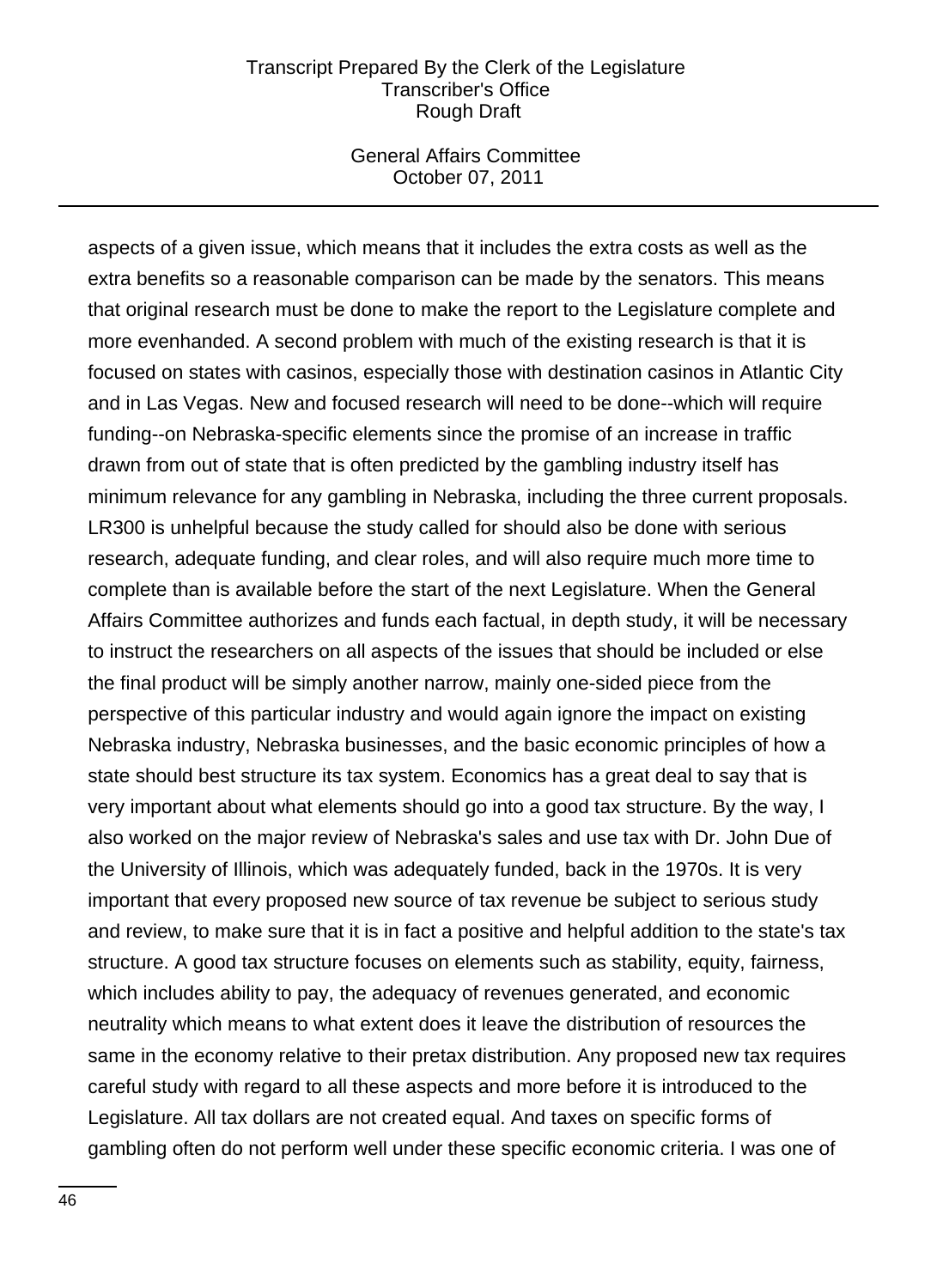aspects of a given issue, which means that it includes the extra costs as well as the extra benefits so a reasonable comparison can be made by the senators. This means that original research must be done to make the report to the Legislature complete and more evenhanded. A second problem with much of the existing research is that it is focused on states with casinos, especially those with destination casinos in Atlantic City and in Las Vegas. New and focused research will need to be done--which will require funding--on Nebraska-specific elements since the promise of an increase in traffic drawn from out of state that is often predicted by the gambling industry itself has minimum relevance for any gambling in Nebraska, including the three current proposals. LR300 is unhelpful because the study called for should also be done with serious research, adequate funding, and clear roles, and will also require much more time to complete than is available before the start of the next Legislature. When the General Affairs Committee authorizes and funds each factual, in depth study, it will be necessary to instruct the researchers on all aspects of the issues that should be included or else the final product will be simply another narrow, mainly one-sided piece from the perspective of this particular industry and would again ignore the impact on existing Nebraska industry, Nebraska businesses, and the basic economic principles of how a state should best structure its tax system. Economics has a great deal to say that is very important about what elements should go into a good tax structure. By the way, I also worked on the major review of Nebraska's sales and use tax with Dr. John Due of the University of Illinois, which was adequately funded, back in the 1970s. It is very important that every proposed new source of tax revenue be subject to serious study and review, to make sure that it is in fact a positive and helpful addition to the state's tax structure. A good tax structure focuses on elements such as stability, equity, fairness, which includes ability to pay, the adequacy of revenues generated, and economic neutrality which means to what extent does it leave the distribution of resources the same in the economy relative to their pretax distribution. Any proposed new tax requires careful study with regard to all these aspects and more before it is introduced to the Legislature. All tax dollars are not created equal. And taxes on specific forms of gambling often do not perform well under these specific economic criteria. I was one of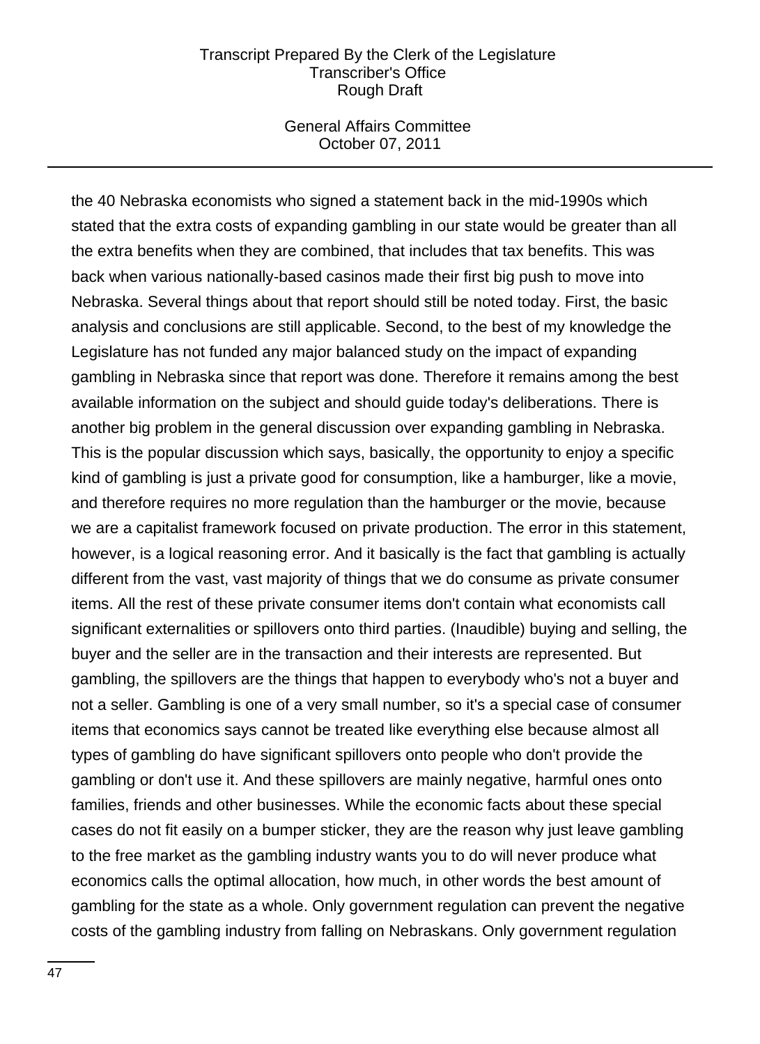the 40 Nebraska economists who signed a statement back in the mid-1990s which stated that the extra costs of expanding gambling in our state would be greater than all the extra benefits when they are combined, that includes that tax benefits. This was back when various nationally-based casinos made their first big push to move into Nebraska. Several things about that report should still be noted today. First, the basic analysis and conclusions are still applicable. Second, to the best of my knowledge the Legislature has not funded any major balanced study on the impact of expanding gambling in Nebraska since that report was done. Therefore it remains among the best available information on the subject and should guide today's deliberations. There is another big problem in the general discussion over expanding gambling in Nebraska. This is the popular discussion which says, basically, the opportunity to enjoy a specific kind of gambling is just a private good for consumption, like a hamburger, like a movie, and therefore requires no more regulation than the hamburger or the movie, because we are a capitalist framework focused on private production. The error in this statement, however, is a logical reasoning error. And it basically is the fact that gambling is actually different from the vast, vast majority of things that we do consume as private consumer items. All the rest of these private consumer items don't contain what economists call significant externalities or spillovers onto third parties. (Inaudible) buying and selling, the buyer and the seller are in the transaction and their interests are represented. But gambling, the spillovers are the things that happen to everybody who's not a buyer and not a seller. Gambling is one of a very small number, so it's a special case of consumer items that economics says cannot be treated like everything else because almost all types of gambling do have significant spillovers onto people who don't provide the gambling or don't use it. And these spillovers are mainly negative, harmful ones onto families, friends and other businesses. While the economic facts about these special cases do not fit easily on a bumper sticker, they are the reason why just leave gambling to the free market as the gambling industry wants you to do will never produce what economics calls the optimal allocation, how much, in other words the best amount of gambling for the state as a whole. Only government regulation can prevent the negative costs of the gambling industry from falling on Nebraskans. Only government regulation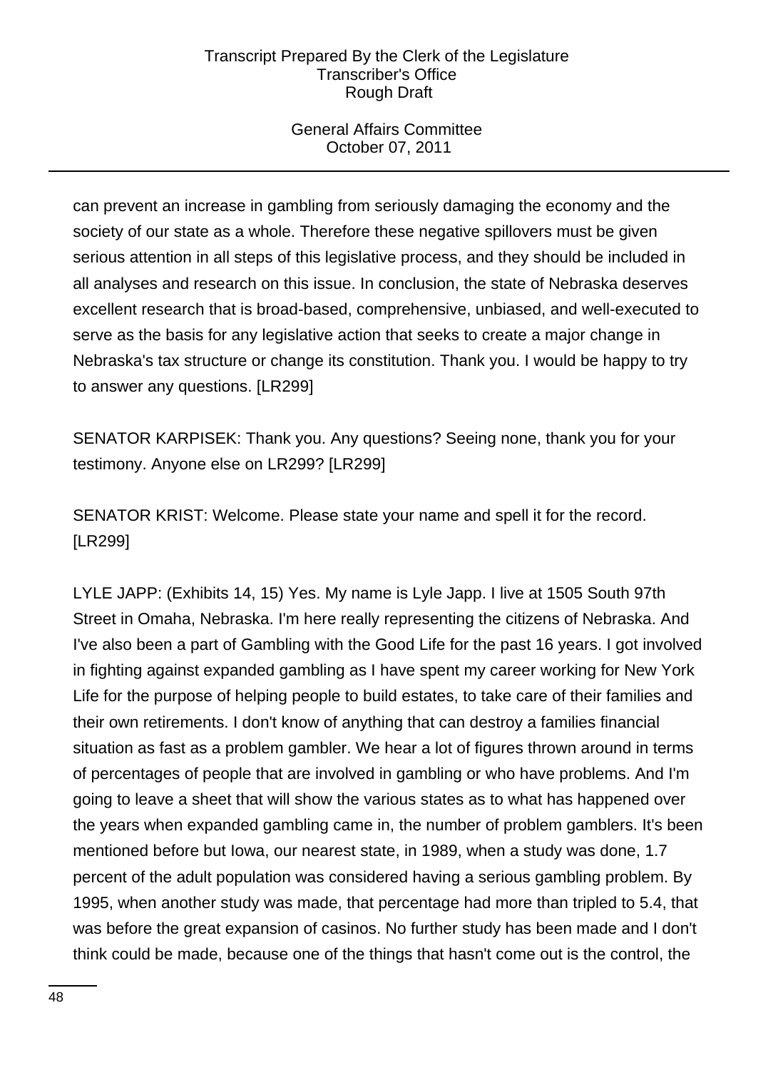can prevent an increase in gambling from seriously damaging the economy and the society of our state as a whole. Therefore these negative spillovers must be given serious attention in all steps of this legislative process, and they should be included in all analyses and research on this issue. In conclusion, the state of Nebraska deserves excellent research that is broad-based, comprehensive, unbiased, and well-executed to serve as the basis for any legislative action that seeks to create a major change in Nebraska's tax structure or change its constitution. Thank you. I would be happy to try to answer any questions. [LR299]

SENATOR KARPISEK: Thank you. Any questions? Seeing none, thank you for your testimony. Anyone else on LR299? [LR299]

SENATOR KRIST: Welcome. Please state your name and spell it for the record. [LR299]

LYLE JAPP: (Exhibits 14, 15) Yes. My name is Lyle Japp. I live at 1505 South 97th Street in Omaha, Nebraska. I'm here really representing the citizens of Nebraska. And I've also been a part of Gambling with the Good Life for the past 16 years. I got involved in fighting against expanded gambling as I have spent my career working for New York Life for the purpose of helping people to build estates, to take care of their families and their own retirements. I don't know of anything that can destroy a families financial situation as fast as a problem gambler. We hear a lot of figures thrown around in terms of percentages of people that are involved in gambling or who have problems. And I'm going to leave a sheet that will show the various states as to what has happened over the years when expanded gambling came in, the number of problem gamblers. It's been mentioned before but Iowa, our nearest state, in 1989, when a study was done, 1.7 percent of the adult population was considered having a serious gambling problem. By 1995, when another study was made, that percentage had more than tripled to 5.4, that was before the great expansion of casinos. No further study has been made and I don't think could be made, because one of the things that hasn't come out is the control, the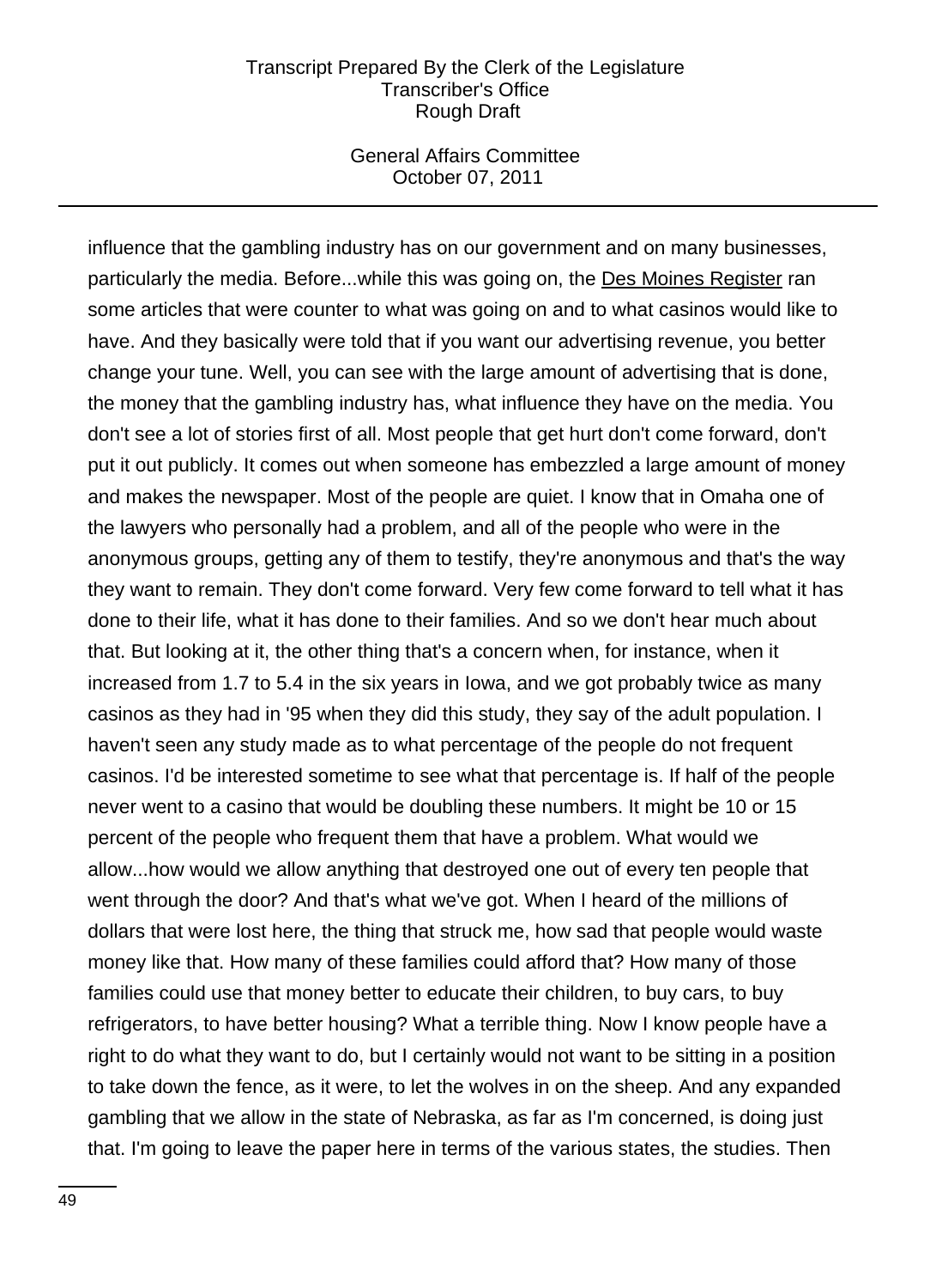influence that the gambling industry has on our government and on many businesses, particularly the media. Before...while this was going on, the Des Moines Register ran some articles that were counter to what was going on and to what casinos would like to have. And they basically were told that if you want our advertising revenue, you better change your tune. Well, you can see with the large amount of advertising that is done, the money that the gambling industry has, what influence they have on the media. You don't see a lot of stories first of all. Most people that get hurt don't come forward, don't put it out publicly. It comes out when someone has embezzled a large amount of money and makes the newspaper. Most of the people are quiet. I know that in Omaha one of the lawyers who personally had a problem, and all of the people who were in the anonymous groups, getting any of them to testify, they're anonymous and that's the way they want to remain. They don't come forward. Very few come forward to tell what it has done to their life, what it has done to their families. And so we don't hear much about that. But looking at it, the other thing that's a concern when, for instance, when it increased from 1.7 to 5.4 in the six years in Iowa, and we got probably twice as many casinos as they had in '95 when they did this study, they say of the adult population. I haven't seen any study made as to what percentage of the people do not frequent casinos. I'd be interested sometime to see what that percentage is. If half of the people never went to a casino that would be doubling these numbers. It might be 10 or 15 percent of the people who frequent them that have a problem. What would we allow...how would we allow anything that destroyed one out of every ten people that went through the door? And that's what we've got. When I heard of the millions of dollars that were lost here, the thing that struck me, how sad that people would waste money like that. How many of these families could afford that? How many of those families could use that money better to educate their children, to buy cars, to buy refrigerators, to have better housing? What a terrible thing. Now I know people have a right to do what they want to do, but I certainly would not want to be sitting in a position to take down the fence, as it were, to let the wolves in on the sheep. And any expanded gambling that we allow in the state of Nebraska, as far as I'm concerned, is doing just that. I'm going to leave the paper here in terms of the various states, the studies. Then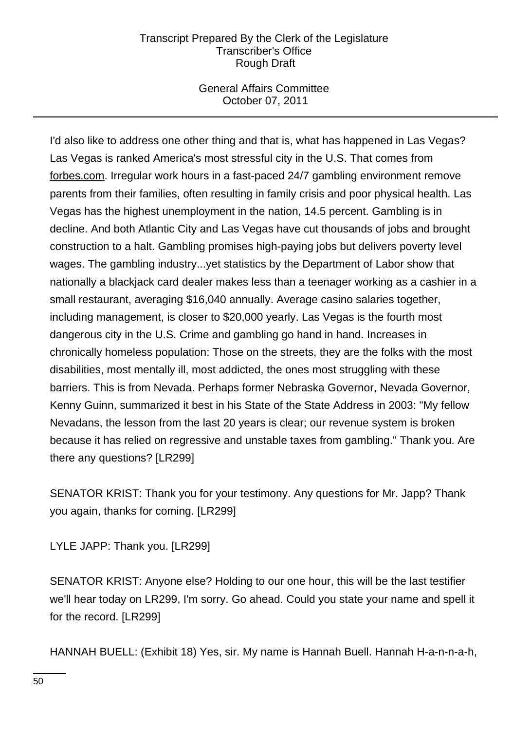I'd also like to address one other thing and that is, what has happened in Las Vegas? Las Vegas is ranked America's most stressful city in the U.S. That comes from forbes.com. Irregular work hours in a fast-paced 24/7 gambling environment remove parents from their families, often resulting in family crisis and poor physical health. Las Vegas has the highest unemployment in the nation, 14.5 percent. Gambling is in decline. And both Atlantic City and Las Vegas have cut thousands of jobs and brought construction to a halt. Gambling promises high-paying jobs but delivers poverty level wages. The gambling industry...yet statistics by the Department of Labor show that nationally a blackjack card dealer makes less than a teenager working as a cashier in a small restaurant, averaging $16,040 annually. Average casino salaries together, including management, is closer to $20,000 yearly. Las Vegas is the fourth most dangerous city in the U.S. Crime and gambling go hand in hand. Increases in chronically homeless population: Those on the streets, they are the folks with the most disabilities, most mentally ill, most addicted, the ones most struggling with these barriers. This is from Nevada. Perhaps former Nebraska Governor, Nevada Governor, Kenny Guinn, summarized it best in his State of the State Address in 2003: "My fellow Nevadans, the lesson from the last 20 years is clear; our revenue system is broken because it has relied on regressive and unstable taxes from gambling." Thank you. Are there any questions? [LR299]

SENATOR KRIST: Thank you for your testimony. Any questions for Mr. Japp? Thank you again, thanks for coming. [LR299]

LYLE JAPP: Thank you. [LR299]

SENATOR KRIST: Anyone else? Holding to our one hour, this will be the last testifier we'll hear today on LR299, I'm sorry. Go ahead. Could you state your name and spell it for the record. [LR299]

HANNAH BUELL: (Exhibit 18) Yes, sir. My name is Hannah Buell. Hannah H-a-n-n-a-h,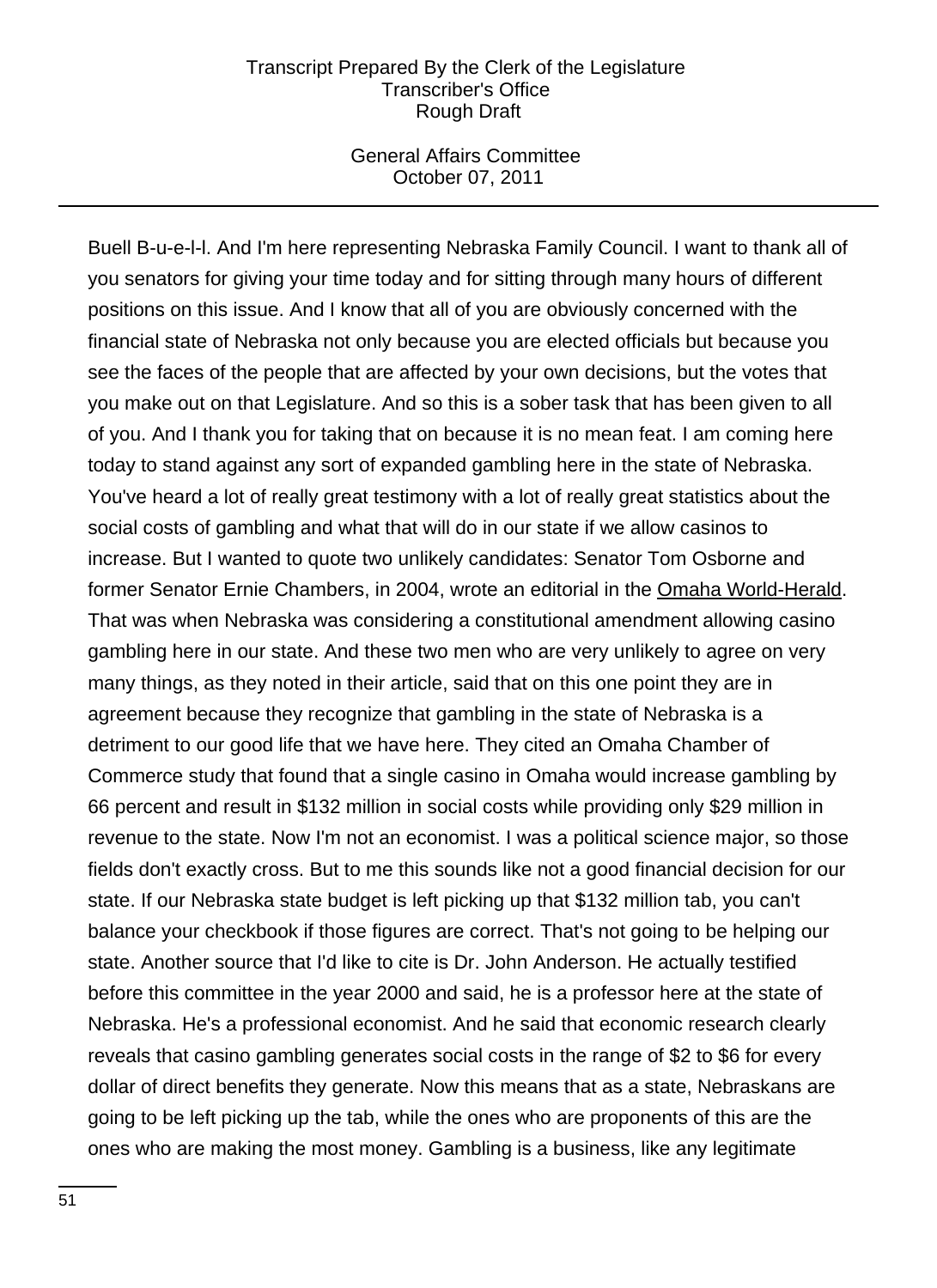Buell B-u-e-l-l. And I'm here representing Nebraska Family Council. I want to thank all of you senators for giving your time today and for sitting through many hours of different positions on this issue. And I know that all of you are obviously concerned with the financial state of Nebraska not only because you are elected officials but because you see the faces of the people that are affected by your own decisions, but the votes that you make out on that Legislature. And so this is a sober task that has been given to all of you. And I thank you for taking that on because it is no mean feat. I am coming here today to stand against any sort of expanded gambling here in the state of Nebraska. You've heard a lot of really great testimony with a lot of really great statistics about the social costs of gambling and what that will do in our state if we allow casinos to increase. But I wanted to quote two unlikely candidates: Senator Tom Osborne and former Senator Ernie Chambers, in 2004, wrote an editorial in the Omaha World-Herald. That was when Nebraska was considering a constitutional amendment allowing casino gambling here in our state. And these two men who are very unlikely to agree on very many things, as they noted in their article, said that on this one point they are in agreement because they recognize that gambling in the state of Nebraska is a detriment to our good life that we have here. They cited an Omaha Chamber of Commerce study that found that a single casino in Omaha would increase gambling by 66 percent and result in $132 million in social costs while providing only $29 million in revenue to the state. Now I'm not an economist. I was a political science major, so those fields don't exactly cross. But to me this sounds like not a good financial decision for our state. If our Nebraska state budget is left picking up that $132 million tab, you can't balance your checkbook if those figures are correct. That's not going to be helping our state. Another source that I'd like to cite is Dr. John Anderson. He actually testified before this committee in the year 2000 and said, he is a professor here at the state of Nebraska. He's a professional economist. And he said that economic research clearly reveals that casino gambling generates social costs in the range of $2 to $6 for every dollar of direct benefits they generate. Now this means that as a state, Nebraskans are going to be left picking up the tab, while the ones who are proponents of this are the ones who are making the most money. Gambling is a business, like any legitimate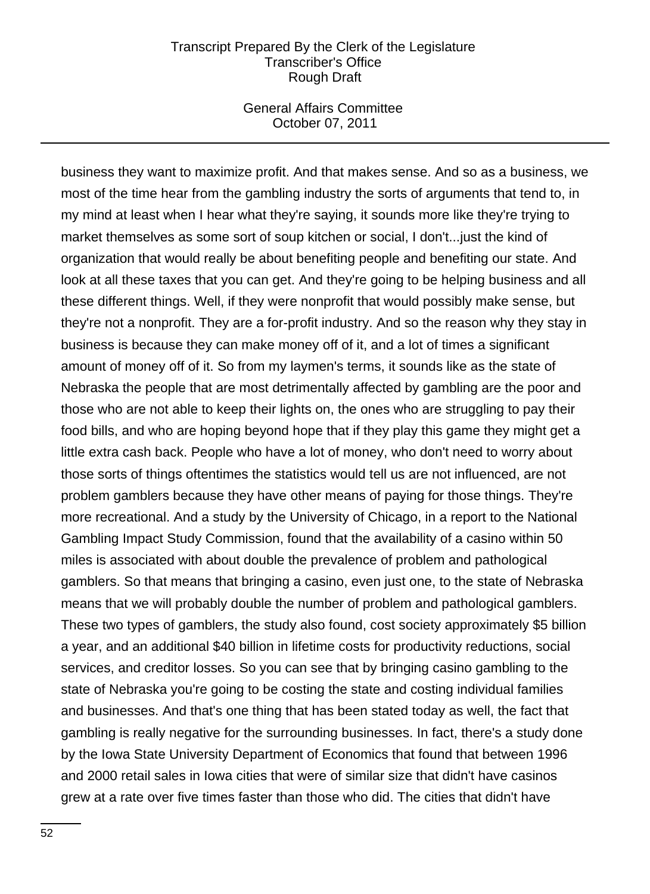business they want to maximize profit. And that makes sense. And so as a business, we most of the time hear from the gambling industry the sorts of arguments that tend to, in my mind at least when I hear what they're saying, it sounds more like they're trying to market themselves as some sort of soup kitchen or social, I don't...just the kind of organization that would really be about benefiting people and benefiting our state. And look at all these taxes that you can get. And they're going to be helping business and all these different things. Well, if they were nonprofit that would possibly make sense, but they're not a nonprofit. They are a for-profit industry. And so the reason why they stay in business is because they can make money off of it, and a lot of times a significant amount of money off of it. So from my laymen's terms, it sounds like as the state of Nebraska the people that are most detrimentally affected by gambling are the poor and those who are not able to keep their lights on, the ones who are struggling to pay their food bills, and who are hoping beyond hope that if they play this game they might get a little extra cash back. People who have a lot of money, who don't need to worry about those sorts of things oftentimes the statistics would tell us are not influenced, are not problem gamblers because they have other means of paying for those things. They're more recreational. And a study by the University of Chicago, in a report to the National Gambling Impact Study Commission, found that the availability of a casino within 50 miles is associated with about double the prevalence of problem and pathological gamblers. So that means that bringing a casino, even just one, to the state of Nebraska means that we will probably double the number of problem and pathological gamblers. These two types of gamblers, the study also found, cost society approximately $5 billion a year, and an additional $40 billion in lifetime costs for productivity reductions, social services, and creditor losses. So you can see that by bringing casino gambling to the state of Nebraska you're going to be costing the state and costing individual families and businesses. And that's one thing that has been stated today as well, the fact that gambling is really negative for the surrounding businesses. In fact, there's a study done by the Iowa State University Department of Economics that found that between 1996 and 2000 retail sales in Iowa cities that were of similar size that didn't have casinos grew at a rate over five times faster than those who did. The cities that didn't have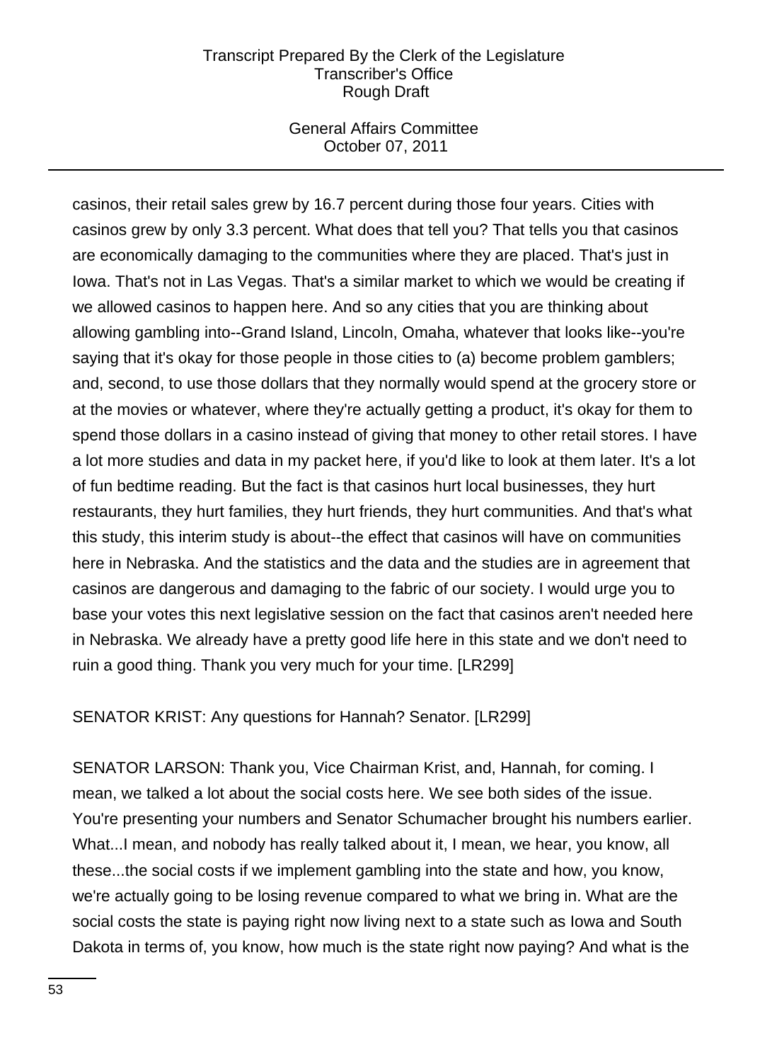casinos, their retail sales grew by 16.7 percent during those four years. Cities with casinos grew by only 3.3 percent. What does that tell you? That tells you that casinos are economically damaging to the communities where they are placed. That's just in Iowa. That's not in Las Vegas. That's a similar market to which we would be creating if we allowed casinos to happen here. And so any cities that you are thinking about allowing gambling into--Grand Island, Lincoln, Omaha, whatever that looks like--you're saying that it's okay for those people in those cities to (a) become problem gamblers; and, second, to use those dollars that they normally would spend at the grocery store or at the movies or whatever, where they're actually getting a product, it's okay for them to spend those dollars in a casino instead of giving that money to other retail stores. I have a lot more studies and data in my packet here, if you'd like to look at them later. It's a lot of fun bedtime reading. But the fact is that casinos hurt local businesses, they hurt restaurants, they hurt families, they hurt friends, they hurt communities. And that's what this study, this interim study is about--the effect that casinos will have on communities here in Nebraska. And the statistics and the data and the studies are in agreement that casinos are dangerous and damaging to the fabric of our society. I would urge you to base your votes this next legislative session on the fact that casinos aren't needed here in Nebraska. We already have a pretty good life here in this state and we don't need to ruin a good thing. Thank you very much for your time. [LR299]

SENATOR KRIST: Any questions for Hannah? Senator. [LR299]

SENATOR LARSON: Thank you, Vice Chairman Krist, and, Hannah, for coming. I mean, we talked a lot about the social costs here. We see both sides of the issue. You're presenting your numbers and Senator Schumacher brought his numbers earlier. What...I mean, and nobody has really talked about it, I mean, we hear, you know, all these...the social costs if we implement gambling into the state and how, you know, we're actually going to be losing revenue compared to what we bring in. What are the social costs the state is paying right now living next to a state such as Iowa and South Dakota in terms of, you know, how much is the state right now paying? And what is the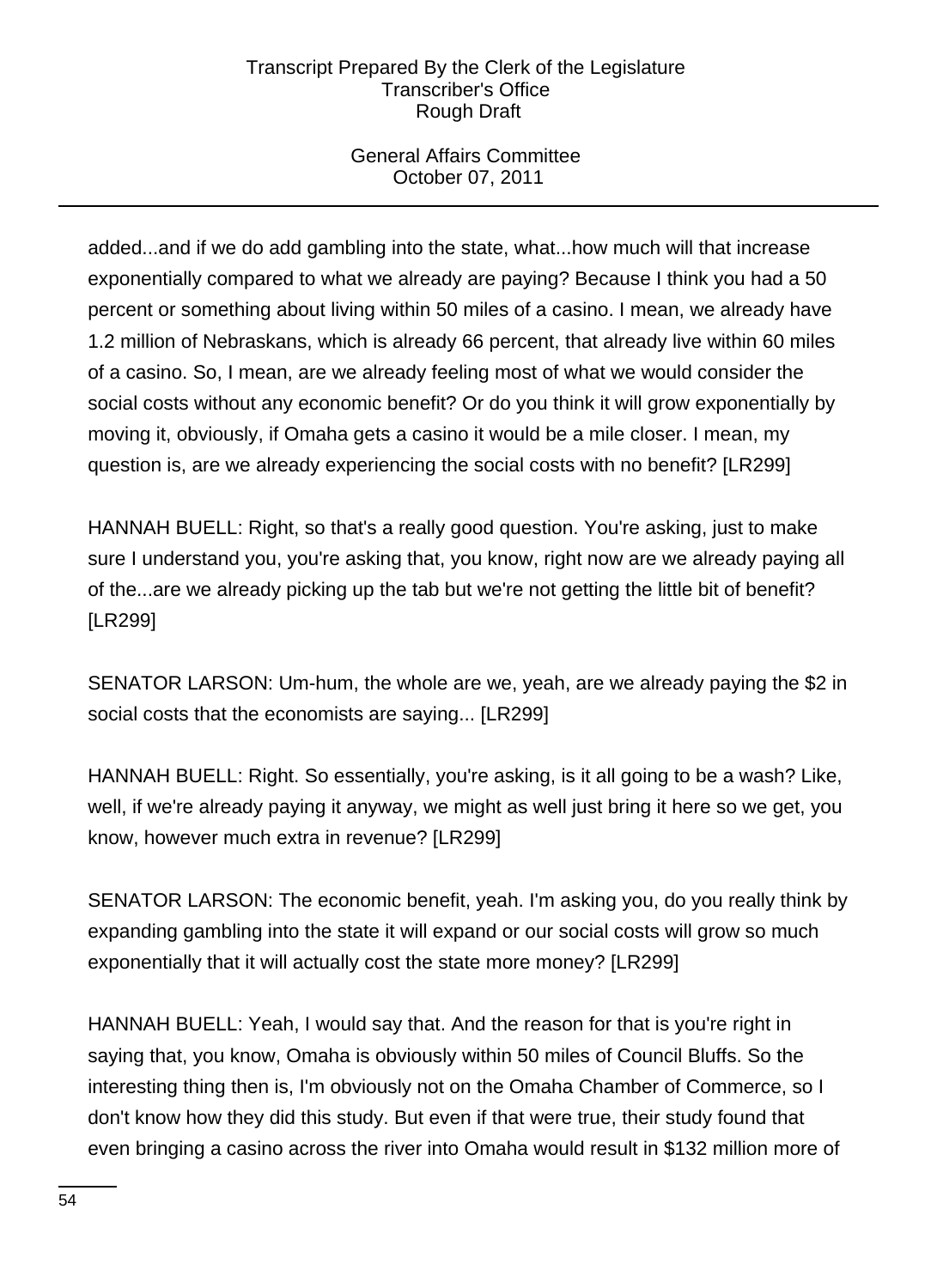added...and if we do add gambling into the state, what...how much will that increase exponentially compared to what we already are paying? Because I think you had a 50 percent or something about living within 50 miles of a casino. I mean, we already have 1.2 million of Nebraskans, which is already 66 percent, that already live within 60 miles of a casino. So, I mean, are we already feeling most of what we would consider the social costs without any economic benefit? Or do you think it will grow exponentially by moving it, obviously, if Omaha gets a casino it would be a mile closer. I mean, my question is, are we already experiencing the social costs with no benefit? [LR299]

HANNAH BUELL: Right, so that's a really good question. You're asking, just to make sure I understand you, you're asking that, you know, right now are we already paying all of the...are we already picking up the tab but we're not getting the little bit of benefit? [LR299]

SENATOR LARSON: Um-hum, the whole are we, yeah, are we already paying the $2 in social costs that the economists are saying... [LR299]

HANNAH BUELL: Right. So essentially, you're asking, is it all going to be a wash? Like, well, if we're already paying it anyway, we might as well just bring it here so we get, you know, however much extra in revenue? [LR299]

SENATOR LARSON: The economic benefit, yeah. I'm asking you, do you really think by expanding gambling into the state it will expand or our social costs will grow so much exponentially that it will actually cost the state more money? [LR299]

HANNAH BUELL: Yeah, I would say that. And the reason for that is you're right in saying that, you know, Omaha is obviously within 50 miles of Council Bluffs. So the interesting thing then is, I'm obviously not on the Omaha Chamber of Commerce, so I don't know how they did this study. But even if that were true, their study found that even bringing a casino across the river into Omaha would result in $132 million more of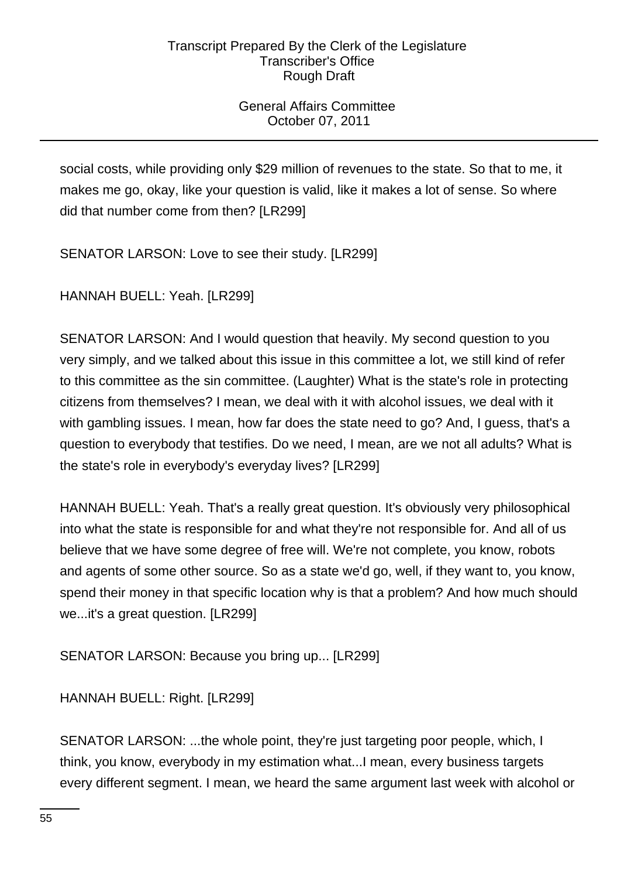social costs, while providing only $29 million of revenues to the state. So that to me, it makes me go, okay, like your question is valid, like it makes a lot of sense. So where did that number come from then? [LR299]

SENATOR LARSON: Love to see their study. [LR299]

HANNAH BUELL: Yeah. [LR299]

SENATOR LARSON: And I would question that heavily. My second question to you very simply, and we talked about this issue in this committee a lot, we still kind of refer to this committee as the sin committee. (Laughter) What is the state's role in protecting citizens from themselves? I mean, we deal with it with alcohol issues, we deal with it with gambling issues. I mean, how far does the state need to go? And, I guess, that's a question to everybody that testifies. Do we need, I mean, are we not all adults? What is the state's role in everybody's everyday lives? [LR299]

HANNAH BUELL: Yeah. That's a really great question. It's obviously very philosophical into what the state is responsible for and what they're not responsible for. And all of us believe that we have some degree of free will. We're not complete, you know, robots and agents of some other source. So as a state we'd go, well, if they want to, you know, spend their money in that specific location why is that a problem? And how much should we...it's a great question. [LR299]

SENATOR LARSON: Because you bring up... [LR299]

HANNAH BUELL: Right. [LR299]

SENATOR LARSON: ...the whole point, they're just targeting poor people, which, I think, you know, everybody in my estimation what...I mean, every business targets every different segment. I mean, we heard the same argument last week with alcohol or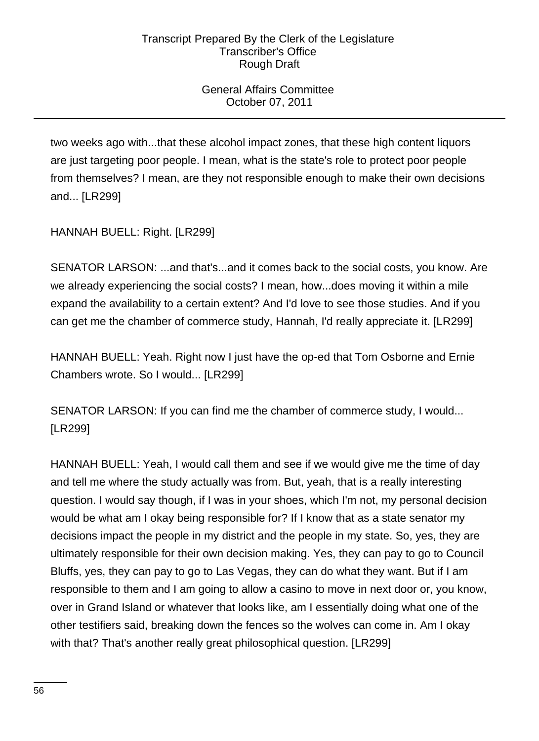two weeks ago with...that these alcohol impact zones, that these high content liquors are just targeting poor people. I mean, what is the state's role to protect poor people from themselves? I mean, are they not responsible enough to make their own decisions and... [LR299]

HANNAH BUELL: Right. [LR299]

SENATOR LARSON: ...and that's...and it comes back to the social costs, you know. Are we already experiencing the social costs? I mean, how...does moving it within a mile expand the availability to a certain extent? And I'd love to see those studies. And if you can get me the chamber of commerce study, Hannah, I'd really appreciate it. [LR299]

HANNAH BUELL: Yeah. Right now I just have the op-ed that Tom Osborne and Ernie Chambers wrote. So I would... [LR299]

SENATOR LARSON: If you can find me the chamber of commerce study, I would... [LR299]

HANNAH BUELL: Yeah, I would call them and see if we would give me the time of day and tell me where the study actually was from. But, yeah, that is a really interesting question. I would say though, if I was in your shoes, which I'm not, my personal decision would be what am I okay being responsible for? If I know that as a state senator my decisions impact the people in my district and the people in my state. So, yes, they are ultimately responsible for their own decision making. Yes, they can pay to go to Council Bluffs, yes, they can pay to go to Las Vegas, they can do what they want. But if I am responsible to them and I am going to allow a casino to move in next door or, you know, over in Grand Island or whatever that looks like, am I essentially doing what one of the other testifiers said, breaking down the fences so the wolves can come in. Am I okay with that? That's another really great philosophical question. [LR299]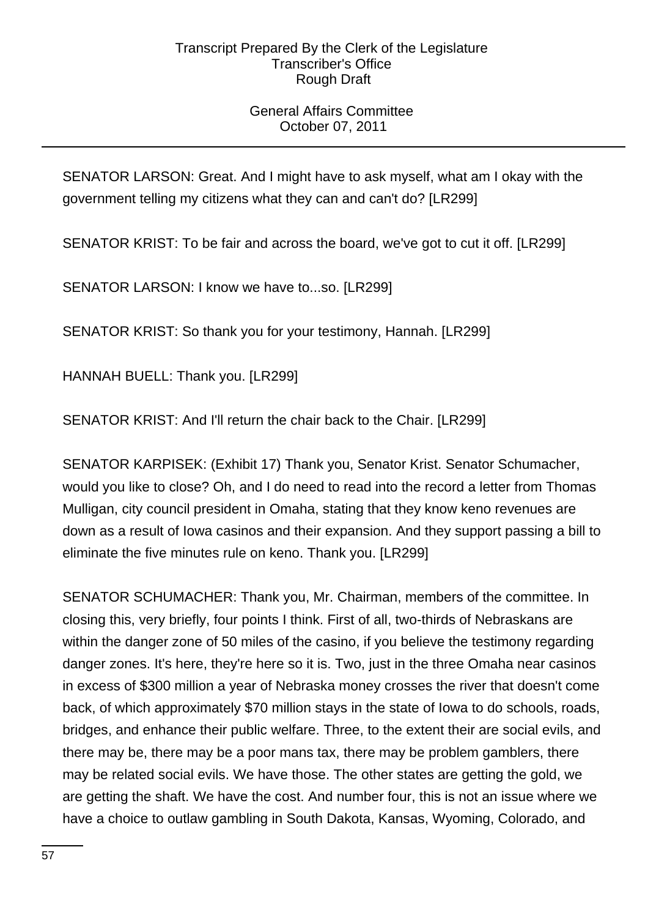SENATOR LARSON: Great. And I might have to ask myself, what am I okay with the government telling my citizens what they can and can't do? [LR299]

SENATOR KRIST: To be fair and across the board, we've got to cut it off. [LR299]

SENATOR LARSON: I know we have to...so. [LR299]

SENATOR KRIST: So thank you for your testimony, Hannah. [LR299]

HANNAH BUELL: Thank you. [LR299]

SENATOR KRIST: And I'll return the chair back to the Chair. [LR299]

SENATOR KARPISEK: (Exhibit 17) Thank you, Senator Krist. Senator Schumacher, would you like to close? Oh, and I do need to read into the record a letter from Thomas Mulligan, city council president in Omaha, stating that they know keno revenues are down as a result of Iowa casinos and their expansion. And they support passing a bill to eliminate the five minutes rule on keno. Thank you. [LR299]

SENATOR SCHUMACHER: Thank you, Mr. Chairman, members of the committee. In closing this, very briefly, four points I think. First of all, two-thirds of Nebraskans are within the danger zone of 50 miles of the casino, if you believe the testimony regarding danger zones. It's here, they're here so it is. Two, just in the three Omaha near casinos in excess of $300 million a year of Nebraska money crosses the river that doesn't come back, of which approximately $70 million stays in the state of Iowa to do schools, roads, bridges, and enhance their public welfare. Three, to the extent their are social evils, and there may be, there may be a poor mans tax, there may be problem gamblers, there may be related social evils. We have those. The other states are getting the gold, we are getting the shaft. We have the cost. And number four, this is not an issue where we have a choice to outlaw gambling in South Dakota, Kansas, Wyoming, Colorado, and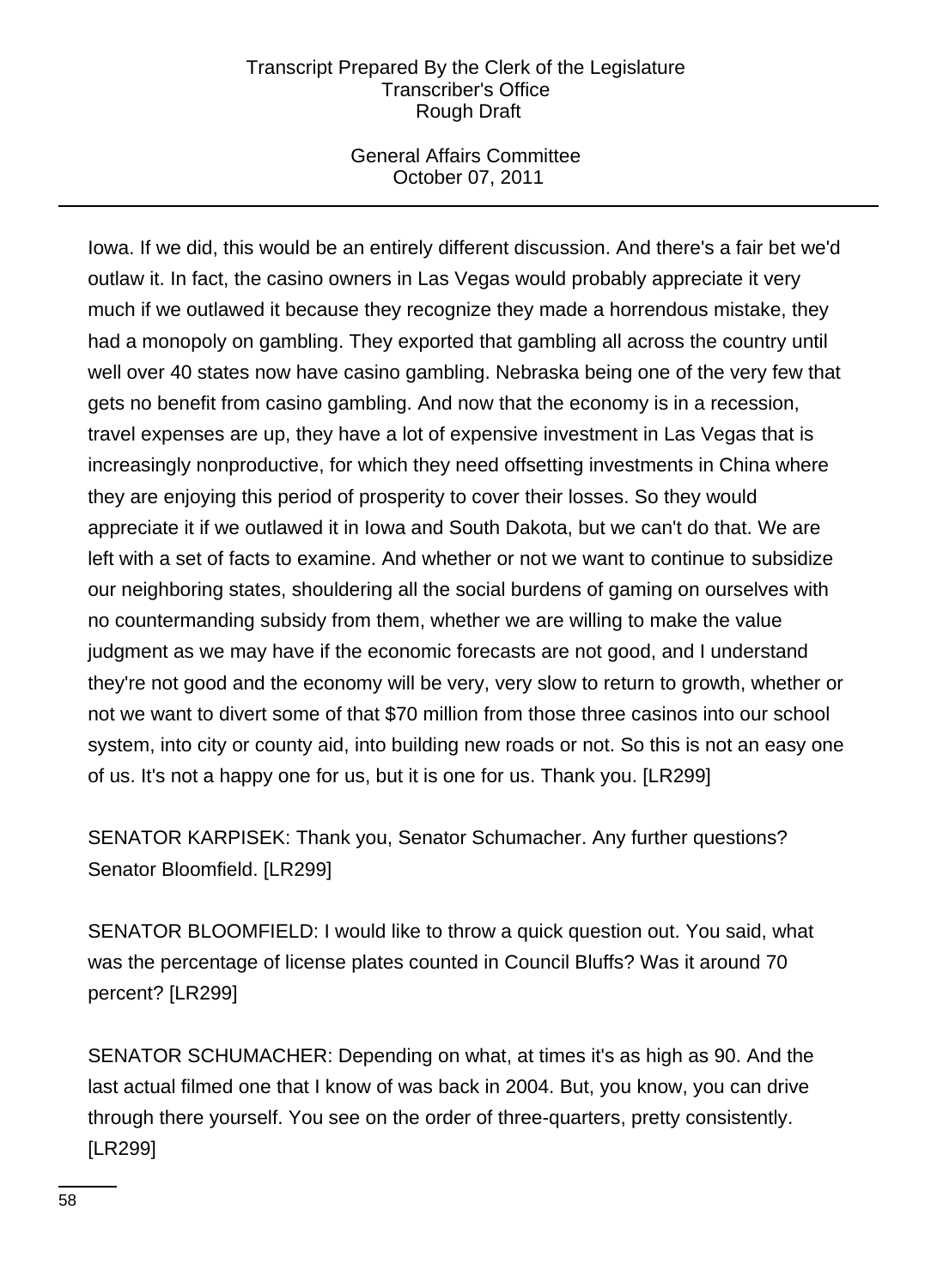Iowa. If we did, this would be an entirely different discussion. And there's a fair bet we'd outlaw it. In fact, the casino owners in Las Vegas would probably appreciate it very much if we outlawed it because they recognize they made a horrendous mistake, they had a monopoly on gambling. They exported that gambling all across the country until well over 40 states now have casino gambling. Nebraska being one of the very few that gets no benefit from casino gambling. And now that the economy is in a recession, travel expenses are up, they have a lot of expensive investment in Las Vegas that is increasingly nonproductive, for which they need offsetting investments in China where they are enjoying this period of prosperity to cover their losses. So they would appreciate it if we outlawed it in Iowa and South Dakota, but we can't do that. We are left with a set of facts to examine. And whether or not we want to continue to subsidize our neighboring states, shouldering all the social burdens of gaming on ourselves with no countermanding subsidy from them, whether we are willing to make the value judgment as we may have if the economic forecasts are not good, and I understand they're not good and the economy will be very, very slow to return to growth, whether or not we want to divert some of that $70 million from those three casinos into our school system, into city or county aid, into building new roads or not. So this is not an easy one of us. It's not a happy one for us, but it is one for us. Thank you. [LR299]

SENATOR KARPISEK: Thank you, Senator Schumacher. Any further questions? Senator Bloomfield. [LR299]

SENATOR BLOOMFIELD: I would like to throw a quick question out. You said, what was the percentage of license plates counted in Council Bluffs? Was it around 70 percent? [LR299]

SENATOR SCHUMACHER: Depending on what, at times it's as high as 90. And the last actual filmed one that I know of was back in 2004. But, you know, you can drive through there yourself. You see on the order of three-quarters, pretty consistently. [LR299]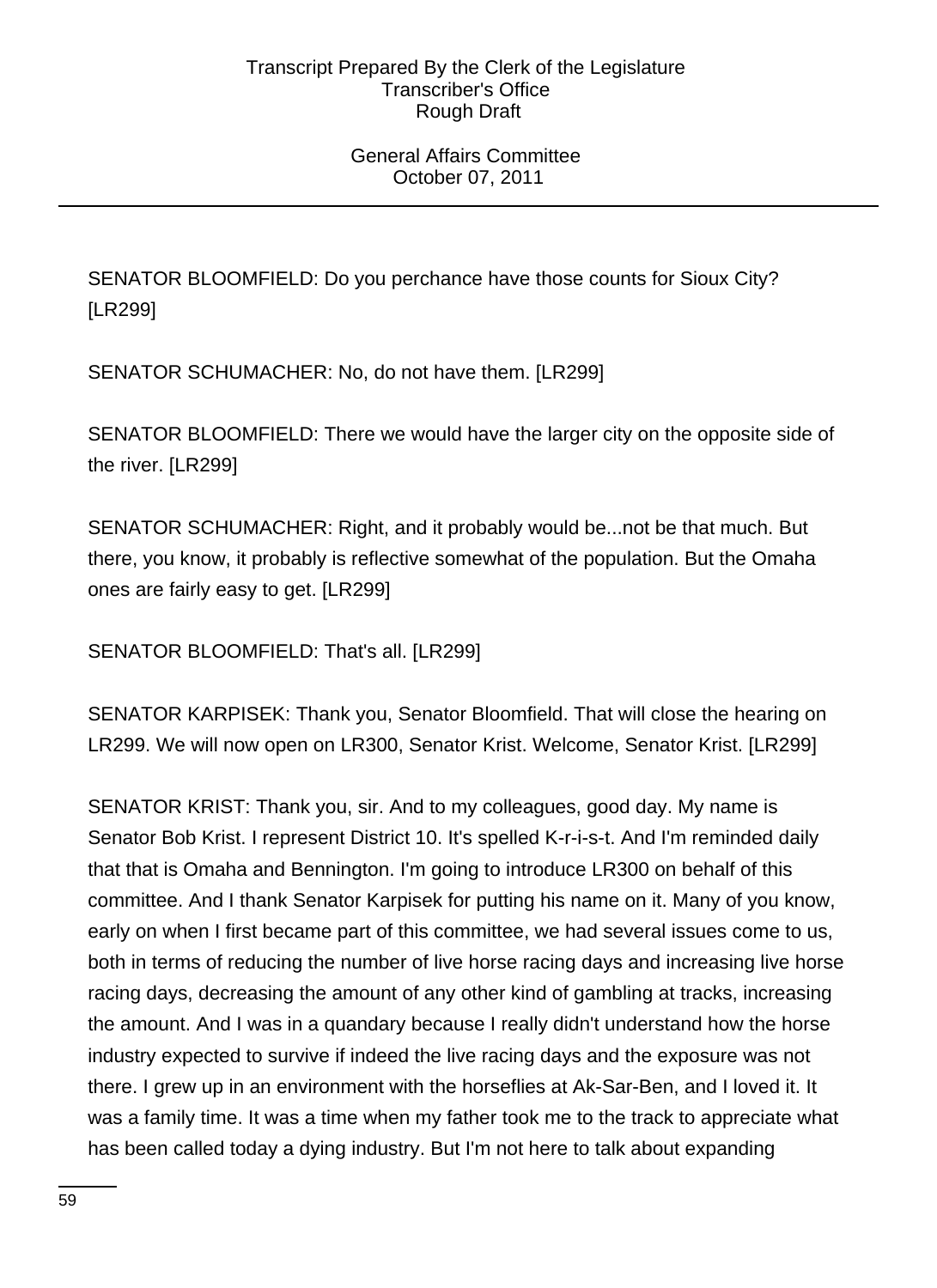SENATOR BLOOMFIELD: Do you perchance have those counts for Sioux City? [LR299]

SENATOR SCHUMACHER: No, do not have them. [LR299]

SENATOR BLOOMFIELD: There we would have the larger city on the opposite side of the river. [LR299]

SENATOR SCHUMACHER: Right, and it probably would be...not be that much. But there, you know, it probably is reflective somewhat of the population. But the Omaha ones are fairly easy to get. [LR299]

SENATOR BLOOMFIELD: That's all. [LR299]

SENATOR KARPISEK: Thank you, Senator Bloomfield. That will close the hearing on LR299. We will now open on LR300, Senator Krist. Welcome, Senator Krist. [LR299]

SENATOR KRIST: Thank you, sir. And to my colleagues, good day. My name is Senator Bob Krist. I represent District 10. It's spelled K-r-i-s-t. And I'm reminded daily that that is Omaha and Bennington. I'm going to introduce LR300 on behalf of this committee. And I thank Senator Karpisek for putting his name on it. Many of you know, early on when I first became part of this committee, we had several issues come to us, both in terms of reducing the number of live horse racing days and increasing live horse racing days, decreasing the amount of any other kind of gambling at tracks, increasing the amount. And I was in a quandary because I really didn't understand how the horse industry expected to survive if indeed the live racing days and the exposure was not there. I grew up in an environment with the horseflies at Ak-Sar-Ben, and I loved it. It was a family time. It was a time when my father took me to the track to appreciate what has been called today a dying industry. But I'm not here to talk about expanding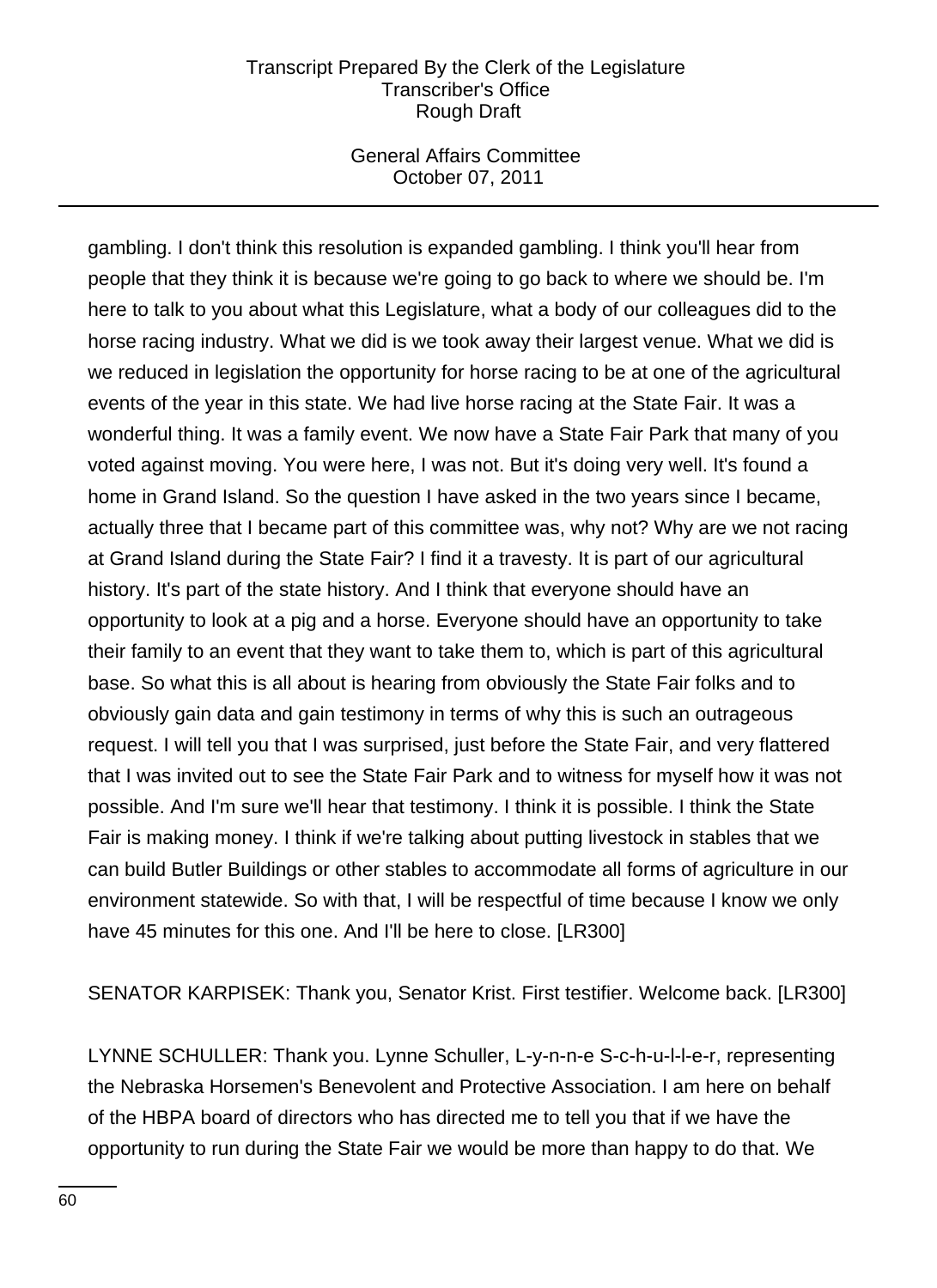gambling. I don't think this resolution is expanded gambling. I think you'll hear from people that they think it is because we're going to go back to where we should be. I'm here to talk to you about what this Legislature, what a body of our colleagues did to the horse racing industry. What we did is we took away their largest venue. What we did is we reduced in legislation the opportunity for horse racing to be at one of the agricultural events of the year in this state. We had live horse racing at the State Fair. It was a wonderful thing. It was a family event. We now have a State Fair Park that many of you voted against moving. You were here, I was not. But it's doing very well. It's found a home in Grand Island. So the question I have asked in the two years since I became, actually three that I became part of this committee was, why not? Why are we not racing at Grand Island during the State Fair? I find it a travesty. It is part of our agricultural history. It's part of the state history. And I think that everyone should have an opportunity to look at a pig and a horse. Everyone should have an opportunity to take their family to an event that they want to take them to, which is part of this agricultural base. So what this is all about is hearing from obviously the State Fair folks and to obviously gain data and gain testimony in terms of why this is such an outrageous request. I will tell you that I was surprised, just before the State Fair, and very flattered that I was invited out to see the State Fair Park and to witness for myself how it was not possible. And I'm sure we'll hear that testimony. I think it is possible. I think the State Fair is making money. I think if we're talking about putting livestock in stables that we can build Butler Buildings or other stables to accommodate all forms of agriculture in our environment statewide. So with that, I will be respectful of time because I know we only have 45 minutes for this one. And I'll be here to close. [LR300]

SENATOR KARPISEK: Thank you, Senator Krist. First testifier. Welcome back. [LR300]

LYNNE SCHULLER: Thank you. Lynne Schuller, L-y-n-n-e S-c-h-u-l-l-e-r, representing the Nebraska Horsemen's Benevolent and Protective Association. I am here on behalf of the HBPA board of directors who has directed me to tell you that if we have the opportunity to run during the State Fair we would be more than happy to do that. We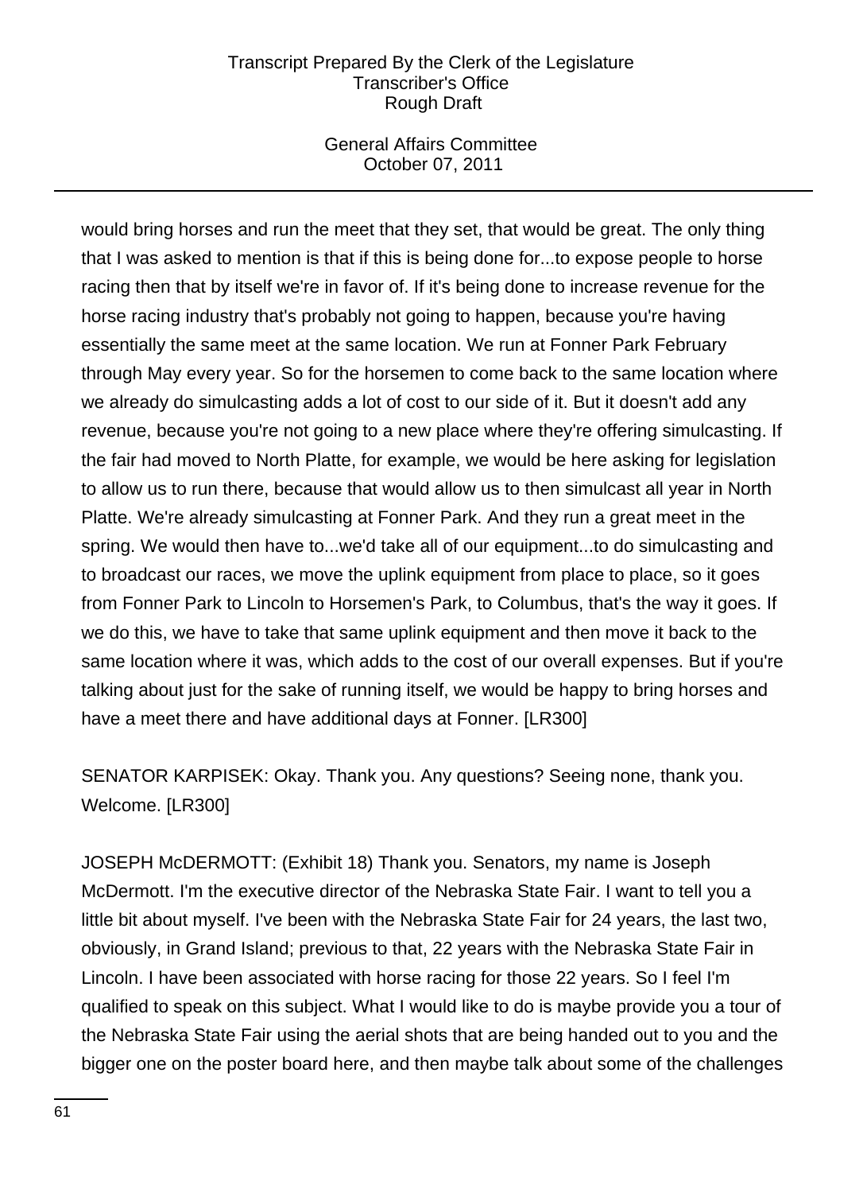would bring horses and run the meet that they set, that would be great. The only thing that I was asked to mention is that if this is being done for...to expose people to horse racing then that by itself we're in favor of. If it's being done to increase revenue for the horse racing industry that's probably not going to happen, because you're having essentially the same meet at the same location. We run at Fonner Park February through May every year. So for the horsemen to come back to the same location where we already do simulcasting adds a lot of cost to our side of it. But it doesn't add any revenue, because you're not going to a new place where they're offering simulcasting. If the fair had moved to North Platte, for example, we would be here asking for legislation to allow us to run there, because that would allow us to then simulcast all year in North Platte. We're already simulcasting at Fonner Park. And they run a great meet in the spring. We would then have to...we'd take all of our equipment...to do simulcasting and to broadcast our races, we move the uplink equipment from place to place, so it goes from Fonner Park to Lincoln to Horsemen's Park, to Columbus, that's the way it goes. If we do this, we have to take that same uplink equipment and then move it back to the same location where it was, which adds to the cost of our overall expenses. But if you're talking about just for the sake of running itself, we would be happy to bring horses and have a meet there and have additional days at Fonner. [LR300]

SENATOR KARPISEK: Okay. Thank you. Any questions? Seeing none, thank you. Welcome. [LR300]

JOSEPH McDERMOTT: (Exhibit 18) Thank you. Senators, my name is Joseph McDermott. I'm the executive director of the Nebraska State Fair. I want to tell you a little bit about myself. I've been with the Nebraska State Fair for 24 years, the last two, obviously, in Grand Island; previous to that, 22 years with the Nebraska State Fair in Lincoln. I have been associated with horse racing for those 22 years. So I feel I'm qualified to speak on this subject. What I would like to do is maybe provide you a tour of the Nebraska State Fair using the aerial shots that are being handed out to you and the bigger one on the poster board here, and then maybe talk about some of the challenges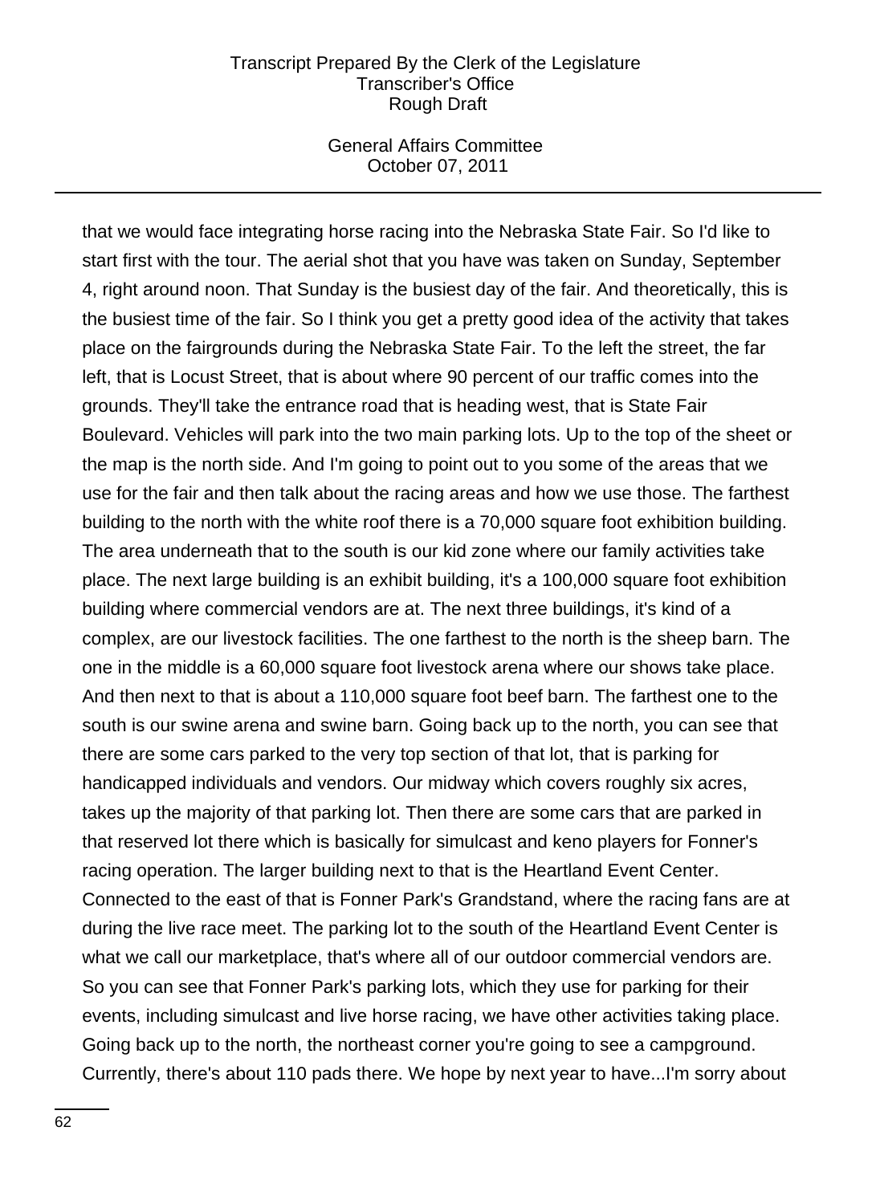that we would face integrating horse racing into the Nebraska State Fair. So I'd like to start first with the tour. The aerial shot that you have was taken on Sunday, September 4, right around noon. That Sunday is the busiest day of the fair. And theoretically, this is the busiest time of the fair. So I think you get a pretty good idea of the activity that takes place on the fairgrounds during the Nebraska State Fair. To the left the street, the far left, that is Locust Street, that is about where 90 percent of our traffic comes into the grounds. They'll take the entrance road that is heading west, that is State Fair Boulevard. Vehicles will park into the two main parking lots. Up to the top of the sheet or the map is the north side. And I'm going to point out to you some of the areas that we use for the fair and then talk about the racing areas and how we use those. The farthest building to the north with the white roof there is a 70,000 square foot exhibition building. The area underneath that to the south is our kid zone where our family activities take place. The next large building is an exhibit building, it's a 100,000 square foot exhibition building where commercial vendors are at. The next three buildings, it's kind of a complex, are our livestock facilities. The one farthest to the north is the sheep barn. The one in the middle is a 60,000 square foot livestock arena where our shows take place. And then next to that is about a 110,000 square foot beef barn. The farthest one to the south is our swine arena and swine barn. Going back up to the north, you can see that there are some cars parked to the very top section of that lot, that is parking for handicapped individuals and vendors. Our midway which covers roughly six acres, takes up the majority of that parking lot. Then there are some cars that are parked in that reserved lot there which is basically for simulcast and keno players for Fonner's racing operation. The larger building next to that is the Heartland Event Center. Connected to the east of that is Fonner Park's Grandstand, where the racing fans are at during the live race meet. The parking lot to the south of the Heartland Event Center is what we call our marketplace, that's where all of our outdoor commercial vendors are. So you can see that Fonner Park's parking lots, which they use for parking for their events, including simulcast and live horse racing, we have other activities taking place. Going back up to the north, the northeast corner you're going to see a campground. Currently, there's about 110 pads there. We hope by next year to have...I'm sorry about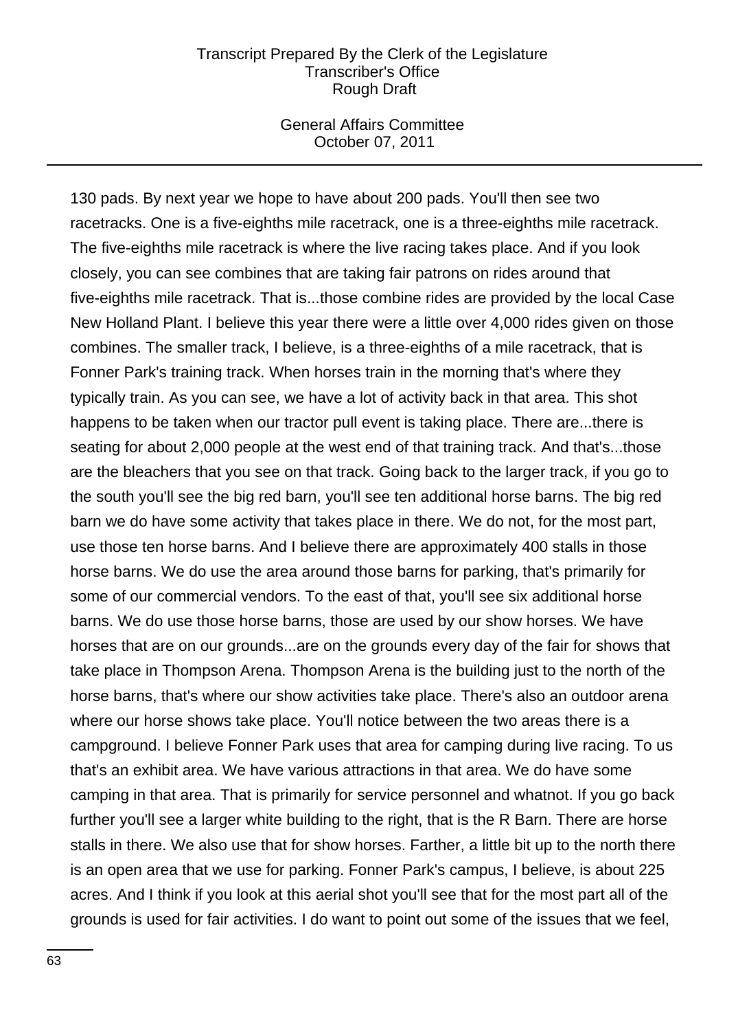130 pads. By next year we hope to have about 200 pads. You'll then see two racetracks. One is a five-eighths mile racetrack, one is a three-eighths mile racetrack. The five-eighths mile racetrack is where the live racing takes place. And if you look closely, you can see combines that are taking fair patrons on rides around that five-eighths mile racetrack. That is...those combine rides are provided by the local Case New Holland Plant. I believe this year there were a little over 4,000 rides given on those combines. The smaller track, I believe, is a three-eighths of a mile racetrack, that is Fonner Park's training track. When horses train in the morning that's where they typically train. As you can see, we have a lot of activity back in that area. This shot happens to be taken when our tractor pull event is taking place. There are...there is seating for about 2,000 people at the west end of that training track. And that's...those are the bleachers that you see on that track. Going back to the larger track, if you go to the south you'll see the big red barn, you'll see ten additional horse barns. The big red barn we do have some activity that takes place in there. We do not, for the most part, use those ten horse barns. And I believe there are approximately 400 stalls in those horse barns. We do use the area around those barns for parking, that's primarily for some of our commercial vendors. To the east of that, you'll see six additional horse barns. We do use those horse barns, those are used by our show horses. We have horses that are on our grounds...are on the grounds every day of the fair for shows that take place in Thompson Arena. Thompson Arena is the building just to the north of the horse barns, that's where our show activities take place. There's also an outdoor arena where our horse shows take place. You'll notice between the two areas there is a campground. I believe Fonner Park uses that area for camping during live racing. To us that's an exhibit area. We have various attractions in that area. We do have some camping in that area. That is primarily for service personnel and whatnot. If you go back further you'll see a larger white building to the right, that is the R Barn. There are horse stalls in there. We also use that for show horses. Farther, a little bit up to the north there is an open area that we use for parking. Fonner Park's campus, I believe, is about 225 acres. And I think if you look at this aerial shot you'll see that for the most part all of the grounds is used for fair activities. I do want to point out some of the issues that we feel,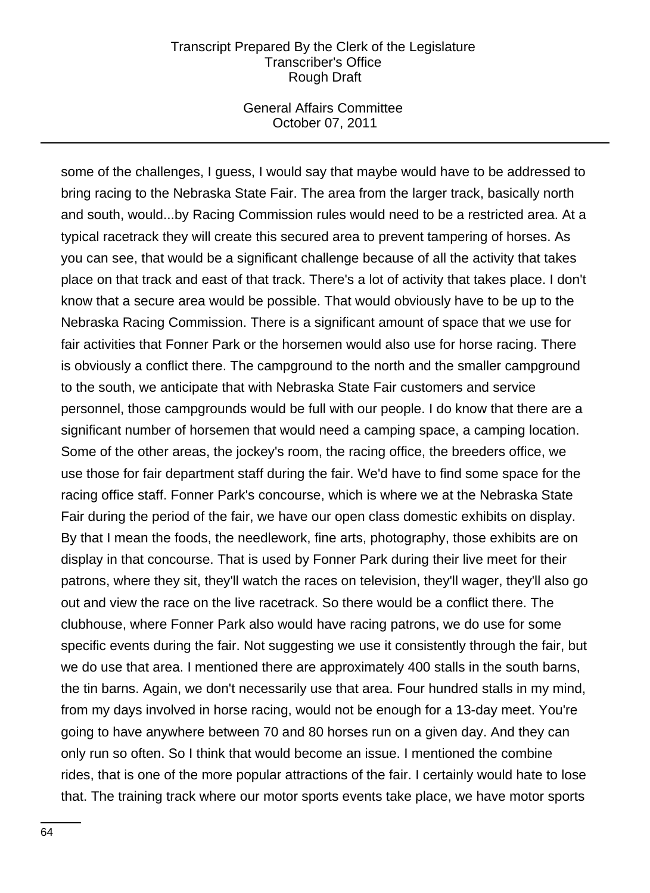some of the challenges, I guess, I would say that maybe would have to be addressed to bring racing to the Nebraska State Fair. The area from the larger track, basically north and south, would...by Racing Commission rules would need to be a restricted area. At a typical racetrack they will create this secured area to prevent tampering of horses. As you can see, that would be a significant challenge because of all the activity that takes place on that track and east of that track. There's a lot of activity that takes place. I don't know that a secure area would be possible. That would obviously have to be up to the Nebraska Racing Commission. There is a significant amount of space that we use for fair activities that Fonner Park or the horsemen would also use for horse racing. There is obviously a conflict there. The campground to the north and the smaller campground to the south, we anticipate that with Nebraska State Fair customers and service personnel, those campgrounds would be full with our people. I do know that there are a significant number of horsemen that would need a camping space, a camping location. Some of the other areas, the jockey's room, the racing office, the breeders office, we use those for fair department staff during the fair. We'd have to find some space for the racing office staff. Fonner Park's concourse, which is where we at the Nebraska State Fair during the period of the fair, we have our open class domestic exhibits on display. By that I mean the foods, the needlework, fine arts, photography, those exhibits are on display in that concourse. That is used by Fonner Park during their live meet for their patrons, where they sit, they'll watch the races on television, they'll wager, they'll also go out and view the race on the live racetrack. So there would be a conflict there. The clubhouse, where Fonner Park also would have racing patrons, we do use for some specific events during the fair. Not suggesting we use it consistently through the fair, but we do use that area. I mentioned there are approximately 400 stalls in the south barns, the tin barns. Again, we don't necessarily use that area. Four hundred stalls in my mind, from my days involved in horse racing, would not be enough for a 13-day meet. You're going to have anywhere between 70 and 80 horses run on a given day. And they can only run so often. So I think that would become an issue. I mentioned the combine rides, that is one of the more popular attractions of the fair. I certainly would hate to lose that. The training track where our motor sports events take place, we have motor sports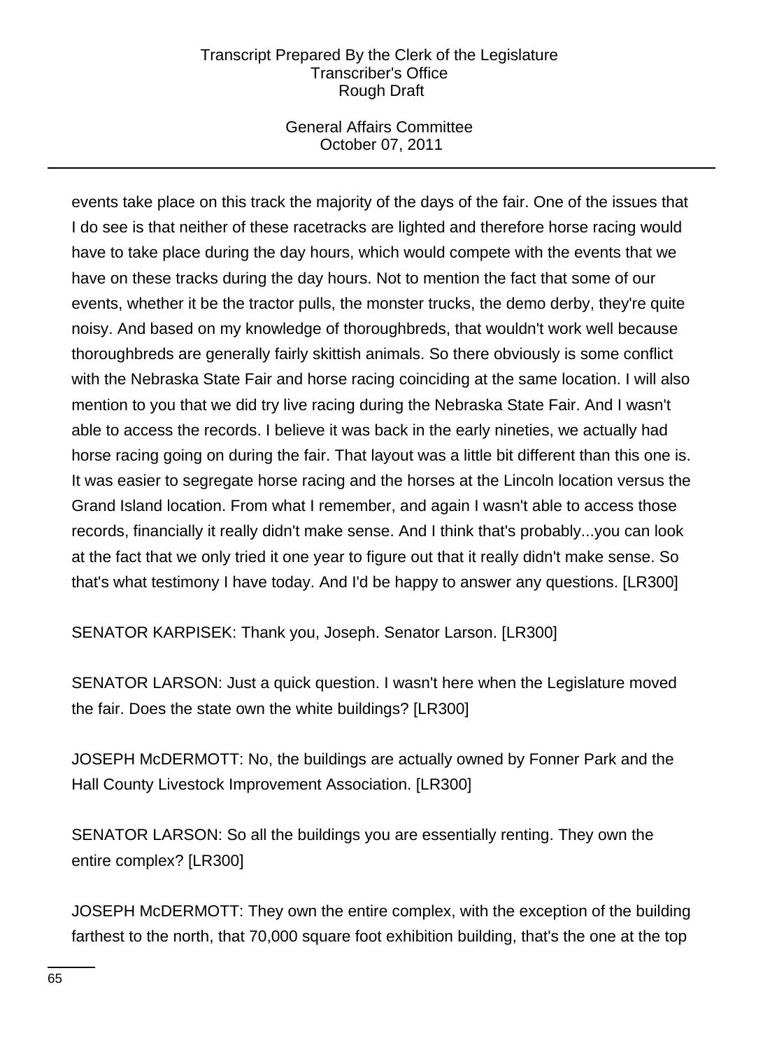events take place on this track the majority of the days of the fair. One of the issues that I do see is that neither of these racetracks are lighted and therefore horse racing would have to take place during the day hours, which would compete with the events that we have on these tracks during the day hours. Not to mention the fact that some of our events, whether it be the tractor pulls, the monster trucks, the demo derby, they're quite noisy. And based on my knowledge of thoroughbreds, that wouldn't work well because thoroughbreds are generally fairly skittish animals. So there obviously is some conflict with the Nebraska State Fair and horse racing coinciding at the same location. I will also mention to you that we did try live racing during the Nebraska State Fair. And I wasn't able to access the records. I believe it was back in the early nineties, we actually had horse racing going on during the fair. That layout was a little bit different than this one is. It was easier to segregate horse racing and the horses at the Lincoln location versus the Grand Island location. From what I remember, and again I wasn't able to access those records, financially it really didn't make sense. And I think that's probably...you can look at the fact that we only tried it one year to figure out that it really didn't make sense. So that's what testimony I have today. And I'd be happy to answer any questions. [LR300]

SENATOR KARPISEK: Thank you, Joseph. Senator Larson. [LR300]

SENATOR LARSON: Just a quick question. I wasn't here when the Legislature moved the fair. Does the state own the white buildings? [LR300]

JOSEPH McDERMOTT: No, the buildings are actually owned by Fonner Park and the Hall County Livestock Improvement Association. [LR300]

SENATOR LARSON: So all the buildings you are essentially renting. They own the entire complex? [LR300]

JOSEPH McDERMOTT: They own the entire complex, with the exception of the building farthest to the north, that 70,000 square foot exhibition building, that's the one at the top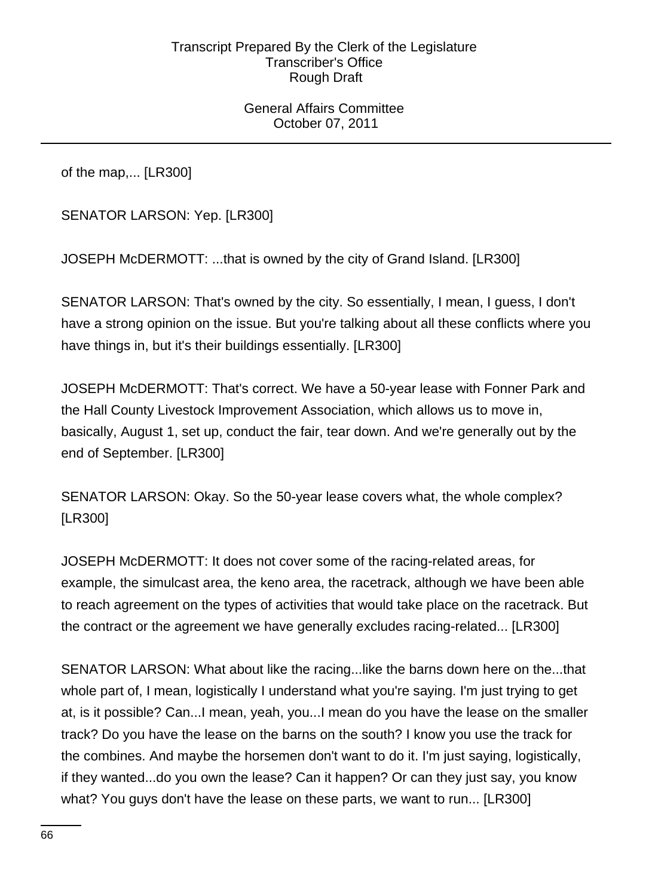of the map,... [LR300]

SENATOR LARSON: Yep. [LR300]

JOSEPH McDERMOTT: ...that is owned by the city of Grand Island. [LR300]

SENATOR LARSON: That's owned by the city. So essentially, I mean, I guess, I don't have a strong opinion on the issue. But you're talking about all these conflicts where you have things in, but it's their buildings essentially. [LR300]

JOSEPH McDERMOTT: That's correct. We have a 50-year lease with Fonner Park and the Hall County Livestock Improvement Association, which allows us to move in, basically, August 1, set up, conduct the fair, tear down. And we're generally out by the end of September. [LR300]

SENATOR LARSON: Okay. So the 50-year lease covers what, the whole complex? [LR300]

JOSEPH McDERMOTT: It does not cover some of the racing-related areas, for example, the simulcast area, the keno area, the racetrack, although we have been able to reach agreement on the types of activities that would take place on the racetrack. But the contract or the agreement we have generally excludes racing-related... [LR300]

SENATOR LARSON: What about like the racing...like the barns down here on the...that whole part of, I mean, logistically I understand what you're saying. I'm just trying to get at, is it possible? Can...I mean, yeah, you...I mean do you have the lease on the smaller track? Do you have the lease on the barns on the south? I know you use the track for the combines. And maybe the horsemen don't want to do it. I'm just saying, logistically, if they wanted...do you own the lease? Can it happen? Or can they just say, you know what? You guys don't have the lease on these parts, we want to run... [LR300]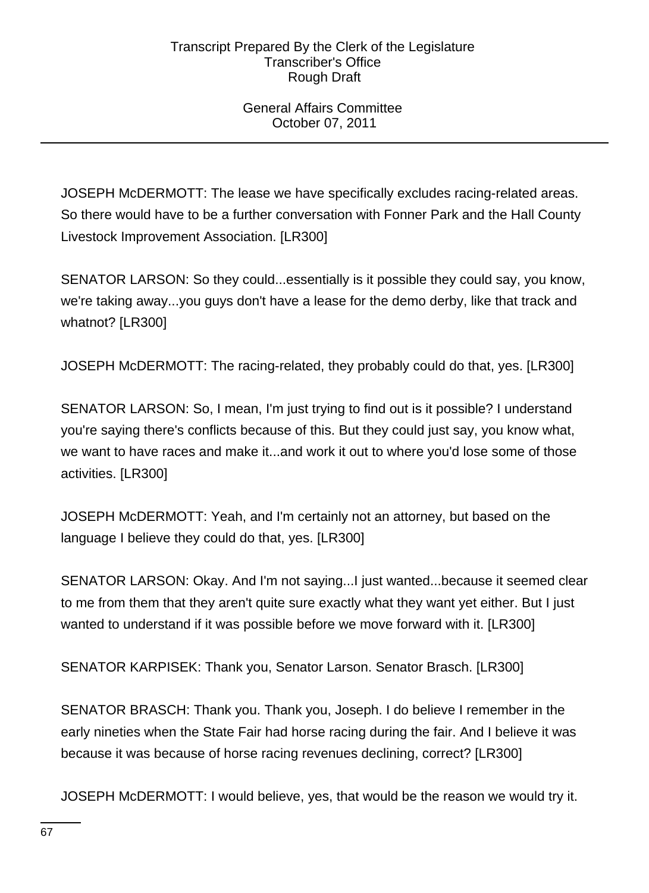JOSEPH McDERMOTT: The lease we have specifically excludes racing-related areas. So there would have to be a further conversation with Fonner Park and the Hall County Livestock Improvement Association. [LR300]

SENATOR LARSON: So they could...essentially is it possible they could say, you know, we're taking away...you guys don't have a lease for the demo derby, like that track and whatnot? [LR300]

JOSEPH McDERMOTT: The racing-related, they probably could do that, yes. [LR300]

SENATOR LARSON: So, I mean, I'm just trying to find out is it possible? I understand you're saying there's conflicts because of this. But they could just say, you know what, we want to have races and make it...and work it out to where you'd lose some of those activities. [LR300]

JOSEPH McDERMOTT: Yeah, and I'm certainly not an attorney, but based on the language I believe they could do that, yes. [LR300]

SENATOR LARSON: Okay. And I'm not saying...I just wanted...because it seemed clear to me from them that they aren't quite sure exactly what they want yet either. But I just wanted to understand if it was possible before we move forward with it. [LR300]

SENATOR KARPISEK: Thank you, Senator Larson. Senator Brasch. [LR300]

SENATOR BRASCH: Thank you. Thank you, Joseph. I do believe I remember in the early nineties when the State Fair had horse racing during the fair. And I believe it was because it was because of horse racing revenues declining, correct? [LR300]

JOSEPH McDERMOTT: I would believe, yes, that would be the reason we would try it.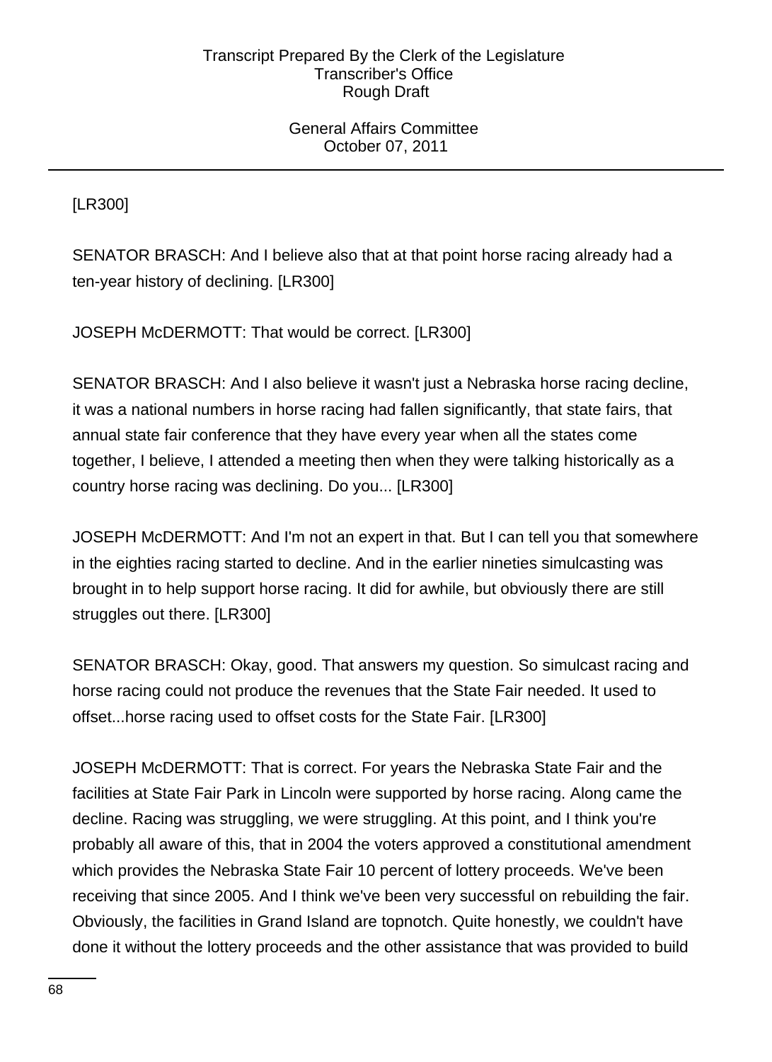[LR300]

SENATOR BRASCH: And I believe also that at that point horse racing already had a ten-year history of declining. [LR300]

JOSEPH McDERMOTT: That would be correct. [LR300]

SENATOR BRASCH: And I also believe it wasn't just a Nebraska horse racing decline, it was a national numbers in horse racing had fallen significantly, that state fairs, that annual state fair conference that they have every year when all the states come together, I believe, I attended a meeting then when they were talking historically as a country horse racing was declining. Do you... [LR300]

JOSEPH McDERMOTT: And I'm not an expert in that. But I can tell you that somewhere in the eighties racing started to decline. And in the earlier nineties simulcasting was brought in to help support horse racing. It did for awhile, but obviously there are still struggles out there. [LR300]

SENATOR BRASCH: Okay, good. That answers my question. So simulcast racing and horse racing could not produce the revenues that the State Fair needed. It used to offset...horse racing used to offset costs for the State Fair. [LR300]

JOSEPH McDERMOTT: That is correct. For years the Nebraska State Fair and the facilities at State Fair Park in Lincoln were supported by horse racing. Along came the decline. Racing was struggling, we were struggling. At this point, and I think you're probably all aware of this, that in 2004 the voters approved a constitutional amendment which provides the Nebraska State Fair 10 percent of lottery proceeds. We've been receiving that since 2005. And I think we've been very successful on rebuilding the fair. Obviously, the facilities in Grand Island are topnotch. Quite honestly, we couldn't have done it without the lottery proceeds and the other assistance that was provided to build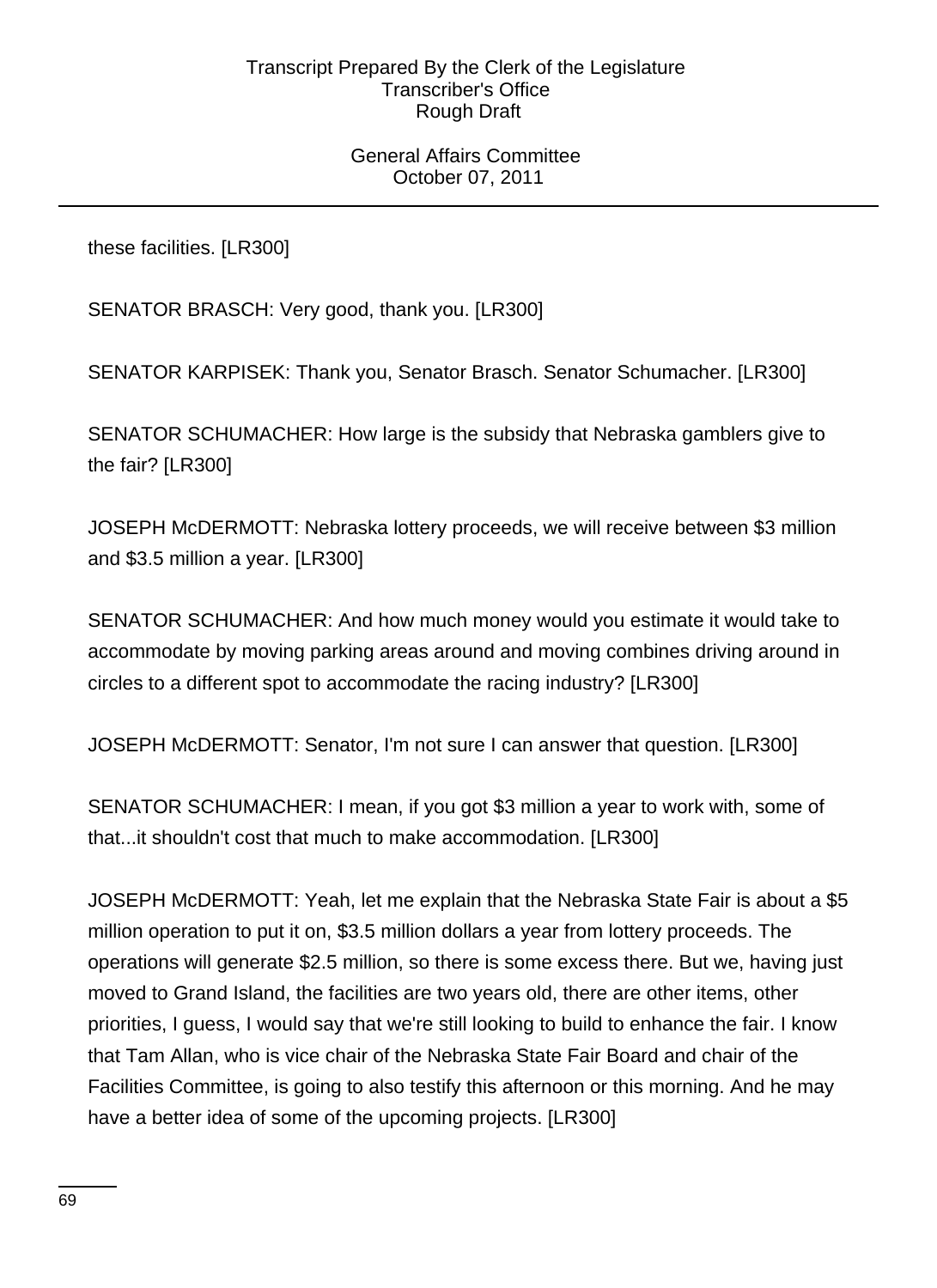these facilities. [LR300]

SENATOR BRASCH: Very good, thank you. [LR300]

SENATOR KARPISEK: Thank you, Senator Brasch. Senator Schumacher. [LR300]

SENATOR SCHUMACHER: How large is the subsidy that Nebraska gamblers give to the fair? [LR300]

JOSEPH McDERMOTT: Nebraska lottery proceeds, we will receive between $3 million and $3.5 million a year. [LR300]

SENATOR SCHUMACHER: And how much money would you estimate it would take to accommodate by moving parking areas around and moving combines driving around in circles to a different spot to accommodate the racing industry? [LR300]

JOSEPH McDERMOTT: Senator, I'm not sure I can answer that question. [LR300]

SENATOR SCHUMACHER: I mean, if you got $3 million a year to work with, some of that...it shouldn't cost that much to make accommodation. [LR300]

JOSEPH McDERMOTT: Yeah, let me explain that the Nebraska State Fair is about a $5 million operation to put it on, $3.5 million dollars a year from lottery proceeds. The operations will generate $2.5 million, so there is some excess there. But we, having just moved to Grand Island, the facilities are two years old, there are other items, other priorities, I guess, I would say that we're still looking to build to enhance the fair. I know that Tam Allan, who is vice chair of the Nebraska State Fair Board and chair of the Facilities Committee, is going to also testify this afternoon or this morning. And he may have a better idea of some of the upcoming projects. [LR300]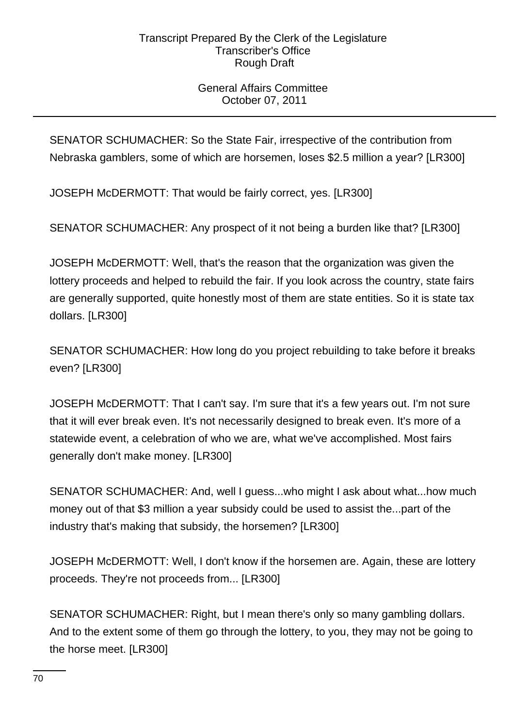SENATOR SCHUMACHER: So the State Fair, irrespective of the contribution from Nebraska gamblers, some of which are horsemen, loses $2.5 million a year? [LR300]

JOSEPH McDERMOTT: That would be fairly correct, yes. [LR300]

SENATOR SCHUMACHER: Any prospect of it not being a burden like that? [LR300]

JOSEPH McDERMOTT: Well, that's the reason that the organization was given the lottery proceeds and helped to rebuild the fair. If you look across the country, state fairs are generally supported, quite honestly most of them are state entities. So it is state tax dollars. [LR300]

SENATOR SCHUMACHER: How long do you project rebuilding to take before it breaks even? [LR300]

JOSEPH McDERMOTT: That I can't say. I'm sure that it's a few years out. I'm not sure that it will ever break even. It's not necessarily designed to break even. It's more of a statewide event, a celebration of who we are, what we've accomplished. Most fairs generally don't make money. [LR300]

SENATOR SCHUMACHER: And, well I guess...who might I ask about what...how much money out of that $3 million a year subsidy could be used to assist the...part of the industry that's making that subsidy, the horsemen? [LR300]

JOSEPH McDERMOTT: Well, I don't know if the horsemen are. Again, these are lottery proceeds. They're not proceeds from... [LR300]

SENATOR SCHUMACHER: Right, but I mean there's only so many gambling dollars. And to the extent some of them go through the lottery, to you, they may not be going to the horse meet. [LR300]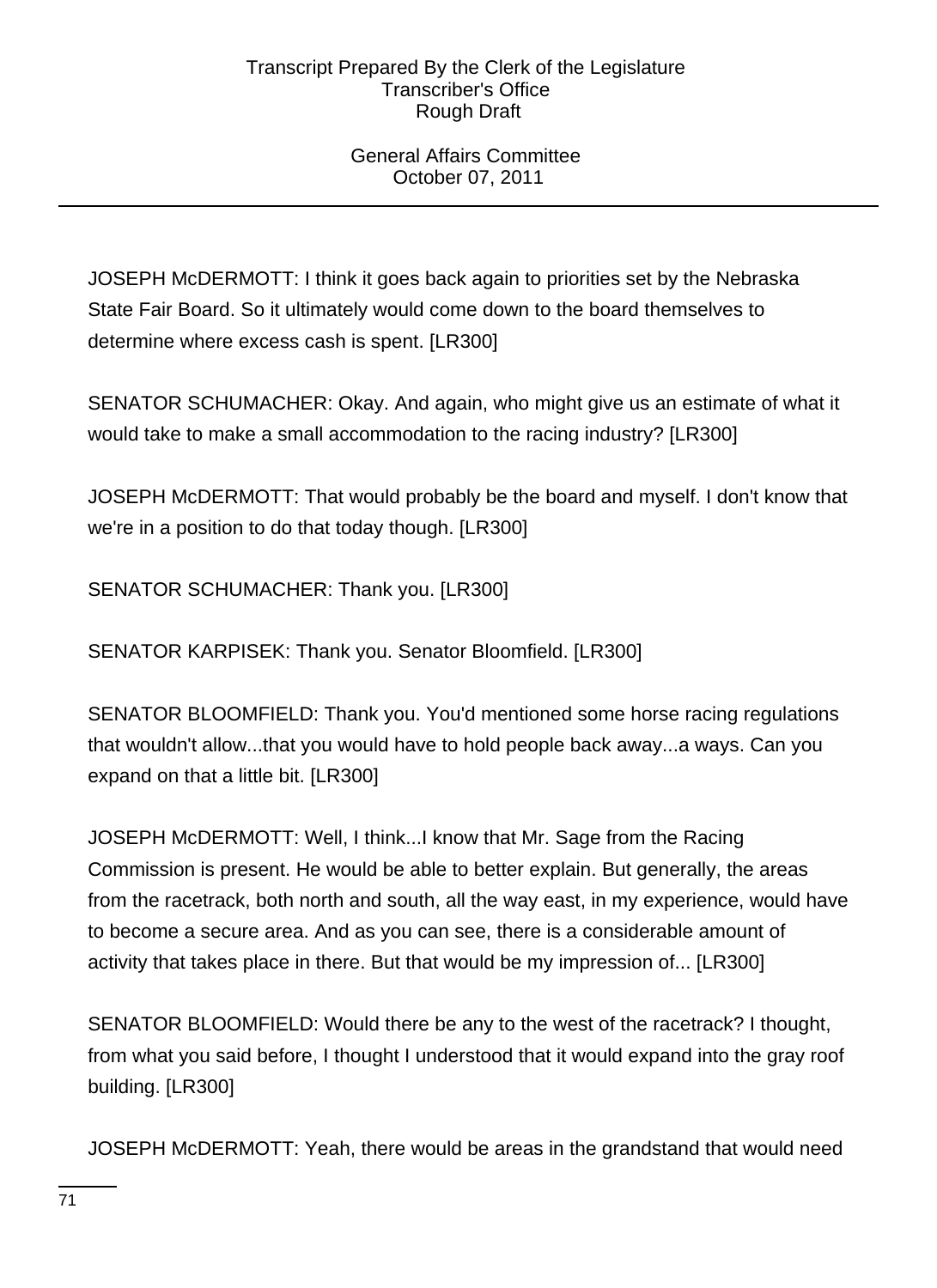JOSEPH McDERMOTT: I think it goes back again to priorities set by the Nebraska State Fair Board. So it ultimately would come down to the board themselves to determine where excess cash is spent. [LR300]

SENATOR SCHUMACHER: Okay. And again, who might give us an estimate of what it would take to make a small accommodation to the racing industry? [LR300]

JOSEPH McDERMOTT: That would probably be the board and myself. I don't know that we're in a position to do that today though. [LR300]

SENATOR SCHUMACHER: Thank you. [LR300]

SENATOR KARPISEK: Thank you. Senator Bloomfield. [LR300]

SENATOR BLOOMFIELD: Thank you. You'd mentioned some horse racing regulations that wouldn't allow...that you would have to hold people back away...a ways. Can you expand on that a little bit. [LR300]

JOSEPH McDERMOTT: Well, I think...I know that Mr. Sage from the Racing Commission is present. He would be able to better explain. But generally, the areas from the racetrack, both north and south, all the way east, in my experience, would have to become a secure area. And as you can see, there is a considerable amount of activity that takes place in there. But that would be my impression of... [LR300]

SENATOR BLOOMFIELD: Would there be any to the west of the racetrack? I thought, from what you said before, I thought I understood that it would expand into the gray roof building. [LR300]

JOSEPH McDERMOTT: Yeah, there would be areas in the grandstand that would need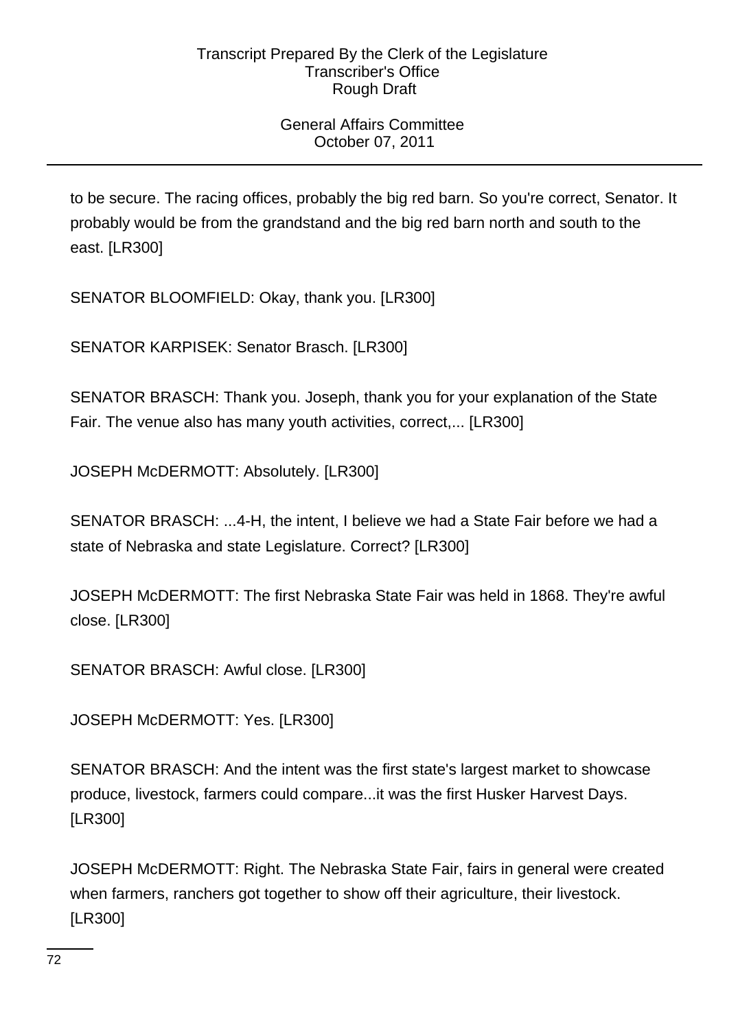to be secure. The racing offices, probably the big red barn. So you're correct, Senator. It probably would be from the grandstand and the big red barn north and south to the east. [LR300]

SENATOR BLOOMFIELD: Okay, thank you. [LR300]

SENATOR KARPISEK: Senator Brasch. [LR300]

SENATOR BRASCH: Thank you. Joseph, thank you for your explanation of the State Fair. The venue also has many youth activities, correct,... [LR300]

JOSEPH McDERMOTT: Absolutely. [LR300]

SENATOR BRASCH: ...4-H, the intent, I believe we had a State Fair before we had a state of Nebraska and state Legislature. Correct? [LR300]

JOSEPH McDERMOTT: The first Nebraska State Fair was held in 1868. They're awful close. [LR300]

SENATOR BRASCH: Awful close. [LR300]

JOSEPH McDERMOTT: Yes. [LR300]

SENATOR BRASCH: And the intent was the first state's largest market to showcase produce, livestock, farmers could compare...it was the first Husker Harvest Days. [LR300]

JOSEPH McDERMOTT: Right. The Nebraska State Fair, fairs in general were created when farmers, ranchers got together to show off their agriculture, their livestock. [LR300]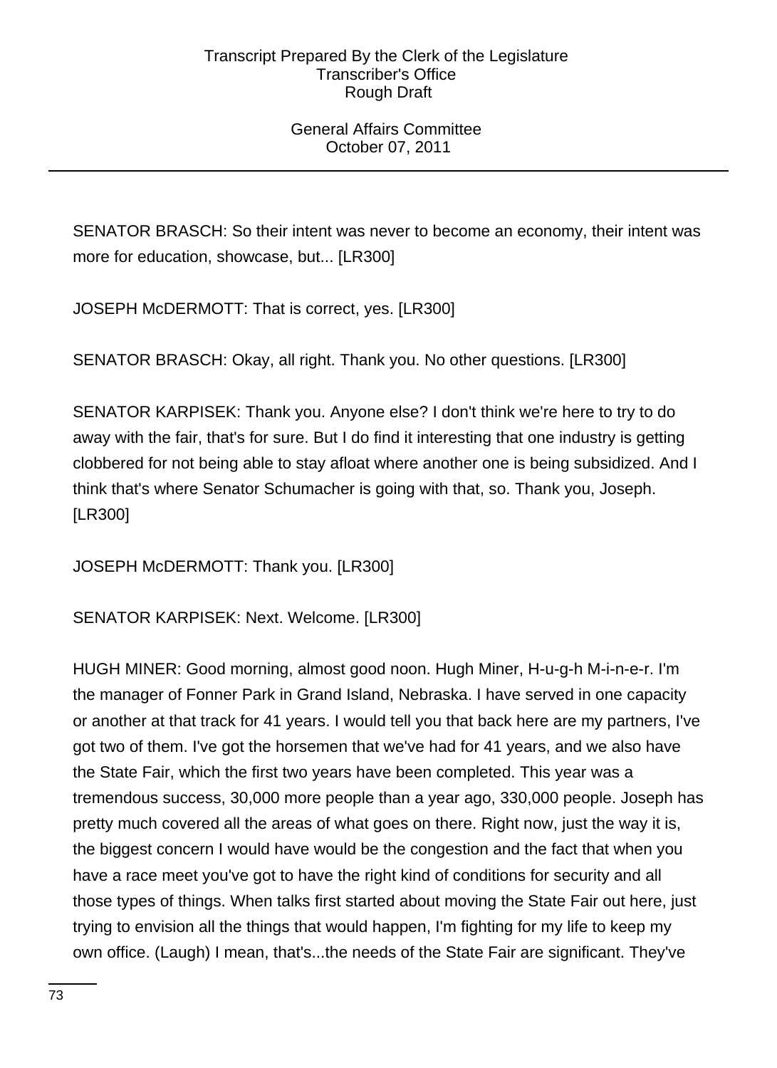SENATOR BRASCH: So their intent was never to become an economy, their intent was more for education, showcase, but... [LR300]

JOSEPH McDERMOTT: That is correct, yes. [LR300]

SENATOR BRASCH: Okay, all right. Thank you. No other questions. [LR300]

SENATOR KARPISEK: Thank you. Anyone else? I don't think we're here to try to do away with the fair, that's for sure. But I do find it interesting that one industry is getting clobbered for not being able to stay afloat where another one is being subsidized. And I think that's where Senator Schumacher is going with that, so. Thank you, Joseph. [LR300]

JOSEPH McDERMOTT: Thank you. [LR300]

SENATOR KARPISEK: Next. Welcome. [LR300]

HUGH MINER: Good morning, almost good noon. Hugh Miner, H-u-g-h M-i-n-e-r. I'm the manager of Fonner Park in Grand Island, Nebraska. I have served in one capacity or another at that track for 41 years. I would tell you that back here are my partners, I've got two of them. I've got the horsemen that we've had for 41 years, and we also have the State Fair, which the first two years have been completed. This year was a tremendous success, 30,000 more people than a year ago, 330,000 people. Joseph has pretty much covered all the areas of what goes on there. Right now, just the way it is, the biggest concern I would have would be the congestion and the fact that when you have a race meet you've got to have the right kind of conditions for security and all those types of things. When talks first started about moving the State Fair out here, just trying to envision all the things that would happen, I'm fighting for my life to keep my own office. (Laugh) I mean, that's...the needs of the State Fair are significant. They've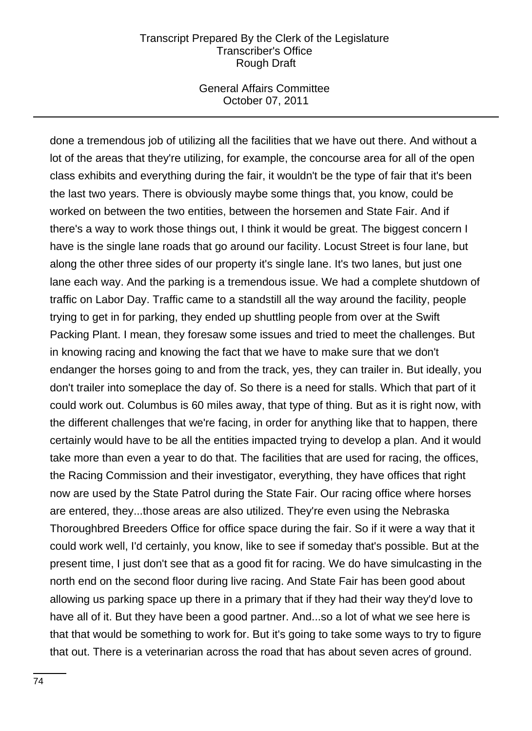done a tremendous job of utilizing all the facilities that we have out there. And without a lot of the areas that they're utilizing, for example, the concourse area for all of the open class exhibits and everything during the fair, it wouldn't be the type of fair that it's been the last two years. There is obviously maybe some things that, you know, could be worked on between the two entities, between the horsemen and State Fair. And if there's a way to work those things out, I think it would be great. The biggest concern I have is the single lane roads that go around our facility. Locust Street is four lane, but along the other three sides of our property it's single lane. It's two lanes, but just one lane each way. And the parking is a tremendous issue. We had a complete shutdown of traffic on Labor Day. Traffic came to a standstill all the way around the facility, people trying to get in for parking, they ended up shuttling people from over at the Swift Packing Plant. I mean, they foresaw some issues and tried to meet the challenges. But in knowing racing and knowing the fact that we have to make sure that we don't endanger the horses going to and from the track, yes, they can trailer in. But ideally, you don't trailer into someplace the day of. So there is a need for stalls. Which that part of it could work out. Columbus is 60 miles away, that type of thing. But as it is right now, with the different challenges that we're facing, in order for anything like that to happen, there certainly would have to be all the entities impacted trying to develop a plan. And it would take more than even a year to do that. The facilities that are used for racing, the offices, the Racing Commission and their investigator, everything, they have offices that right now are used by the State Patrol during the State Fair. Our racing office where horses are entered, they...those areas are also utilized. They're even using the Nebraska Thoroughbred Breeders Office for office space during the fair. So if it were a way that it could work well, I'd certainly, you know, like to see if someday that's possible. But at the present time, I just don't see that as a good fit for racing. We do have simulcasting in the north end on the second floor during live racing. And State Fair has been good about allowing us parking space up there in a primary that if they had their way they'd love to have all of it. But they have been a good partner. And...so a lot of what we see here is that that would be something to work for. But it's going to take some ways to try to figure that out. There is a veterinarian across the road that has about seven acres of ground.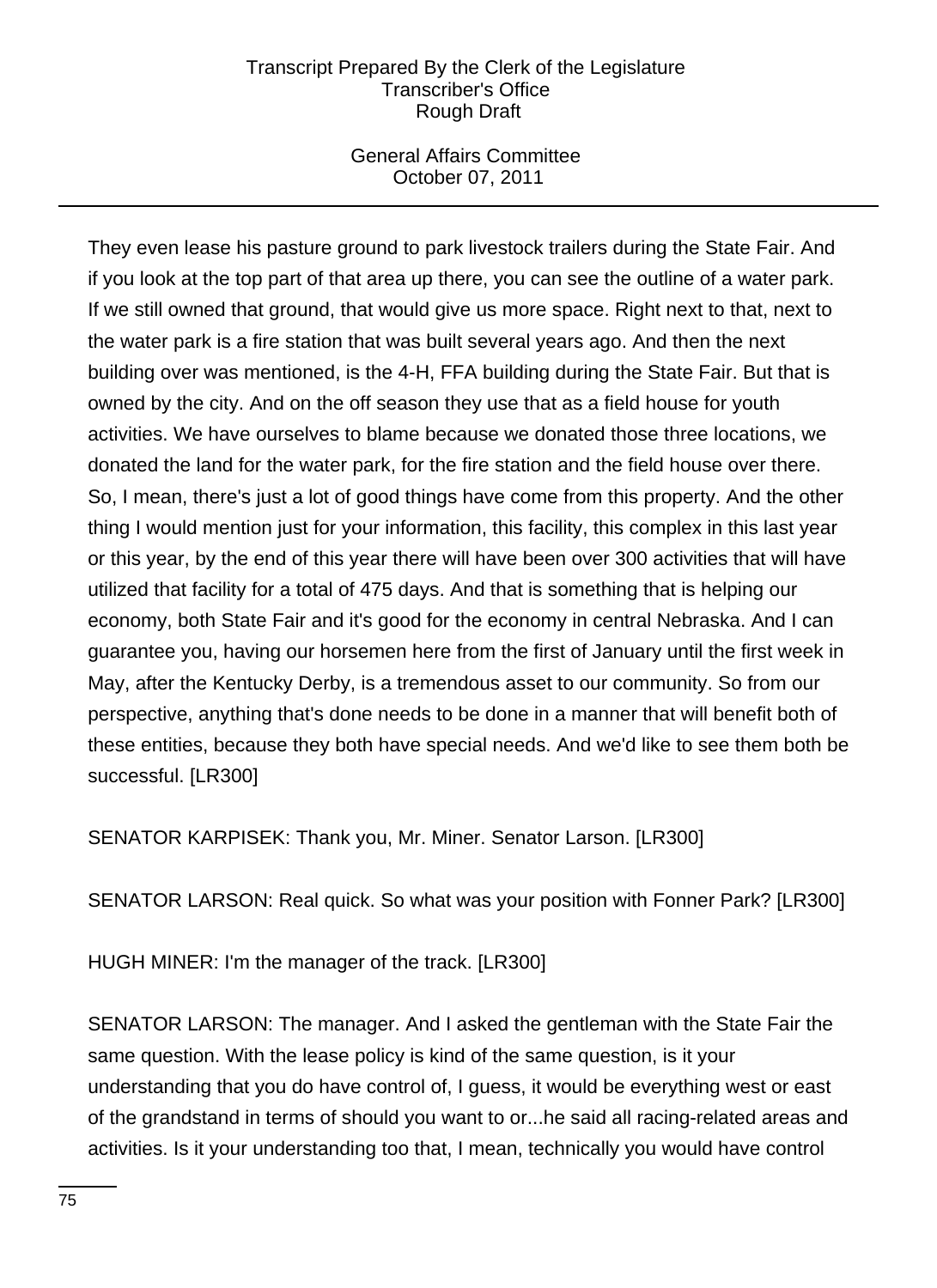They even lease his pasture ground to park livestock trailers during the State Fair. And if you look at the top part of that area up there, you can see the outline of a water park. If we still owned that ground, that would give us more space. Right next to that, next to the water park is a fire station that was built several years ago. And then the next building over was mentioned, is the 4-H, FFA building during the State Fair. But that is owned by the city. And on the off season they use that as a field house for youth activities. We have ourselves to blame because we donated those three locations, we donated the land for the water park, for the fire station and the field house over there. So, I mean, there's just a lot of good things have come from this property. And the other thing I would mention just for your information, this facility, this complex in this last year or this year, by the end of this year there will have been over 300 activities that will have utilized that facility for a total of 475 days. And that is something that is helping our economy, both State Fair and it's good for the economy in central Nebraska. And I can guarantee you, having our horsemen here from the first of January until the first week in May, after the Kentucky Derby, is a tremendous asset to our community. So from our perspective, anything that's done needs to be done in a manner that will benefit both of these entities, because they both have special needs. And we'd like to see them both be successful. [LR300]

SENATOR KARPISEK: Thank you, Mr. Miner. Senator Larson. [LR300]

SENATOR LARSON: Real quick. So what was your position with Fonner Park? [LR300]

HUGH MINER: I'm the manager of the track. [LR300]

SENATOR LARSON: The manager. And I asked the gentleman with the State Fair the same question. With the lease policy is kind of the same question, is it your understanding that you do have control of, I guess, it would be everything west or east of the grandstand in terms of should you want to or...he said all racing-related areas and activities. Is it your understanding too that, I mean, technically you would have control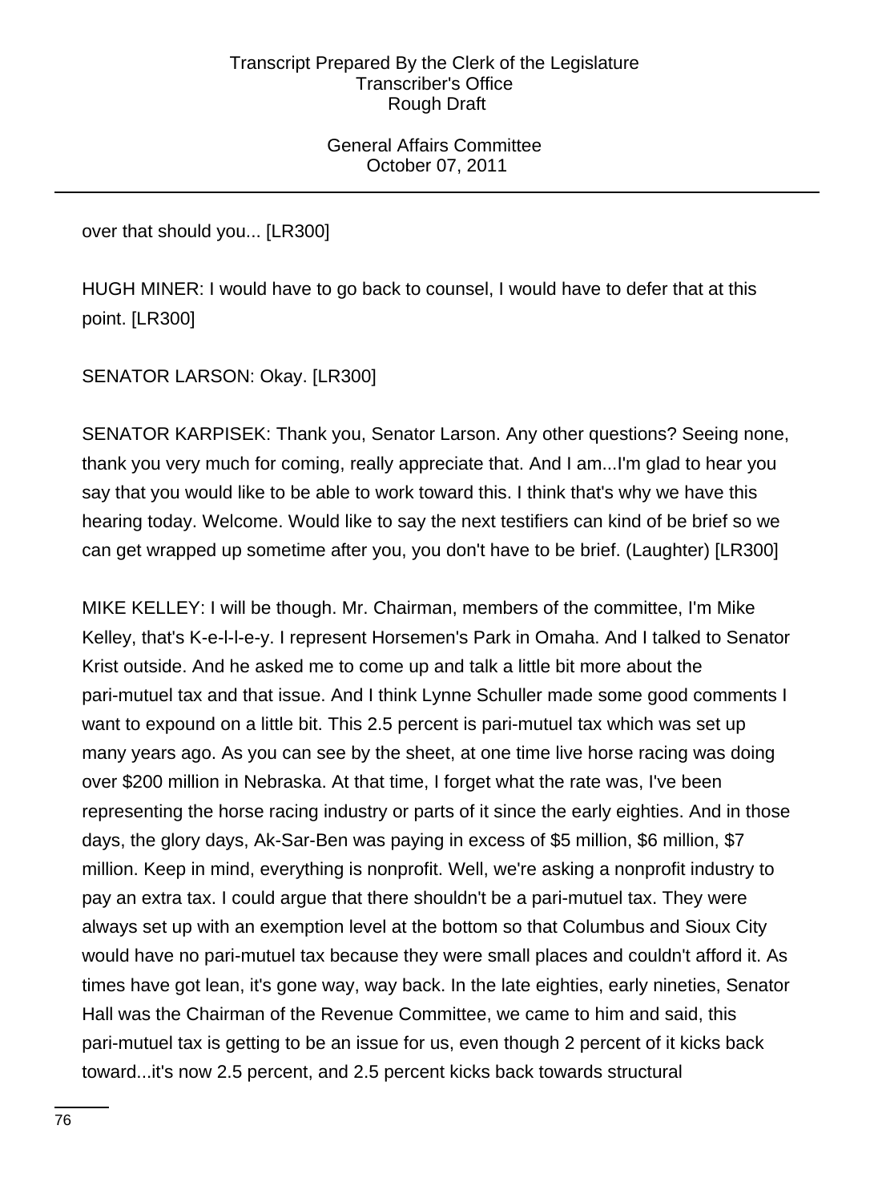over that should you... [LR300]

HUGH MINER: I would have to go back to counsel, I would have to defer that at this point. [LR300]

SENATOR LARSON: Okay. [LR300]

SENATOR KARPISEK: Thank you, Senator Larson. Any other questions? Seeing none, thank you very much for coming, really appreciate that. And I am...I'm glad to hear you say that you would like to be able to work toward this. I think that's why we have this hearing today. Welcome. Would like to say the next testifiers can kind of be brief so we can get wrapped up sometime after you, you don't have to be brief. (Laughter) [LR300]

MIKE KELLEY: I will be though. Mr. Chairman, members of the committee, I'm Mike Kelley, that's K-e-l-l-e-y. I represent Horsemen's Park in Omaha. And I talked to Senator Krist outside. And he asked me to come up and talk a little bit more about the pari-mutuel tax and that issue. And I think Lynne Schuller made some good comments I want to expound on a little bit. This 2.5 percent is pari-mutuel tax which was set up many years ago. As you can see by the sheet, at one time live horse racing was doing over $200 million in Nebraska. At that time, I forget what the rate was, I've been representing the horse racing industry or parts of it since the early eighties. And in those days, the glory days, Ak-Sar-Ben was paying in excess of $5 million, $6 million, $7 million. Keep in mind, everything is nonprofit. Well, we're asking a nonprofit industry to pay an extra tax. I could argue that there shouldn't be a pari-mutuel tax. They were always set up with an exemption level at the bottom so that Columbus and Sioux City would have no pari-mutuel tax because they were small places and couldn't afford it. As times have got lean, it's gone way, way back. In the late eighties, early nineties, Senator Hall was the Chairman of the Revenue Committee, we came to him and said, this pari-mutuel tax is getting to be an issue for us, even though 2 percent of it kicks back toward...it's now 2.5 percent, and 2.5 percent kicks back towards structural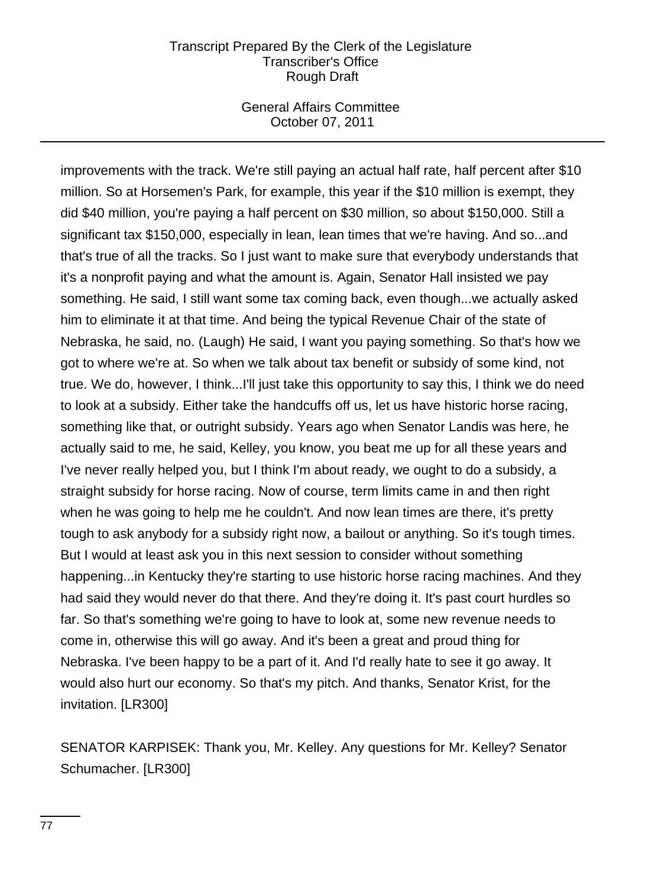improvements with the track. We're still paying an actual half rate, half percent after $10 million. So at Horsemen's Park, for example, this year if the $10 million is exempt, they did $40 million, you're paying a half percent on $30 million, so about $150,000. Still a significant tax $150,000, especially in lean, lean times that we're having. And so...and that's true of all the tracks. So I just want to make sure that everybody understands that it's a nonprofit paying and what the amount is. Again, Senator Hall insisted we pay something. He said, I still want some tax coming back, even though...we actually asked him to eliminate it at that time. And being the typical Revenue Chair of the state of Nebraska, he said, no. (Laugh) He said, I want you paying something. So that's how we got to where we're at. So when we talk about tax benefit or subsidy of some kind, not true. We do, however, I think...I'll just take this opportunity to say this, I think we do need to look at a subsidy. Either take the handcuffs off us, let us have historic horse racing, something like that, or outright subsidy. Years ago when Senator Landis was here, he actually said to me, he said, Kelley, you know, you beat me up for all these years and I've never really helped you, but I think I'm about ready, we ought to do a subsidy, a straight subsidy for horse racing. Now of course, term limits came in and then right when he was going to help me he couldn't. And now lean times are there, it's pretty tough to ask anybody for a subsidy right now, a bailout or anything. So it's tough times. But I would at least ask you in this next session to consider without something happening...in Kentucky they're starting to use historic horse racing machines. And they had said they would never do that there. And they're doing it. It's past court hurdles so far. So that's something we're going to have to look at, some new revenue needs to come in, otherwise this will go away. And it's been a great and proud thing for Nebraska. I've been happy to be a part of it. And I'd really hate to see it go away. It would also hurt our economy. So that's my pitch. And thanks, Senator Krist, for the invitation. [LR300]

SENATOR KARPISEK: Thank you, Mr. Kelley. Any questions for Mr. Kelley? Senator Schumacher. [LR300]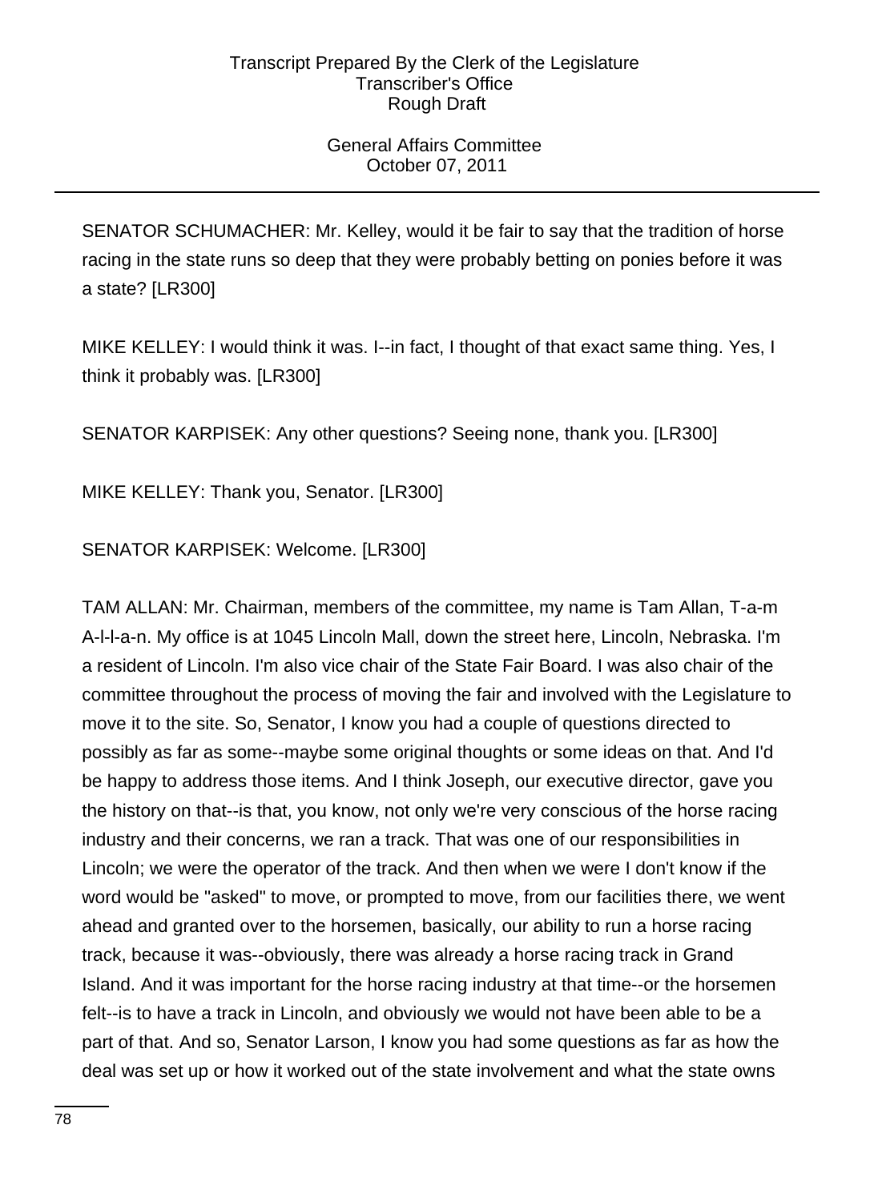SENATOR SCHUMACHER: Mr. Kelley, would it be fair to say that the tradition of horse racing in the state runs so deep that they were probably betting on ponies before it was a state? [LR300]

MIKE KELLEY: I would think it was. I--in fact, I thought of that exact same thing. Yes, I think it probably was. [LR300]

SENATOR KARPISEK: Any other questions? Seeing none, thank you. [LR300]

MIKE KELLEY: Thank you, Senator. [LR300]

SENATOR KARPISEK: Welcome. [LR300]

TAM ALLAN: Mr. Chairman, members of the committee, my name is Tam Allan, T-a-m A-l-l-a-n. My office is at 1045 Lincoln Mall, down the street here, Lincoln, Nebraska. I'm a resident of Lincoln. I'm also vice chair of the State Fair Board. I was also chair of the committee throughout the process of moving the fair and involved with the Legislature to move it to the site. So, Senator, I know you had a couple of questions directed to possibly as far as some--maybe some original thoughts or some ideas on that. And I'd be happy to address those items. And I think Joseph, our executive director, gave you the history on that--is that, you know, not only we're very conscious of the horse racing industry and their concerns, we ran a track. That was one of our responsibilities in Lincoln; we were the operator of the track. And then when we were I don't know if the word would be "asked" to move, or prompted to move, from our facilities there, we went ahead and granted over to the horsemen, basically, our ability to run a horse racing track, because it was--obviously, there was already a horse racing track in Grand Island. And it was important for the horse racing industry at that time--or the horsemen felt--is to have a track in Lincoln, and obviously we would not have been able to be a part of that. And so, Senator Larson, I know you had some questions as far as how the deal was set up or how it worked out of the state involvement and what the state owns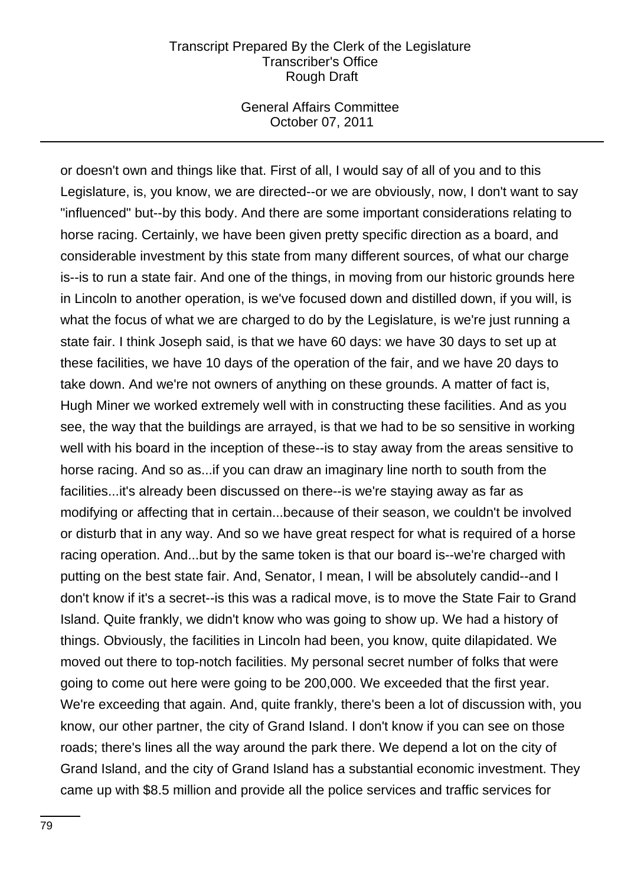or doesn't own and things like that. First of all, I would say of all of you and to this Legislature, is, you know, we are directed--or we are obviously, now, I don't want to say "influenced" but--by this body. And there are some important considerations relating to horse racing. Certainly, we have been given pretty specific direction as a board, and considerable investment by this state from many different sources, of what our charge is--is to run a state fair. And one of the things, in moving from our historic grounds here in Lincoln to another operation, is we've focused down and distilled down, if you will, is what the focus of what we are charged to do by the Legislature, is we're just running a state fair. I think Joseph said, is that we have 60 days: we have 30 days to set up at these facilities, we have 10 days of the operation of the fair, and we have 20 days to take down. And we're not owners of anything on these grounds. A matter of fact is, Hugh Miner we worked extremely well with in constructing these facilities. And as you see, the way that the buildings are arrayed, is that we had to be so sensitive in working well with his board in the inception of these--is to stay away from the areas sensitive to horse racing. And so as...if you can draw an imaginary line north to south from the facilities...it's already been discussed on there--is we're staying away as far as modifying or affecting that in certain...because of their season, we couldn't be involved or disturb that in any way. And so we have great respect for what is required of a horse racing operation. And...but by the same token is that our board is--we're charged with putting on the best state fair. And, Senator, I mean, I will be absolutely candid--and I don't know if it's a secret--is this was a radical move, is to move the State Fair to Grand Island. Quite frankly, we didn't know who was going to show up. We had a history of things. Obviously, the facilities in Lincoln had been, you know, quite dilapidated. We moved out there to top-notch facilities. My personal secret number of folks that were going to come out here were going to be 200,000. We exceeded that the first year. We're exceeding that again. And, quite frankly, there's been a lot of discussion with, you know, our other partner, the city of Grand Island. I don't know if you can see on those roads; there's lines all the way around the park there. We depend a lot on the city of Grand Island, and the city of Grand Island has a substantial economic investment. They came up with $8.5 million and provide all the police services and traffic services for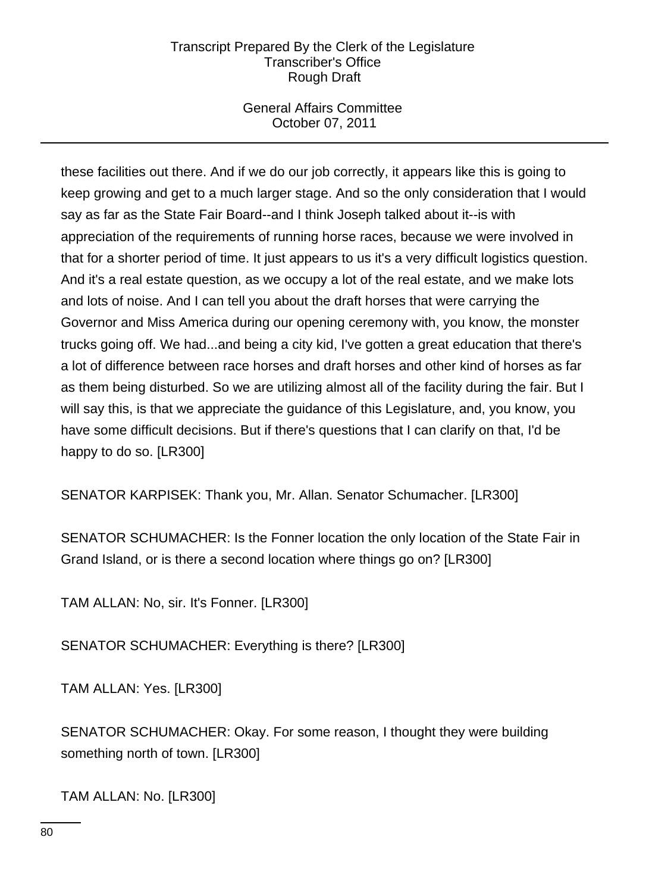these facilities out there. And if we do our job correctly, it appears like this is going to keep growing and get to a much larger stage. And so the only consideration that I would say as far as the State Fair Board--and I think Joseph talked about it--is with appreciation of the requirements of running horse races, because we were involved in that for a shorter period of time. It just appears to us it's a very difficult logistics question. And it's a real estate question, as we occupy a lot of the real estate, and we make lots and lots of noise. And I can tell you about the draft horses that were carrying the Governor and Miss America during our opening ceremony with, you know, the monster trucks going off. We had...and being a city kid, I've gotten a great education that there's a lot of difference between race horses and draft horses and other kind of horses as far as them being disturbed. So we are utilizing almost all of the facility during the fair. But I will say this, is that we appreciate the guidance of this Legislature, and, you know, you have some difficult decisions. But if there's questions that I can clarify on that, I'd be happy to do so. [LR300]

SENATOR KARPISEK: Thank you, Mr. Allan. Senator Schumacher. [LR300]

SENATOR SCHUMACHER: Is the Fonner location the only location of the State Fair in Grand Island, or is there a second location where things go on? [LR300]

TAM ALLAN: No, sir. It's Fonner. [LR300]

SENATOR SCHUMACHER: Everything is there? [LR300]

TAM ALLAN: Yes. [LR300]

SENATOR SCHUMACHER: Okay. For some reason, I thought they were building something north of town. [LR300]

TAM ALLAN: No. [LR300]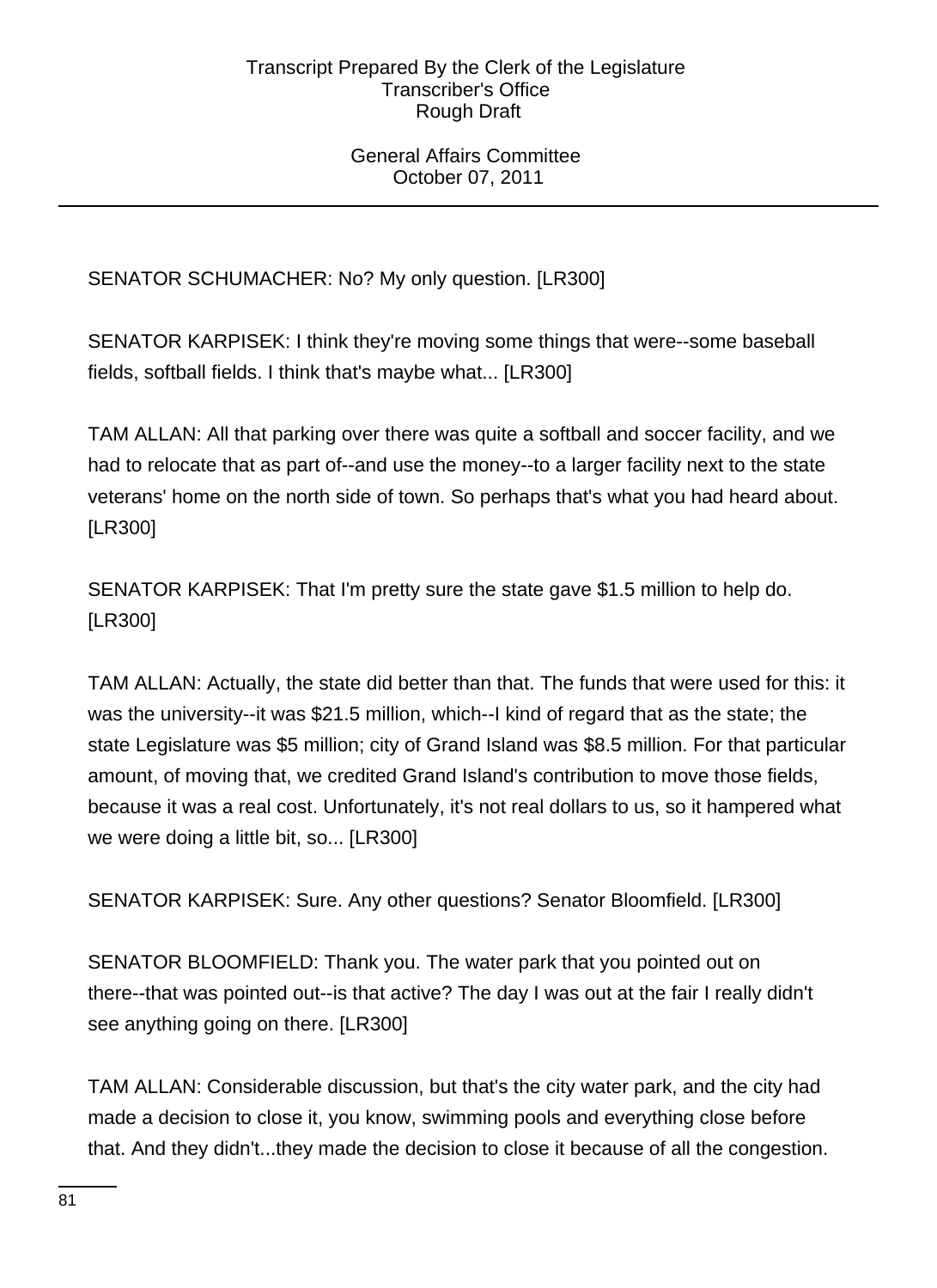SENATOR SCHUMACHER: No? My only question. [LR300]

SENATOR KARPISEK: I think they're moving some things that were--some baseball fields, softball fields. I think that's maybe what... [LR300]

TAM ALLAN: All that parking over there was quite a softball and soccer facility, and we had to relocate that as part of--and use the money--to a larger facility next to the state veterans' home on the north side of town. So perhaps that's what you had heard about. [LR300]

SENATOR KARPISEK: That I'm pretty sure the state gave $1.5 million to help do. [LR300]

TAM ALLAN: Actually, the state did better than that. The funds that were used for this: it was the university--it was $21.5 million, which--I kind of regard that as the state; the state Legislature was $5 million; city of Grand Island was $8.5 million. For that particular amount, of moving that, we credited Grand Island's contribution to move those fields, because it was a real cost. Unfortunately, it's not real dollars to us, so it hampered what we were doing a little bit, so... [LR300]

SENATOR KARPISEK: Sure. Any other questions? Senator Bloomfield. [LR300]

SENATOR BLOOMFIELD: Thank you. The water park that you pointed out on there--that was pointed out--is that active? The day I was out at the fair I really didn't see anything going on there. [LR300]

TAM ALLAN: Considerable discussion, but that's the city water park, and the city had made a decision to close it, you know, swimming pools and everything close before that. And they didn't...they made the decision to close it because of all the congestion.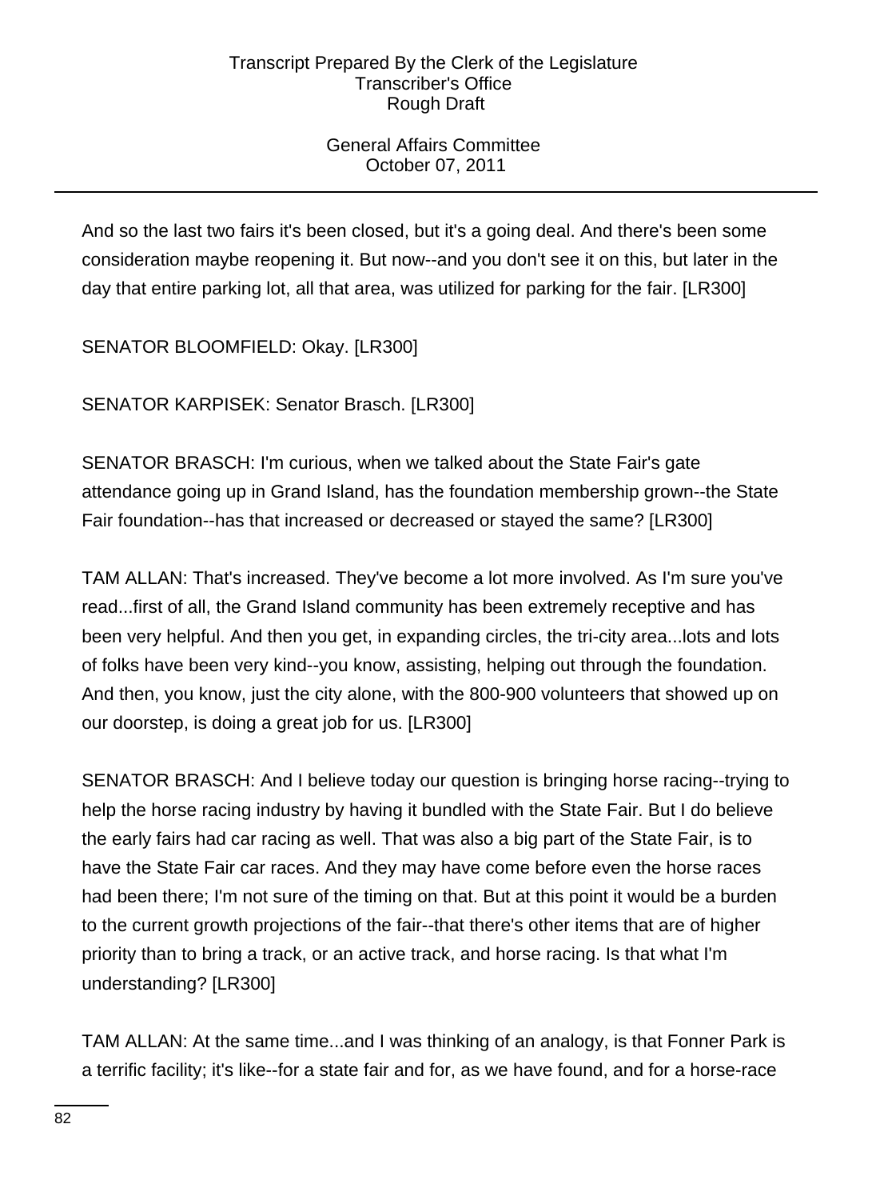And so the last two fairs it's been closed, but it's a going deal. And there's been some consideration maybe reopening it. But now--and you don't see it on this, but later in the day that entire parking lot, all that area, was utilized for parking for the fair. [LR300]

SENATOR BLOOMFIELD: Okay. [LR300]

SENATOR KARPISEK: Senator Brasch. [LR300]

SENATOR BRASCH: I'm curious, when we talked about the State Fair's gate attendance going up in Grand Island, has the foundation membership grown--the State Fair foundation--has that increased or decreased or stayed the same? [LR300]

TAM ALLAN: That's increased. They've become a lot more involved. As I'm sure you've read...first of all, the Grand Island community has been extremely receptive and has been very helpful. And then you get, in expanding circles, the tri-city area...lots and lots of folks have been very kind--you know, assisting, helping out through the foundation. And then, you know, just the city alone, with the 800-900 volunteers that showed up on our doorstep, is doing a great job for us. [LR300]

SENATOR BRASCH: And I believe today our question is bringing horse racing--trying to help the horse racing industry by having it bundled with the State Fair. But I do believe the early fairs had car racing as well. That was also a big part of the State Fair, is to have the State Fair car races. And they may have come before even the horse races had been there; I'm not sure of the timing on that. But at this point it would be a burden to the current growth projections of the fair--that there's other items that are of higher priority than to bring a track, or an active track, and horse racing. Is that what I'm understanding? [LR300]

TAM ALLAN: At the same time...and I was thinking of an analogy, is that Fonner Park is a terrific facility; it's like--for a state fair and for, as we have found, and for a horse-race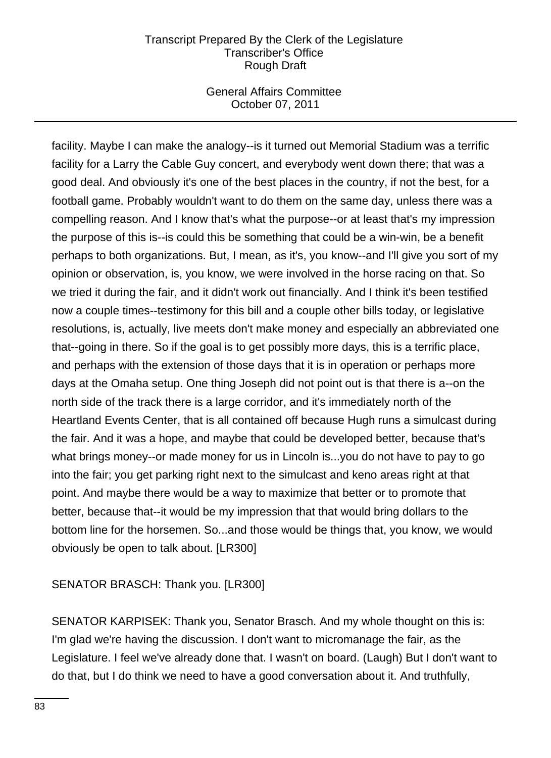facility. Maybe I can make the analogy--is it turned out Memorial Stadium was a terrific facility for a Larry the Cable Guy concert, and everybody went down there; that was a good deal. And obviously it's one of the best places in the country, if not the best, for a football game. Probably wouldn't want to do them on the same day, unless there was a compelling reason. And I know that's what the purpose--or at least that's my impression the purpose of this is--is could this be something that could be a win-win, be a benefit perhaps to both organizations. But, I mean, as it's, you know--and I'll give you sort of my opinion or observation, is, you know, we were involved in the horse racing on that. So we tried it during the fair, and it didn't work out financially. And I think it's been testified now a couple times--testimony for this bill and a couple other bills today, or legislative resolutions, is, actually, live meets don't make money and especially an abbreviated one that--going in there. So if the goal is to get possibly more days, this is a terrific place, and perhaps with the extension of those days that it is in operation or perhaps more days at the Omaha setup. One thing Joseph did not point out is that there is a--on the north side of the track there is a large corridor, and it's immediately north of the Heartland Events Center, that is all contained off because Hugh runs a simulcast during the fair. And it was a hope, and maybe that could be developed better, because that's what brings money--or made money for us in Lincoln is...you do not have to pay to go into the fair; you get parking right next to the simulcast and keno areas right at that point. And maybe there would be a way to maximize that better or to promote that better, because that--it would be my impression that that would bring dollars to the bottom line for the horsemen. So...and those would be things that, you know, we would obviously be open to talk about. [LR300]

SENATOR BRASCH: Thank you. [LR300]

SENATOR KARPISEK: Thank you, Senator Brasch. And my whole thought on this is: I'm glad we're having the discussion. I don't want to micromanage the fair, as the Legislature. I feel we've already done that. I wasn't on board. (Laugh) But I don't want to do that, but I do think we need to have a good conversation about it. And truthfully,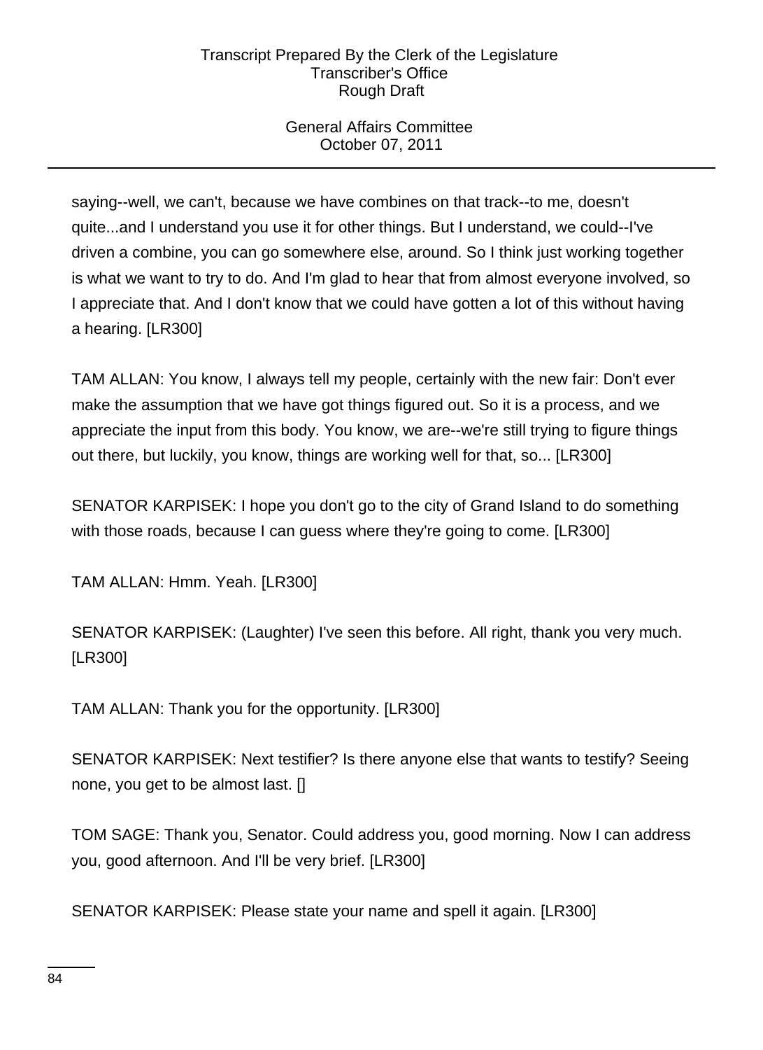saying--well, we can't, because we have combines on that track--to me, doesn't quite...and I understand you use it for other things. But I understand, we could--I've driven a combine, you can go somewhere else, around. So I think just working together is what we want to try to do. And I'm glad to hear that from almost everyone involved, so I appreciate that. And I don't know that we could have gotten a lot of this without having a hearing. [LR300]

TAM ALLAN: You know, I always tell my people, certainly with the new fair: Don't ever make the assumption that we have got things figured out. So it is a process, and we appreciate the input from this body. You know, we are--we're still trying to figure things out there, but luckily, you know, things are working well for that, so... [LR300]

SENATOR KARPISEK: I hope you don't go to the city of Grand Island to do something with those roads, because I can guess where they're going to come. [LR300]

TAM ALLAN: Hmm. Yeah. [LR300]

SENATOR KARPISEK: (Laughter) I've seen this before. All right, thank you very much. [LR300]

TAM ALLAN: Thank you for the opportunity. [LR300]

SENATOR KARPISEK: Next testifier? Is there anyone else that wants to testify? Seeing none, you get to be almost last. []

TOM SAGE: Thank you, Senator. Could address you, good morning. Now I can address you, good afternoon. And I'll be very brief. [LR300]

SENATOR KARPISEK: Please state your name and spell it again. [LR300]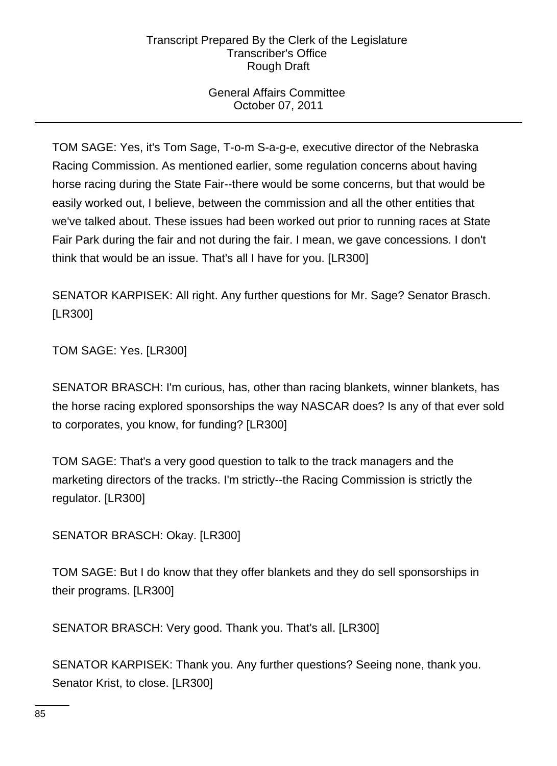TOM SAGE: Yes, it's Tom Sage, T-o-m S-a-g-e, executive director of the Nebraska Racing Commission. As mentioned earlier, some regulation concerns about having horse racing during the State Fair--there would be some concerns, but that would be easily worked out, I believe, between the commission and all the other entities that we've talked about. These issues had been worked out prior to running races at State Fair Park during the fair and not during the fair. I mean, we gave concessions. I don't think that would be an issue. That's all I have for you. [LR300]

SENATOR KARPISEK: All right. Any further questions for Mr. Sage? Senator Brasch. [LR300]

TOM SAGE: Yes. [LR300]

SENATOR BRASCH: I'm curious, has, other than racing blankets, winner blankets, has the horse racing explored sponsorships the way NASCAR does? Is any of that ever sold to corporates, you know, for funding? [LR300]

TOM SAGE: That's a very good question to talk to the track managers and the marketing directors of the tracks. I'm strictly--the Racing Commission is strictly the regulator. [LR300]

SENATOR BRASCH: Okay. [LR300]

TOM SAGE: But I do know that they offer blankets and they do sell sponsorships in their programs. [LR300]

SENATOR BRASCH: Very good. Thank you. That's all. [LR300]

SENATOR KARPISEK: Thank you. Any further questions? Seeing none, thank you. Senator Krist, to close. [LR300]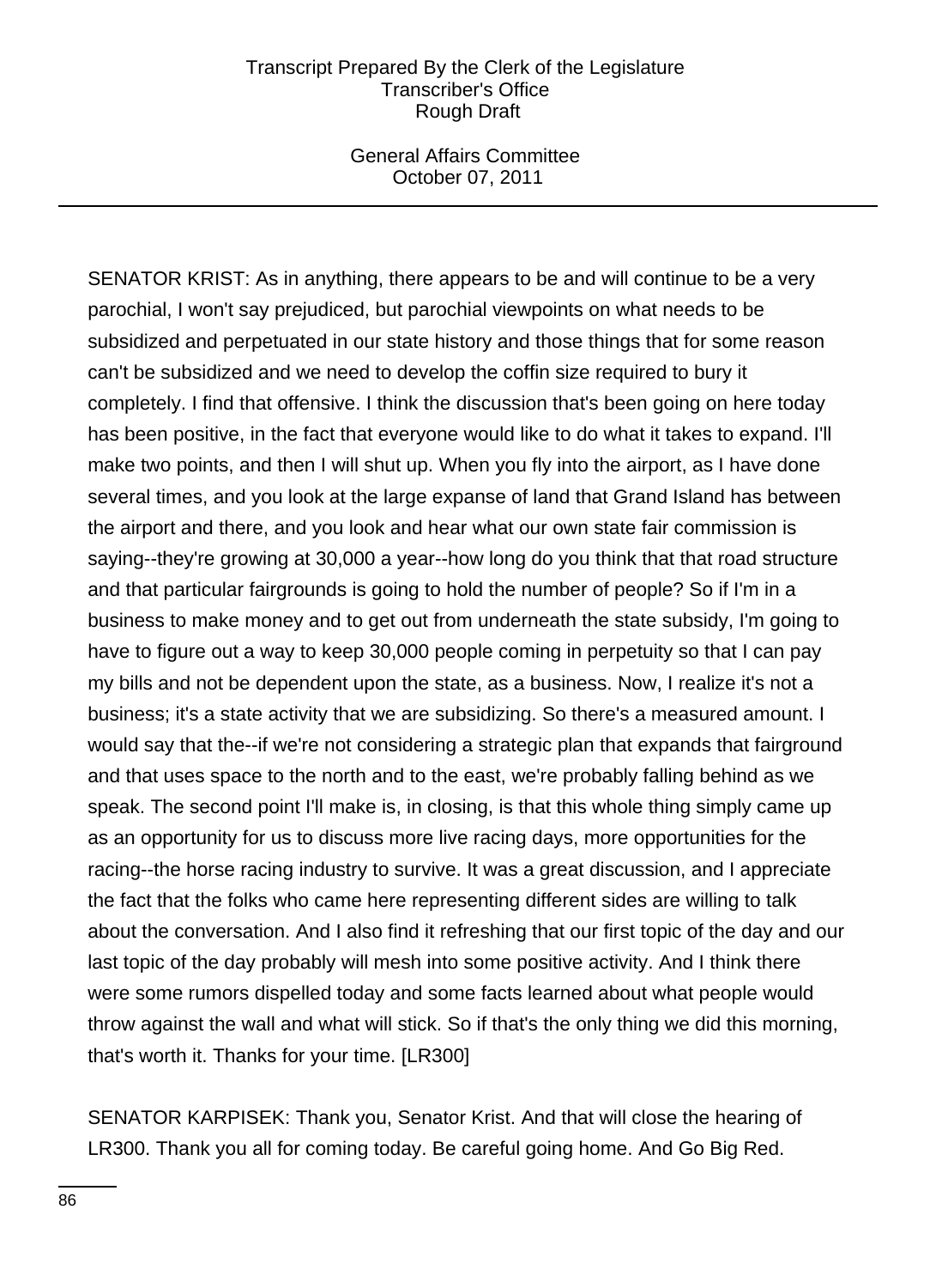SENATOR KRIST: As in anything, there appears to be and will continue to be a very parochial, I won't say prejudiced, but parochial viewpoints on what needs to be subsidized and perpetuated in our state history and those things that for some reason can't be subsidized and we need to develop the coffin size required to bury it completely. I find that offensive. I think the discussion that's been going on here today has been positive, in the fact that everyone would like to do what it takes to expand. I'll make two points, and then I will shut up. When you fly into the airport, as I have done several times, and you look at the large expanse of land that Grand Island has between the airport and there, and you look and hear what our own state fair commission is saying--they're growing at 30,000 a year--how long do you think that that road structure and that particular fairgrounds is going to hold the number of people? So if I'm in a business to make money and to get out from underneath the state subsidy, I'm going to have to figure out a way to keep 30,000 people coming in perpetuity so that I can pay my bills and not be dependent upon the state, as a business. Now, I realize it's not a business; it's a state activity that we are subsidizing. So there's a measured amount. I would say that the--if we're not considering a strategic plan that expands that fairground and that uses space to the north and to the east, we're probably falling behind as we speak. The second point I'll make is, in closing, is that this whole thing simply came up as an opportunity for us to discuss more live racing days, more opportunities for the racing--the horse racing industry to survive. It was a great discussion, and I appreciate the fact that the folks who came here representing different sides are willing to talk about the conversation. And I also find it refreshing that our first topic of the day and our last topic of the day probably will mesh into some positive activity. And I think there were some rumors dispelled today and some facts learned about what people would throw against the wall and what will stick. So if that's the only thing we did this morning, that's worth it. Thanks for your time. [LR300]

SENATOR KARPISEK: Thank you, Senator Krist. And that will close the hearing of LR300. Thank you all for coming today. Be careful going home. And Go Big Red.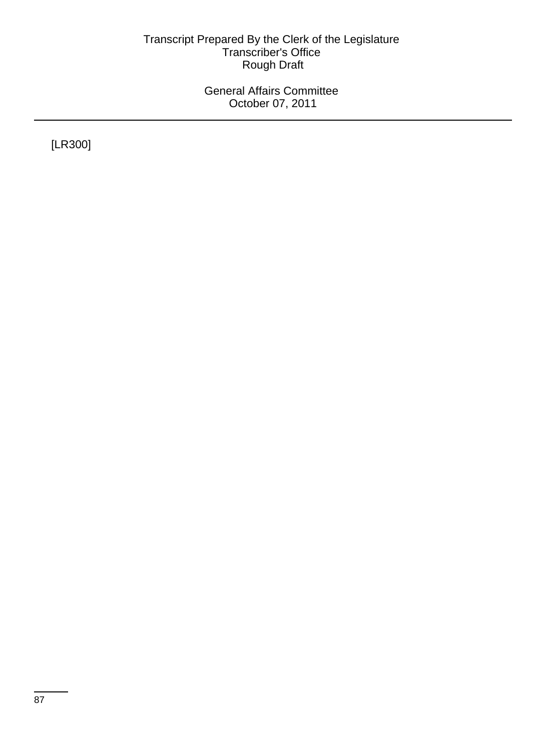[LR300]